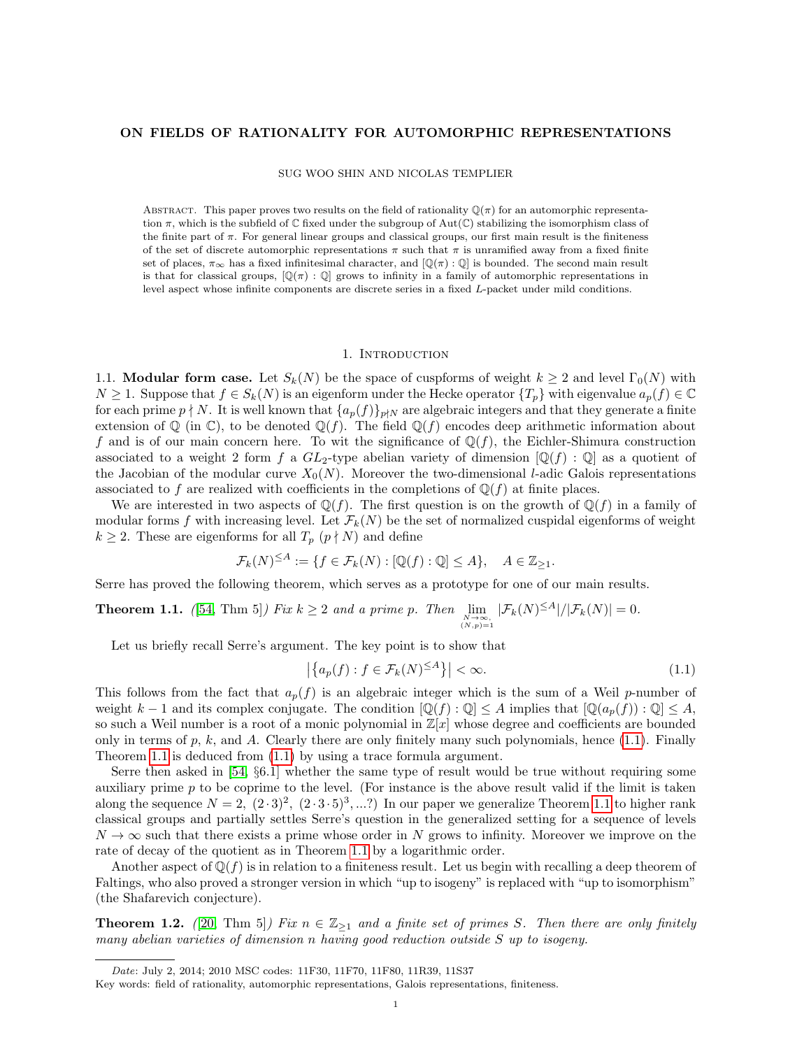# ON FIELDS OF RATIONALITY FOR AUTOMORPHIC REPRESENTATIONS

SUG WOO SHIN AND NICOLAS TEMPLIER

Abstract. This paper proves two results on the field of rationality $\mathbb{Q}(\pi)$ for an automorphic representation $\pi$, which is the subfield of $\mathbb{C}$ fixed under the subgroup of $\mathrm{Aut}(\mathbb{C})$ stabilizing the isomorphism class of the finite part of $\pi$. For general linear groups and classical groups, our first main result is the finiteness of the set of discrete automorphic representations $\pi$ such that $\pi$ is unramified away from a fixed finite set of places, $\pi_\infty$ has a fixed infinitesimal character, and $[\mathbb{Q}(\pi):\mathbb{Q}]$ is bounded. The second main result is that for classical groups, $[\mathbb{Q}(\pi):\mathbb{Q}]$ grows to infinity in a family of automorphic representations in level aspect whose infinite components are discrete series in a fixed $L$-packet under mild conditions.

## 1. Introduction

**1.1. Modular form case.** Let $S_k(N)$ be the space of cuspforms of weight $k \geq 2$ and level $\Gamma_0(N)$ with $N \geq 1$. Suppose that $f \in S_k(N)$ is an eigenform under the Hecke operator $\{T_p\}$ with eigenvalue $a_p(f) \in \mathbb{C}$ for each prime $p \nmid N$. It is well known that $\{a_p(f)\}_{p \nmid N}$ are algebraic integers and that they generate a finite extension of $\mathbb{Q}$ (in $\mathbb{C}$), to be denoted $\mathbb{Q}(f)$. The field $\mathbb{Q}(f)$ encodes deep arithmetic information about $f$ and is of our main concern here. To wit the significance of $\mathbb{Q}(f)$, the Eichler-Shimura construction associated to a weight 2 form $f$ a $GL_2$-type abelian variety of dimension $[\mathbb{Q}(f):\mathbb{Q}]$ as a quotient of the Jacobian of the modular curve $X_0(N)$. Moreover the two-dimensional $l$-adic Galois representations associated to $f$ are realized with coefficients in the completions of $\mathbb{Q}(f)$ at finite places.

We are interested in two aspects of $\mathbb{Q}(f)$. The first question is on the growth of $\mathbb{Q}(f)$ in a family of modular forms $f$ with increasing level. Let $\mathcal{F}_k(N)$ be the set of normalized cuspidal eigenforms of weight $k \geq 2$. These are eigenforms for all $T_p$ $(p \nmid N)$ and define

$$\mathcal{F}_k(N)^{\leq A} := \{f \in \mathcal{F}_k(N) : [\mathbb{Q}(f):\mathbb{Q}] \leq A\}, \quad A \in \mathbb{Z}_{\geq 1}.$$

Serre has proved the following theorem, which serves as a prototype for one of our main results.

**Theorem 1.1.** *([54, Thm 5]) Fix $k \geq 2$ and a prime $p$. Then* $\lim\limits_{\substack{N\to\infty,\\ (N,p)=1}} |\mathcal{F}_k(N)^{\leq A}|/|\mathcal{F}_k(N)| = 0.$

Let us briefly recall Serre's argument. The key point is to show that

$$\left|\left\{a_p(f) : f \in \mathcal{F}_k(N)^{\leq A}\right\}\right| < \infty. \tag{1.1}$$

This follows from the fact that $a_p(f)$ is an algebraic integer which is the sum of a Weil $p$-number of weight $k-1$ and its complex conjugate. The condition $[\mathbb{Q}(f):\mathbb{Q}] \leq A$ implies that $[\mathbb{Q}(a_p(f)):\mathbb{Q}] \leq A$, so such a Weil number is a root of a monic polynomial in $\mathbb{Z}[x]$ whose degree and coefficients are bounded only in terms of $p$, $k$, and $A$. Clearly there are only finitely many such polynomials, hence (1.1). Finally Theorem 1.1 is deduced from (1.1) by using a trace formula argument.

Serre then asked in [54, §6.1] whether the same type of result would be true without requiring some auxiliary prime $p$ to be coprime to the level. (For instance is the above result valid if the limit is taken along the sequence $N = 2,\ (2\cdot 3)^2,\ (2\cdot 3\cdot 5)^3, \ldots$?) In our paper we generalize Theorem 1.1 to higher rank classical groups and partially settles Serre's question in the generalized setting for a sequence of levels $N \to \infty$ such that there exists a prime whose order in $N$ grows to infinity. Moreover we improve on the rate of decay of the quotient as in Theorem 1.1 by a logarithmic order.

Another aspect of $\mathbb{Q}(f)$ is in relation to a finiteness result. Let us begin with recalling a deep theorem of Faltings, who also proved a stronger version in which "up to isogeny" is replaced with "up to isomorphism" (the Shafarevich conjecture).

**Theorem 1.2.** *([20, Thm 5]) Fix $n \in \mathbb{Z}_{\geq 1}$ and a finite set of primes $S$. Then there are only finitely many abelian varieties of dimension $n$ having good reduction outside $S$ up to isogeny.*

---

*Date*: July 2, 2014; 2010 MSC codes: 11F30, 11F70, 11F80, 11R39, 11S37

Key words: field of rationality, automorphic representations, Galois representations, finiteness.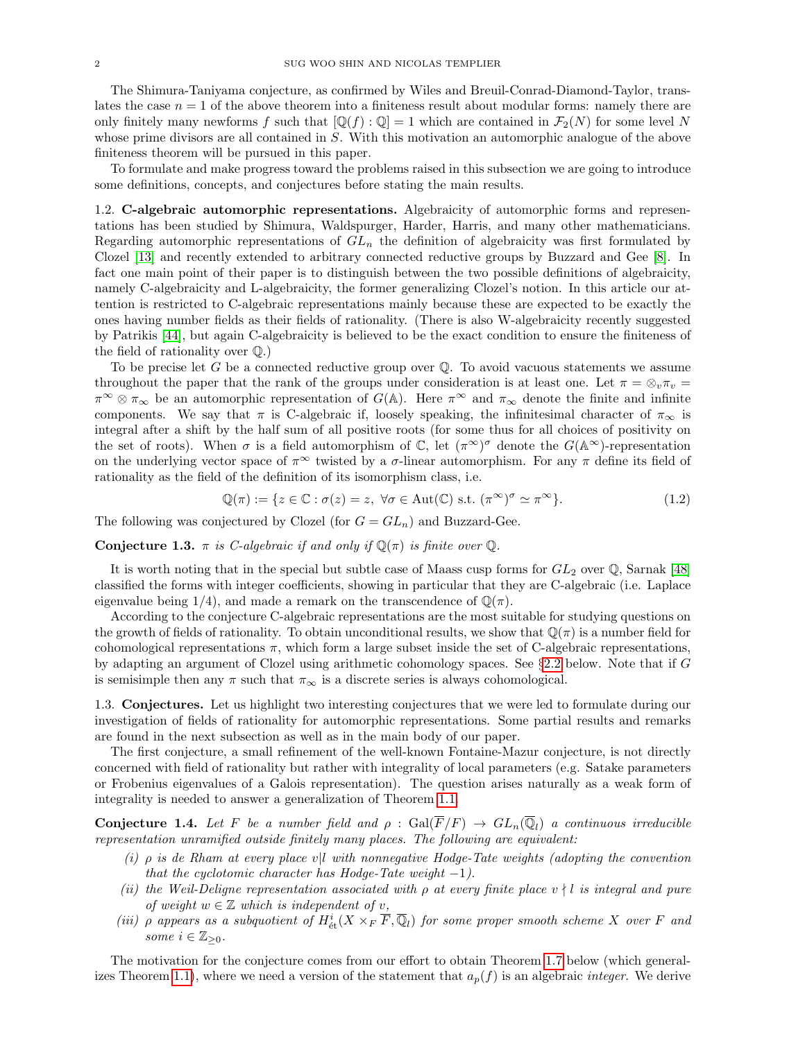The Shimura-Taniyama conjecture, as confirmed by Wiles and Breuil-Conrad-Diamond-Taylor, translates the case $n = 1$ of the above theorem into a finiteness result about modular forms: namely there are only finitely many newforms $f$ such that $[\mathbb{Q}(f) : \mathbb{Q}] = 1$ which are contained in $\mathcal{F}_2(N)$ for some level $N$ whose prime divisors are all contained in $S$. With this motivation an automorphic analogue of the above finiteness theorem will be pursued in this paper.

To formulate and make progress toward the problems raised in this subsection we are going to introduce some definitions, concepts, and conjectures before stating the main results.

## 1.2. C-algebraic automorphic representations.

Algebraicity of automorphic forms and representations has been studied by Shimura, Waldspurger, Harder, Harris, and many other mathematicians. Regarding automorphic representations of $GL_n$ the definition of algebraicity was first formulated by Clozel [13] and recently extended to arbitrary connected reductive groups by Buzzard and Gee [8]. In fact one main point of their paper is to distinguish between the two possible definitions of algebraicity, namely C-algebraicity and L-algebraicity, the former generalizing Clozel's notion. In this article our attention is restricted to C-algebraic representations mainly because these are expected to be exactly the ones having number fields as their fields of rationality. (There is also W-algebraicity recently suggested by Patrikis [44], but again C-algebraicity is believed to be the exact condition to ensure the finiteness of the field of rationality over $\mathbb{Q}$.)

To be precise let $G$ be a connected reductive group over $\mathbb{Q}$. To avoid vacuous statements we assume throughout the paper that the rank of the groups under consideration is at least one. Let $\pi = \otimes_v \pi_v = \pi^\infty \otimes \pi_\infty$ be an automorphic representation of $G(\mathbb{A})$. Here $\pi^\infty$ and $\pi_\infty$ denote the finite and infinite components. We say that $\pi$ is C-algebraic if, loosely speaking, the infinitesimal character of $\pi_\infty$ is integral after a shift by the half sum of all positive roots (for some thus for all choices of positivity on the set of roots). When $\sigma$ is a field automorphism of $\mathbb{C}$, let $(\pi^\infty)^\sigma$ denote the $G(\mathbb{A}^\infty)$-representation on the underlying vector space of $\pi^\infty$ twisted by a $\sigma$-linear automorphism. For any $\pi$ define its field of rationality as the field of the definition of its isomorphism class, i.e.

$$\mathbb{Q}(\pi) := \{z \in \mathbb{C} : \sigma(z) = z,\ \forall \sigma \in \mathrm{Aut}(\mathbb{C}) \text{ s.t. } (\pi^\infty)^\sigma \simeq \pi^\infty\}. \tag{1.2}$$

The following was conjectured by Clozel (for $G = GL_n$) and Buzzard-Gee.

**Conjecture 1.3.** *$\pi$ is C-algebraic if and only if $\mathbb{Q}(\pi)$ is finite over $\mathbb{Q}$.*

It is worth noting that in the special but subtle case of Maass cusp forms for $GL_2$ over $\mathbb{Q}$, Sarnak [48] classified the forms with integer coefficients, showing in particular that they are C-algebraic (i.e. Laplace eigenvalue being 1/4), and made a remark on the transcendence of $\mathbb{Q}(\pi)$.

According to the conjecture C-algebraic representations are the most suitable for studying questions on the growth of fields of rationality. To obtain unconditional results, we show that $\mathbb{Q}(\pi)$ is a number field for cohomological representations $\pi$, which form a large subset inside the set of C-algebraic representations, by adapting an argument of Clozel using arithmetic cohomology spaces. See §2.2 below. Note that if $G$ is semisimple then any $\pi$ such that $\pi_\infty$ is a discrete series is always cohomological.

## 1.3. Conjectures.

Let us highlight two interesting conjectures that we were led to formulate during our investigation of fields of rationality for automorphic representations. Some partial results and remarks are found in the next subsection as well as in the main body of our paper.

The first conjecture, a small refinement of the well-known Fontaine-Mazur conjecture, is not directly concerned with field of rationality but rather with integrality of local parameters (e.g. Satake parameters or Frobenius eigenvalues of a Galois representation). The question arises naturally as a weak form of integrality is needed to answer a generalization of Theorem 1.1.

**Conjecture 1.4.** *Let $F$ be a number field and $\rho : \mathrm{Gal}(\overline{F}/F) \to GL_n(\overline{\mathbb{Q}}_l)$ a continuous irreducible representation unramified outside finitely many places. The following are equivalent:*

- *(i) $\rho$ is de Rham at every place $v|l$ with nonnegative Hodge-Tate weights (adopting the convention that the cyclotomic character has Hodge-Tate weight $-1$).*
- *(ii) the Weil-Deligne representation associated with $\rho$ at every finite place $v \nmid l$ is integral and pure of weight $w \in \mathbb{Z}$ which is independent of $v$,*
- *(iii) $\rho$ appears as a subquotient of $H^i_{\text{ét}}(X \times_F \overline{F}, \overline{\mathbb{Q}}_l)$ for some proper smooth scheme $X$ over $F$ and some $i \in \mathbb{Z}_{\geq 0}$.*

The motivation for the conjecture comes from our effort to obtain Theorem 1.7 below (which generalizes Theorem 1.1), where we need a version of the statement that $a_p(f)$ is an algebraic *integer*. We derive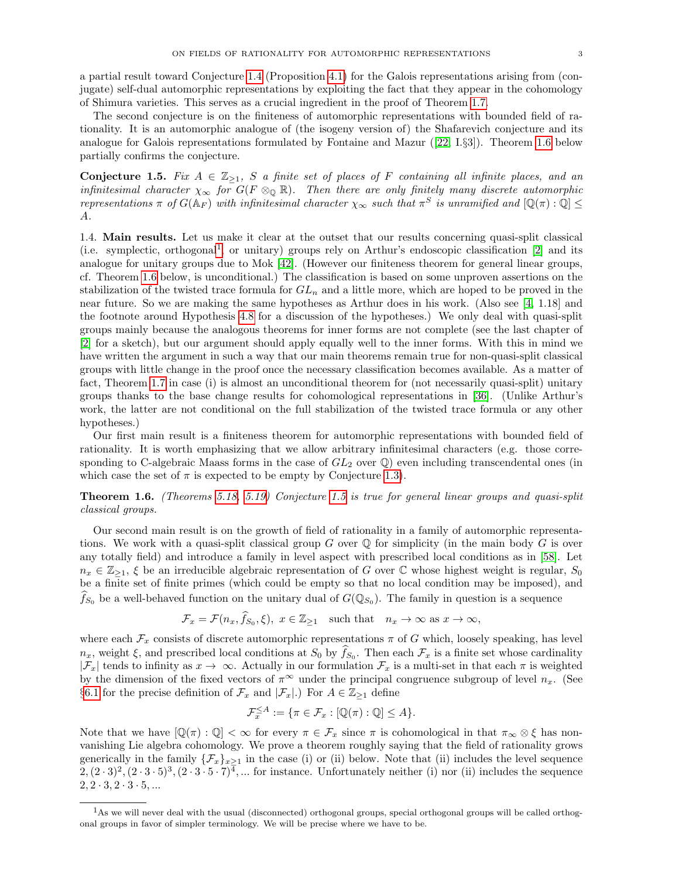a partial result toward Conjecture 1.4 (Proposition 4.1) for the Galois representations arising from (conjugate) self-dual automorphic representations by exploiting the fact that they appear in the cohomology of Shimura varieties. This serves as a crucial ingredient in the proof of Theorem 1.7.

The second conjecture is on the finiteness of automorphic representations with bounded field of rationality. It is an automorphic analogue of (the isogeny version of) the Shafarevich conjecture and its analogue for Galois representations formulated by Fontaine and Mazur ([22, I.§3]). Theorem 1.6 below partially confirms the conjecture.

**Conjecture 1.5.** *Fix $A \in \mathbb{Z}_{\geq 1}$, $S$ a finite set of places of $F$ containing all infinite places, and an infinitesimal character $\chi_\infty$ for $G(F \otimes_{\mathbb{Q}} \mathbb{R})$. Then there are only finitely many discrete automorphic representations $\pi$ of $G(\mathbb{A}_F)$ with infinitesimal character $\chi_\infty$ such that $\pi^S$ is unramified and $[\mathbb{Q}(\pi) : \mathbb{Q}] \leq A$.*

1.4. **Main results.** Let us make it clear at the outset that our results concerning quasi-split classical (i.e. symplectic, orthogonal[1], or unitary) groups rely on Arthur's endoscopic classification [2] and its analogue for unitary groups due to Mok [42]. (However our finiteness theorem for general linear groups, cf. Theorem 1.6 below, is unconditional.) The classification is based on some unproven assertions on the stabilization of the twisted trace formula for $GL_n$ and a little more, which are hoped to be proved in the near future. So we are making the same hypotheses as Arthur does in his work. (Also see [4, 1.18] and the footnote around Hypothesis 4.8 for a discussion of the hypotheses.) We only deal with quasi-split groups mainly because the analogous theorems for inner forms are not complete (see the last chapter of [2] for a sketch), but our argument should apply equally well to the inner forms. With this in mind we have written the argument in such a way that our main theorems remain true for non-quasi-split classical groups with little change in the proof once the necessary classification becomes available. As a matter of fact, Theorem 1.7 in case (i) is almost an unconditional theorem for (not necessarily quasi-split) unitary groups thanks to the base change results for cohomological representations in [36]. (Unlike Arthur's work, the latter are not conditional on the full stabilization of the twisted trace formula or any other hypotheses.)

Our first main result is a finiteness theorem for automorphic representations with bounded field of rationality. It is worth emphasizing that we allow arbitrary infinitesimal characters (e.g. those corresponding to C-algebraic Maass forms in the case of $GL_2$ over $\mathbb{Q}$) even including transcendental ones (in which case the set of $\pi$ is expected to be empty by Conjecture 1.3).

**Theorem 1.6.** *(Theorems 5.18, 5.19) Conjecture 1.5 is true for general linear groups and quasi-split classical groups.*

Our second main result is on the growth of field of rationality in a family of automorphic representations. We work with a quasi-split classical group $G$ over $\mathbb{Q}$ for simplicity (in the main body $G$ is over any totally field) and introduce a family in level aspect with prescribed local conditions as in [58]. Let $n_x \in \mathbb{Z}_{\geq 1}$, $\xi$ be an irreducible algebraic representation of $G$ over $\mathbb{C}$ whose highest weight is regular, $S_0$ be a finite set of finite primes (which could be empty so that no local condition may be imposed), and $\widehat{f}_{S_0}$ be a well-behaved function on the unitary dual of $G(\mathbb{Q}_{S_0})$. The family in question is a sequence

$$\mathcal{F}_x = \mathcal{F}(n_x, \widehat{f}_{S_0}, \xi),\ x \in \mathbb{Z}_{\geq 1} \quad \text{such that} \quad n_x \to \infty \text{ as } x \to \infty,$$

where each $\mathcal{F}_x$ consists of discrete automorphic representations $\pi$ of $G$ which, loosely speaking, has level $n_x$, weight $\xi$, and prescribed local conditions at $S_0$ by $\widehat{f}_{S_0}$. Then each $\mathcal{F}_x$ is a finite set whose cardinality $|\mathcal{F}_x|$ tends to infinity as $x \to \infty$. Actually in our formulation $\mathcal{F}_x$ is a multi-set in that each $\pi$ is weighted by the dimension of the fixed vectors of $\pi^\infty$ under the principal congruence subgroup of level $n_x$. (See §6.1 for the precise definition of $\mathcal{F}_x$ and $|\mathcal{F}_x|$.) For $A \in \mathbb{Z}_{\geq 1}$ define

$$\mathcal{F}_x^{\leq A} := \{\pi \in \mathcal{F}_x : [\mathbb{Q}(\pi) : \mathbb{Q}] \leq A\}.$$

Note that we have $[\mathbb{Q}(\pi) : \mathbb{Q}] < \infty$ for every $\pi \in \mathcal{F}_x$ since $\pi$ is cohomological in that $\pi_\infty \otimes \xi$ has non-vanishing Lie algebra cohomology. We prove a theorem roughly saying that the field of rationality grows generically in the family $\{\mathcal{F}_x\}_{x \geq 1}$ in the case (i) or (ii) below. Note that (ii) includes the level sequence $2, (2 \cdot 3)^2, (2 \cdot 3 \cdot 5)^3, (2 \cdot 3 \cdot 5 \cdot 7)^4, \ldots$ for instance. Unfortunately neither (i) nor (ii) includes the sequence $2, 2 \cdot 3, 2 \cdot 3 \cdot 5, \ldots$

[1] As we will never deal with the usual (disconnected) orthogonal groups, special orthogonal groups will be called orthogonal groups in favor of simpler terminology. We will be precise where we have to be.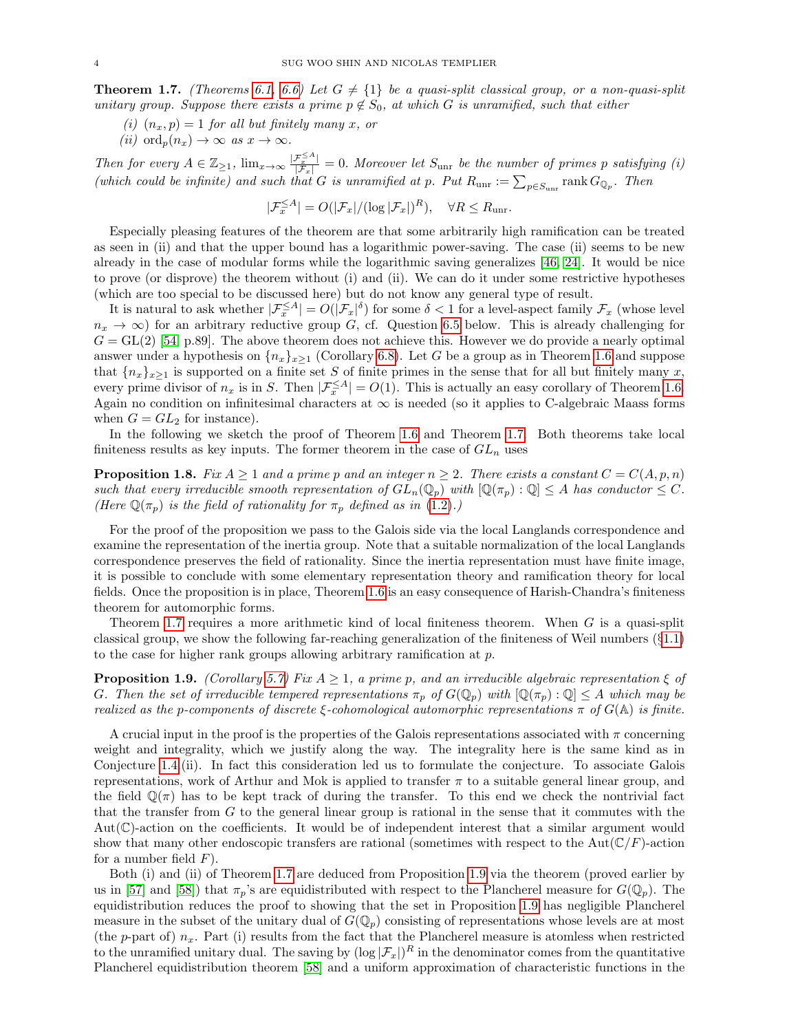**Theorem 1.7.** *(Theorems 6.1, 6.6) Let $G \neq \{1\}$ be a quasi-split classical group, or a non-quasi-split unitary group. Suppose there exists a prime $p \notin S_0$, at which $G$ is unramified, such that either*

*(i) $(n_x, p) = 1$ for all but finitely many $x$, or*

*(ii) $\mathrm{ord}_p(n_x) \to \infty$ as $x \to \infty$.*

*Then for every $A \in \mathbb{Z}_{\geq 1}$, $\lim_{x\to\infty} \frac{|\mathcal{F}_x^{\leq A}|}{|\mathcal{F}_x|} = 0$. Moreover let $S_{\mathrm{unr}}$ be the number of primes $p$ satisfying (i) (which could be infinite) and such that $G$ is unramified at $p$. Put $R_{\mathrm{unr}} := \sum_{p \in S_{\mathrm{unr}}} \mathrm{rank}\, G_{\mathbb{Q}_p}$. Then*

$$|\mathcal{F}_x^{\leq A}| = O(|\mathcal{F}_x|/(\log |\mathcal{F}_x|)^R), \quad \forall R \leq R_{\mathrm{unr}}.$$

Especially pleasing features of the theorem are that some arbitrarily high ramification can be treated as seen in (ii) and that the upper bound has a logarithmic power-saving. The case (ii) seems to be new already in the case of modular forms while the logarithmic saving generalizes [46, 24]. It would be nice to prove (or disprove) the theorem without (i) and (ii). We can do it under some restrictive hypotheses (which are too special to be discussed here) but do not know any general type of result.

It is natural to ask whether $|\mathcal{F}_x^{\leq A}| = O(|\mathcal{F}_x|^\delta)$ for some $\delta < 1$ for a level-aspect family $\mathcal{F}_x$ (whose level $n_x \to \infty$) for an arbitrary reductive group $G$, cf. Question 6.5 below. This is already challenging for $G = \mathrm{GL}(2)$ [54, p.89]. The above theorem does not achieve this. However we do provide a nearly optimal answer under a hypothesis on $\{n_x\}_{x\geq 1}$ (Corollary 6.8). Let $G$ be a group as in Theorem 1.6 and suppose that $\{n_x\}_{x\geq 1}$ is supported on a finite set $S$ of finite primes in the sense that for all but finitely many $x$, every prime divisor of $n_x$ is in $S$. Then $|\mathcal{F}_x^{\leq A}| = O(1)$. This is actually an easy corollary of Theorem 1.6. Again no condition on infinitesimal characters at $\infty$ is needed (so it applies to C-algebraic Maass forms when $G = GL_2$ for instance).

In the following we sketch the proof of Theorem 1.6 and Theorem 1.7. Both theorems take local finiteness results as key inputs. The former theorem in the case of $GL_n$ uses

**Proposition 1.8.** *Fix $A \geq 1$ and a prime $p$ and an integer $n \geq 2$. There exists a constant $C = C(A, p, n)$ such that every irreducible smooth representation of $GL_n(\mathbb{Q}_p)$ with $[\mathbb{Q}(\pi_p) : \mathbb{Q}] \leq A$ has conductor $\leq C$. (Here $\mathbb{Q}(\pi_p)$ is the field of rationality for $\pi_p$ defined as in (1.2).)*

For the proof of the proposition we pass to the Galois side via the local Langlands correspondence and examine the representation of the inertia group. Note that a suitable normalization of the local Langlands correspondence preserves the field of rationality. Since the inertia representation must have finite image, it is possible to conclude with some elementary representation theory and ramification theory for local fields. Once the proposition is in place, Theorem 1.6 is an easy consequence of Harish-Chandra's finiteness theorem for automorphic forms.

Theorem 1.7 requires a more arithmetic kind of local finiteness theorem. When $G$ is a quasi-split classical group, we show the following far-reaching generalization of the finiteness of Weil numbers (§1.1) to the case for higher rank groups allowing arbitrary ramification at $p$.

**Proposition 1.9.** *(Corollary 5.7) Fix $A \geq 1$, a prime $p$, and an irreducible algebraic representation $\xi$ of $G$. Then the set of irreducible tempered representations $\pi_p$ of $G(\mathbb{Q}_p)$ with $[\mathbb{Q}(\pi_p) : \mathbb{Q}] \leq A$ which may be realized as the $p$-components of discrete $\xi$-cohomological automorphic representations $\pi$ of $G(\mathbb{A})$ is finite.*

A crucial input in the proof is the properties of the Galois representations associated with $\pi$ concerning weight and integrality, which we justify along the way. The integrality here is the same kind as in Conjecture 1.4 (ii). In fact this consideration led us to formulate the conjecture. To associate Galois representations, work of Arthur and Mok is applied to transfer $\pi$ to a suitable general linear group, and the field $\mathbb{Q}(\pi)$ has to be kept track of during the transfer. To this end we check the nontrivial fact that the transfer from $G$ to the general linear group is rational in the sense that it commutes with the $\mathrm{Aut}(\mathbb{C})$-action on the coefficients. It would be of independent interest that a similar argument would show that many other endoscopic transfers are rational (sometimes with respect to the $\mathrm{Aut}(\mathbb{C}/F)$-action for a number field $F$).

Both (i) and (ii) of Theorem 1.7 are deduced from Proposition 1.9 via the theorem (proved earlier by us in [57] and [58]) that $\pi_p$'s are equidistributed with respect to the Plancherel measure for $G(\mathbb{Q}_p)$. The equidistribution reduces the proof to showing that the set in Proposition 1.9 has negligible Plancherel measure in the subset of the unitary dual of $G(\mathbb{Q}_p)$ consisting of representations whose levels are at most (the $p$-part of) $n_x$. Part (i) results from the fact that the Plancherel measure is atomless when restricted to the unramified unitary dual. The saving by $(\log |\mathcal{F}_x|)^R$ in the denominator comes from the quantitative Plancherel equidistribution theorem [58] and a uniform approximation of characteristic functions in the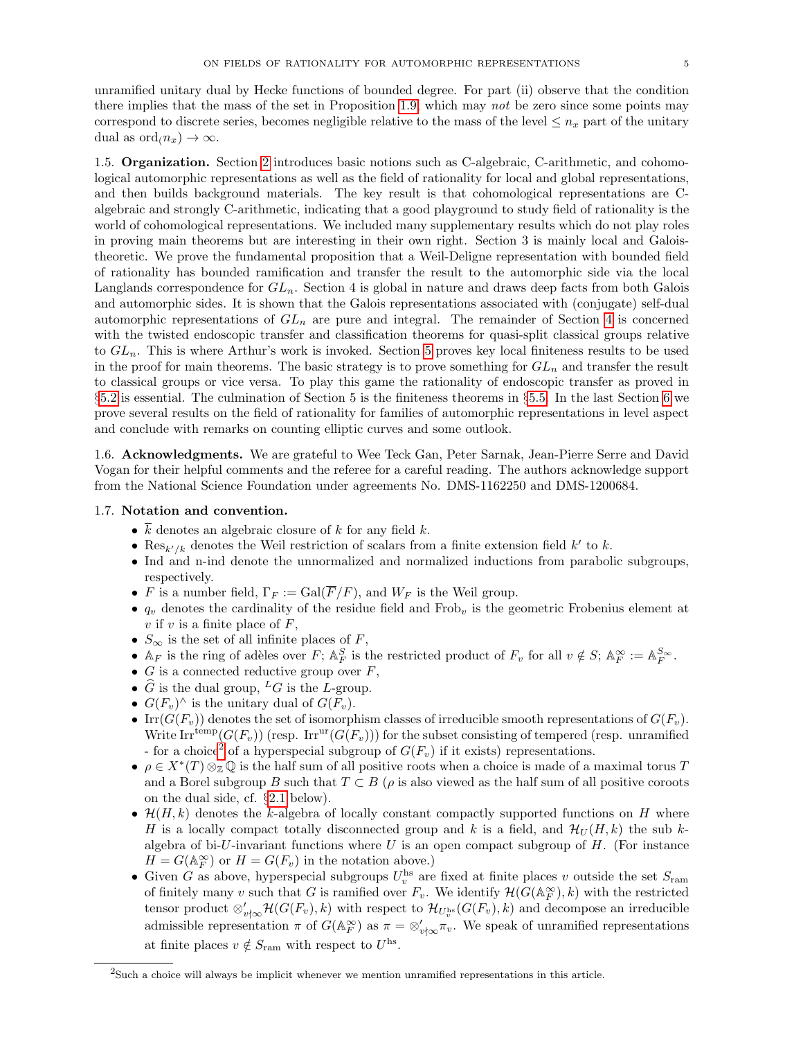unramified unitary dual by Hecke functions of bounded degree. For part (ii) observe that the condition there implies that the mass of the set in Proposition 1.9, which may *not* be zero since some points may correspond to discrete series, becomes negligible relative to the mass of the level $\le n_x$ part of the unitary dual as $\mathrm{ord}_(n_x) \to \infty$.

1.5. **Organization.** Section 2 introduces basic notions such as C-algebraic, C-arithmetic, and cohomological automorphic representations as well as the field of rationality for local and global representations, and then builds background materials. The key result is that cohomological representations are C-algebraic and strongly C-arithmetic, indicating that a good playground to study field of rationality is the world of cohomological representations. We included many supplementary results which do not play roles in proving main theorems but are interesting in their own right. Section 3 is mainly local and Galois-theoretic. We prove the fundamental proposition that a Weil-Deligne representation with bounded field of rationality has bounded ramification and transfer the result to the automorphic side via the local Langlands correspondence for $GL_n$. Section 4 is global in nature and draws deep facts from both Galois and automorphic sides. It is shown that the Galois representations associated with (conjugate) self-dual automorphic representations of $GL_n$ are pure and integral. The remainder of Section 4 is concerned with the twisted endoscopic transfer and classification theorems for quasi-split classical groups relative to $GL_n$. This is where Arthur's work is invoked. Section 5 proves key local finiteness results to be used in the proof for main theorems. The basic strategy is to prove something for $GL_n$ and transfer the result to classical groups or vice versa. To play this game the rationality of endoscopic transfer as proved in §5.2 is essential. The culmination of Section 5 is the finiteness theorems in §5.5. In the last Section 6 we prove several results on the field of rationality for families of automorphic representations in level aspect and conclude with remarks on counting elliptic curves and some outlook.

1.6. **Acknowledgments.** We are grateful to Wee Teck Gan, Peter Sarnak, Jean-Pierre Serre and David Vogan for their helpful comments and the referee for a careful reading. The authors acknowledge support from the National Science Foundation under agreements No. DMS-1162250 and DMS-1200684.

1.7. **Notation and convention.**

- $\overline{k}$ denotes an algebraic closure of $k$ for any field $k$.
- $\mathrm{Res}_{k'/k}$ denotes the Weil restriction of scalars from a finite extension field $k'$ to $k$.
- Ind and n-ind denote the unnormalized and normalized inductions from parabolic subgroups, respectively.
- $F$ is a number field, $\Gamma_F := \mathrm{Gal}(\overline{F}/F)$, and $W_F$ is the Weil group.
- $q_v$ denotes the cardinality of the residue field and $\mathrm{Frob}_v$ is the geometric Frobenius element at $v$ if $v$ is a finite place of $F$,
- $S_\infty$ is the set of all infinite places of $F$,
- $\mathbb{A}_F$ is the ring of adèles over $F$; $\mathbb{A}_F^S$ is the restricted product of $F_v$ for all $v \notin S$; $\mathbb{A}_F^\infty := \mathbb{A}_F^{S_\infty}$.
- $G$ is a connected reductive group over $F$,
- $\widehat{G}$ is the dual group, ${}^LG$ is the $L$-group.
- $G(F_v)^\wedge$ is the unitary dual of $G(F_v)$.
- $\mathrm{Irr}(G(F_v))$ denotes the set of isomorphism classes of irreducible smooth representations of $G(F_v)$. Write $\mathrm{Irr}^{\mathrm{temp}}(G(F_v))$ (resp. $\mathrm{Irr}^{\mathrm{ur}}(G(F_v))$) for the subset consisting of tempered (resp. unramified - for a choice[2] of a hyperspecial subgroup of $G(F_v)$ if it exists) representations.
- $\rho \in X^*(T) \otimes_{\mathbb{Z}} \mathbb{Q}$ is the half sum of all positive roots when a choice is made of a maximal torus $T$ and a Borel subgroup $B$ such that $T \subset B$ ($\rho$ is also viewed as the half sum of all positive coroots on the dual side, cf. §2.1 below).
- $\mathcal{H}(H, k)$ denotes the $k$-algebra of locally constant compactly supported functions on $H$ where $H$ is a locally compact totally disconnected group and $k$ is a field, and $\mathcal{H}_U(H, k)$ the sub $k$-algebra of bi-$U$-invariant functions where $U$ is an open compact subgroup of $H$. (For instance $H = G(\mathbb{A}_F^\infty)$ or $H = G(F_v)$ in the notation above.)
- Given $G$ as above, hyperspecial subgroups $U_v^{\mathrm{hs}}$ are fixed at finite places $v$ outside the set $S_{\mathrm{ram}}$ of finitely many $v$ such that $G$ is ramified over $F_v$. We identify $\mathcal{H}(G(\mathbb{A}_F^\infty), k)$ with the restricted tensor product $\otimes'_{v\nmid\infty}\mathcal{H}(G(F_v), k)$ with respect to $\mathcal{H}_{U_v^{\mathrm{hs}}}(G(F_v), k)$ and decompose an irreducible admissible representation $\pi$ of $G(\mathbb{A}_F^\infty)$ as $\pi = \otimes'_{v\nmid\infty}\pi_v$. We speak of unramified representations at finite places $v \notin S_{\mathrm{ram}}$ with respect to $U^{\mathrm{hs}}$.

[2]Such a choice will always be implicit whenever we mention unramified representations in this article.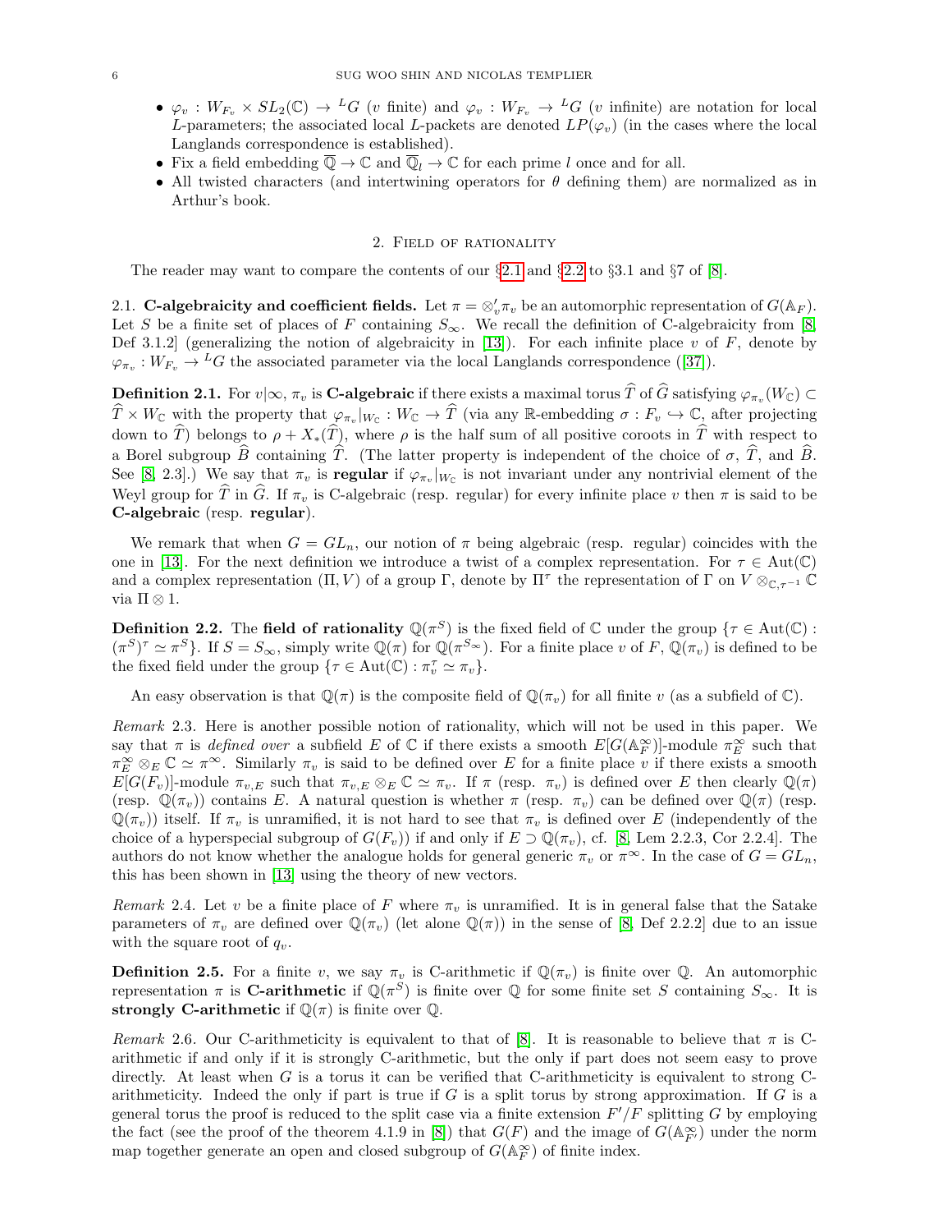- $\varphi_v : W_{F_v} \times SL_2(\mathbb{C}) \to {}^L G$ ($v$ finite) and $\varphi_v : W_{F_v} \to {}^L G$ ($v$ infinite) are notation for local $L$-parameters; the associated local $L$-packets are denoted $LP(\varphi_v)$ (in the cases where the local Langlands correspondence is established).
- Fix a field embedding $\overline{\mathbb{Q}} \to \mathbb{C}$ and $\overline{\mathbb{Q}}_l \to \mathbb{C}$ for each prime $l$ once and for all.
- All twisted characters (and intertwining operators for $\theta$ defining them) are normalized as in Arthur's book.

## 2. Field of rationality

The reader may want to compare the contents of our §2.1 and §2.2 to §3.1 and §7 of [8].

**2.1. C-algebraicity and coefficient fields.** Let $\pi = \otimes'_v \pi_v$ be an automorphic representation of $G(\mathbb{A}_F)$. Let $S$ be a finite set of places of $F$ containing $S_\infty$. We recall the definition of C-algebraicity from [8, Def 3.1.2] (generalizing the notion of algebraicity in [13]). For each infinite place $v$ of $F$, denote by $\varphi_{\pi_v} : W_{F_v} \to {}^L G$ the associated parameter via the local Langlands correspondence ([37]).

**Definition 2.1.** For $v|\infty$, $\pi_v$ is **C-algebraic** if there exists a maximal torus $\widehat{T}$ of $\widehat{G}$ satisfying $\varphi_{\pi_v}(W_{\mathbb{C}}) \subset \widehat{T} \times W_{\mathbb{C}}$ with the property that $\varphi_{\pi_v}|_{W_{\mathbb{C}}} : W_{\mathbb{C}} \to \widehat{T}$ (via any $\mathbb{R}$-embedding $\sigma : F_v \hookrightarrow \mathbb{C}$, after projecting down to $\widehat{T}$) belongs to $\rho + X_*(\widehat{T})$, where $\rho$ is the half sum of all positive coroots in $\widehat{T}$ with respect to a Borel subgroup $\widehat{B}$ containing $\widehat{T}$. (The latter property is independent of the choice of $\sigma$, $\widehat{T}$, and $\widehat{B}$. See [8, 2.3].) We say that $\pi_v$ is **regular** if $\varphi_{\pi_v}|_{W_{\mathbb{C}}}$ is not invariant under any nontrivial element of the Weyl group for $\widehat{T}$ in $\widehat{G}$. If $\pi_v$ is C-algebraic (resp. regular) for every infinite place $v$ then $\pi$ is said to be **C-algebraic** (resp. **regular**).

We remark that when $G = GL_n$, our notion of $\pi$ being algebraic (resp. regular) coincides with the one in [13]. For the next definition we introduce a twist of a complex representation. For $\tau \in \mathrm{Aut}(\mathbb{C})$ and a complex representation $(\Pi, V)$ of a group $\Gamma$, denote by $\Pi^\tau$ the representation of $\Gamma$ on $V \otimes_{\mathbb{C},\tau^{-1}} \mathbb{C}$ via $\Pi \otimes 1$.

**Definition 2.2.** The **field of rationality** $\mathbb{Q}(\pi^S)$ is the fixed field of $\mathbb{C}$ under the group $\{\tau \in \mathrm{Aut}(\mathbb{C}) : (\pi^S)^\tau \simeq \pi^S\}$. If $S = S_\infty$, simply write $\mathbb{Q}(\pi)$ for $\mathbb{Q}(\pi^{S_\infty})$. For a finite place $v$ of $F$, $\mathbb{Q}(\pi_v)$ is defined to be the fixed field under the group $\{\tau \in \mathrm{Aut}(\mathbb{C}) : \pi_v^\tau \simeq \pi_v\}$.

An easy observation is that $\mathbb{Q}(\pi)$ is the composite field of $\mathbb{Q}(\pi_v)$ for all finite $v$ (as a subfield of $\mathbb{C}$).

*Remark* 2.3. Here is another possible notion of rationality, which will not be used in this paper. We say that $\pi$ is *defined over* a subfield $E$ of $\mathbb{C}$ if there exists a smooth $E[G(\mathbb{A}_F^\infty)]$-module $\pi_E^\infty$ such that $\pi_E^\infty \otimes_E \mathbb{C} \simeq \pi^\infty$. Similarly $\pi_v$ is said to be defined over $E$ for a finite place $v$ if there exists a smooth $E[G(F_v)]$-module $\pi_{v,E}$ such that $\pi_{v,E} \otimes_E \mathbb{C} \simeq \pi_v$. If $\pi$ (resp. $\pi_v$) is defined over $E$ then clearly $\mathbb{Q}(\pi)$ (resp. $\mathbb{Q}(\pi_v)$) contains $E$. A natural question is whether $\pi$ (resp. $\pi_v$) can be defined over $\mathbb{Q}(\pi)$ (resp. $\mathbb{Q}(\pi_v)$) itself. If $\pi_v$ is unramified, it is not hard to see that $\pi_v$ is defined over $E$ (independently of the choice of a hyperspecial subgroup of $G(F_v)$) if and only if $E \supset \mathbb{Q}(\pi_v)$, cf. [8, Lem 2.2.3, Cor 2.2.4]. The authors do not know whether the analogue holds for general generic $\pi_v$ or $\pi^\infty$. In the case of $G = GL_n$, this has been shown in [13] using the theory of new vectors.

*Remark* 2.4. Let $v$ be a finite place of $F$ where $\pi_v$ is unramified. It is in general false that the Satake parameters of $\pi_v$ are defined over $\mathbb{Q}(\pi_v)$ (let alone $\mathbb{Q}(\pi)$) in the sense of [8, Def 2.2.2] due to an issue with the square root of $q_v$.

**Definition 2.5.** For a finite $v$, we say $\pi_v$ is C-arithmetic if $\mathbb{Q}(\pi_v)$ is finite over $\mathbb{Q}$. An automorphic representation $\pi$ is **C-arithmetic** if $\mathbb{Q}(\pi^S)$ is finite over $\mathbb{Q}$ for some finite set $S$ containing $S_\infty$. It is **strongly C-arithmetic** if $\mathbb{Q}(\pi)$ is finite over $\mathbb{Q}$.

*Remark* 2.6. Our C-arithmeticity is equivalent to that of [8]. It is reasonable to believe that $\pi$ is C-arithmetic if and only if it is strongly C-arithmetic, but the only if part does not seem easy to prove directly. At least when $G$ is a torus it can be verified that C-arithmeticity is equivalent to strong C-arithmeticity. Indeed the only if part is true if $G$ is a split torus by strong approximation. If $G$ is a general torus the proof is reduced to the split case via a finite extension $F'/F$ splitting $G$ by employing the fact (see the proof of the theorem 4.1.9 in [8]) that $G(F)$ and the image of $G(\mathbb{A}_{F'}^\infty)$ under the norm map together generate an open and closed subgroup of $G(\mathbb{A}_F^\infty)$ of finite index.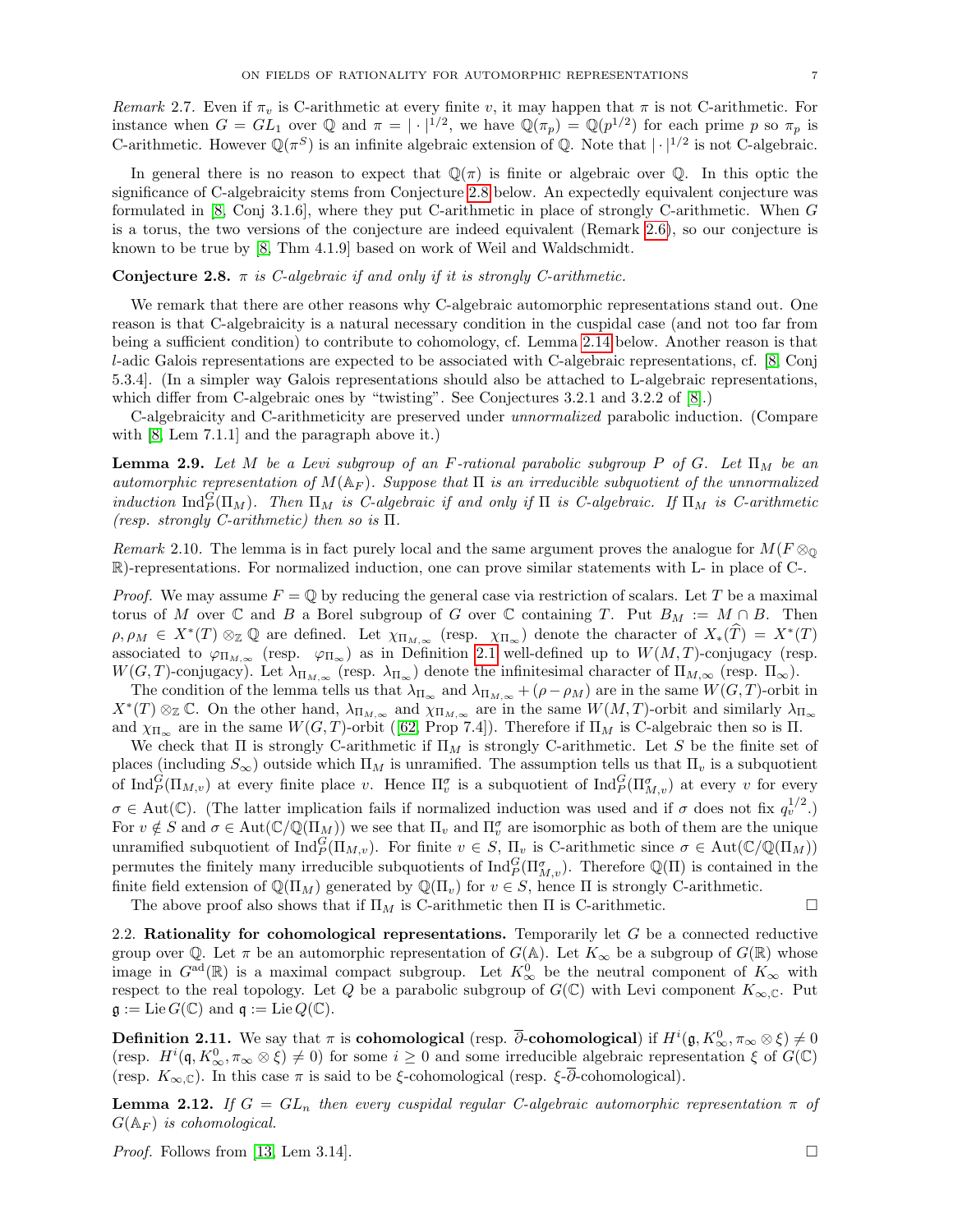*Remark* 2.7. Even if $\pi_v$ is C-arithmetic at every finite $v$, it may happen that $\pi$ is not C-arithmetic. For instance when $G = GL_1$ over $\mathbb{Q}$ and $\pi = |\cdot|^{1/2}$, we have $\mathbb{Q}(\pi_p) = \mathbb{Q}(p^{1/2})$ for each prime $p$ so $\pi_p$ is C-arithmetic. However $\mathbb{Q}(\pi^S)$ is an infinite algebraic extension of $\mathbb{Q}$. Note that $|\cdot|^{1/2}$ is not C-algebraic.

In general there is no reason to expect that $\mathbb{Q}(\pi)$ is finite or algebraic over $\mathbb{Q}$. In this optic the significance of C-algebraicity stems from Conjecture 2.8 below. An expectedly equivalent conjecture was formulated in [8, Conj 3.1.6], where they put C-arithmetic in place of strongly C-arithmetic. When $G$ is a torus, the two versions of the conjecture are indeed equivalent (Remark 2.6), so our conjecture is known to be true by [8, Thm 4.1.9] based on work of Weil and Waldschmidt.

**Conjecture 2.8.** *$\pi$ is C-algebraic if and only if it is strongly C-arithmetic.*

We remark that there are other reasons why C-algebraic automorphic representations stand out. One reason is that C-algebraicity is a natural necessary condition in the cuspidal case (and not too far from being a sufficient condition) to contribute to cohomology, cf. Lemma 2.14 below. Another reason is that $l$-adic Galois representations are expected to be associated with C-algebraic representations, cf. [8, Conj 5.3.4]. (In a simpler way Galois representations should also be attached to L-algebraic representations, which differ from C-algebraic ones by "twisting". See Conjectures 3.2.1 and 3.2.2 of [8].)

C-algebraicity and C-arithmeticity are preserved under *unnormalized* parabolic induction. (Compare with [8, Lem 7.1.1] and the paragraph above it.)

**Lemma 2.9.** *Let $M$ be a Levi subgroup of an $F$-rational parabolic subgroup $P$ of $G$. Let $\Pi_M$ be an automorphic representation of $M(\mathbb{A}_F)$. Suppose that $\Pi$ is an irreducible subquotient of the unnormalized induction $\mathrm{Ind}_P^G(\Pi_M)$. Then $\Pi_M$ is C-algebraic if and only if $\Pi$ is C-algebraic. If $\Pi_M$ is C-arithmetic (resp. strongly C-arithmetic) then so is $\Pi$.*

*Remark* 2.10. The lemma is in fact purely local and the same argument proves the analogue for $M(F\otimes_{\mathbb{Q}}\mathbb{R})$-representations. For normalized induction, one can prove similar statements with L- in place of C-.

*Proof.* We may assume $F = \mathbb{Q}$ by reducing the general case via restriction of scalars. Let $T$ be a maximal torus of $M$ over $\mathbb{C}$ and $B$ a Borel subgroup of $G$ over $\mathbb{C}$ containing $T$. Put $B_M := M \cap B$. Then $\rho, \rho_M \in X^*(T)\otimes_{\mathbb{Z}}\mathbb{Q}$ are defined. Let $\chi_{\Pi_{M,\infty}}$ (resp. $\chi_{\Pi_\infty}$) denote the character of $X_*(\widehat{T}) = X^*(T)$ associated to $\varphi_{\Pi_{M,\infty}}$ (resp. $\varphi_{\Pi_\infty}$) as in Definition 2.1 well-defined up to $W(M,T)$-conjugacy (resp. $W(G,T)$-conjugacy). Let $\lambda_{\Pi_{M,\infty}}$ (resp. $\lambda_{\Pi_\infty}$) denote the infinitesimal character of $\Pi_{M,\infty}$ (resp. $\Pi_\infty$).

The condition of the lemma tells us that $\lambda_{\Pi_\infty}$ and $\lambda_{\Pi_{M,\infty}} + (\rho - \rho_M)$ are in the same $W(G,T)$-orbit in $X^*(T)\otimes_{\mathbb{Z}}\mathbb{C}$. On the other hand, $\lambda_{\Pi_{M,\infty}}$ and $\chi_{\Pi_{M,\infty}}$ are in the same $W(M,T)$-orbit and similarly $\lambda_{\Pi_\infty}$ and $\chi_{\Pi_\infty}$ are in the same $W(G,T)$-orbit ([62, Prop 7.4]). Therefore if $\Pi_M$ is C-algebraic then so is $\Pi$.

We check that $\Pi$ is strongly C-arithmetic if $\Pi_M$ is strongly C-arithmetic. Let $S$ be the finite set of places (including $S_\infty$) outside which $\Pi_M$ is unramified. The assumption tells us that $\Pi_v$ is a subquotient of $\mathrm{Ind}_P^G(\Pi_{M,v})$ at every finite place $v$. Hence $\Pi_v^\sigma$ is a subquotient of $\mathrm{Ind}_P^G(\Pi_{M,v}^\sigma)$ at every $v$ for every $\sigma \in \mathrm{Aut}(\mathbb{C})$. (The latter implication fails if normalized induction was used and if $\sigma$ does not fix $q_v^{1/2}$.) For $v \notin S$ and $\sigma \in \mathrm{Aut}(\mathbb{C}/\mathbb{Q}(\Pi_M))$ we see that $\Pi_v$ and $\Pi_v^\sigma$ are isomorphic as both of them are the unique unramified subquotient of $\mathrm{Ind}_P^G(\Pi_{M,v})$. For finite $v \in S$, $\Pi_v$ is C-arithmetic since $\sigma \in \mathrm{Aut}(\mathbb{C}/\mathbb{Q}(\Pi_M))$ permutes the finitely many irreducible subquotients of $\mathrm{Ind}_P^G(\Pi_{M,v}^\sigma)$. Therefore $\mathbb{Q}(\Pi)$ is contained in the finite field extension of $\mathbb{Q}(\Pi_M)$ generated by $\mathbb{Q}(\Pi_v)$ for $v \in S$, hence $\Pi$ is strongly C-arithmetic.

The above proof also shows that if $\Pi_M$ is C-arithmetic then $\Pi$ is C-arithmetic. $\square$

## 2.2. Rationality for cohomological representations.

Temporarily let $G$ be a connected reductive group over $\mathbb{Q}$. Let $\pi$ be an automorphic representation of $G(\mathbb{A})$. Let $K_\infty$ be a subgroup of $G(\mathbb{R})$ whose image in $G^{\mathrm{ad}}(\mathbb{R})$ is a maximal compact subgroup. Let $K_\infty^0$ be the neutral component of $K_\infty$ with respect to the real topology. Let $Q$ be a parabolic subgroup of $G(\mathbb{C})$ with Levi component $K_{\infty,\mathbb{C}}$. Put $\mathfrak{g} := \mathrm{Lie}\, G(\mathbb{C})$ and $\mathfrak{q} := \mathrm{Lie}\, Q(\mathbb{C})$.

**Definition 2.11.** We say that $\pi$ is **cohomological** (resp. **$\overline{\partial}$-cohomological**) if $H^i(\mathfrak{g}, K_\infty^0, \pi_\infty \otimes \xi) \neq 0$ (resp. $H^i(\mathfrak{q}, K_\infty^0, \pi_\infty\otimes\xi) \neq 0$) for some $i \geq 0$ and some irreducible algebraic representation $\xi$ of $G(\mathbb{C})$ (resp. $K_{\infty,\mathbb{C}}$). In this case $\pi$ is said to be $\xi$-cohomological (resp. $\xi$-$\overline{\partial}$-cohomological).

**Lemma 2.12.** *If $G = GL_n$ then every cuspidal regular C-algebraic automorphic representation $\pi$ of $G(\mathbb{A}_F)$ is cohomological.*

*Proof.* Follows from [13, Lem 3.14]. $\square$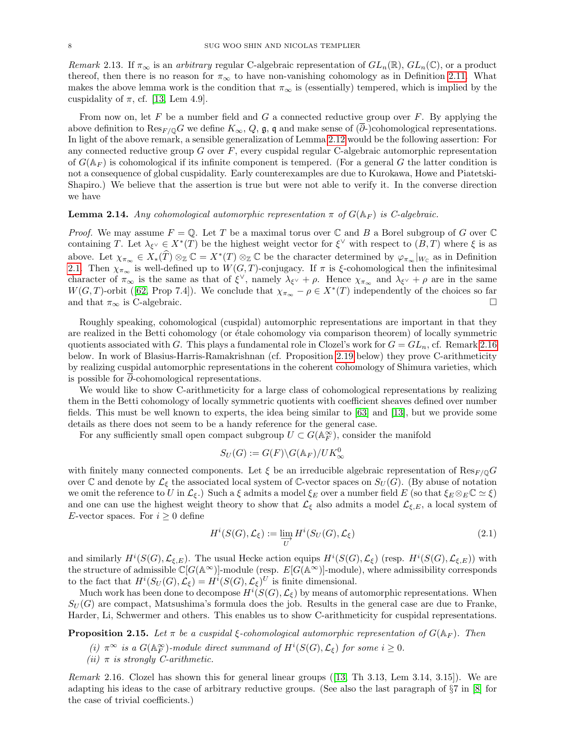*Remark* 2.13. If $\pi_\infty$ is an *arbitrary* regular C-algebraic representation of $GL_n(\mathbb{R})$, $GL_n(\mathbb{C})$, or a product thereof, then there is no reason for $\pi_\infty$ to have non-vanishing cohomology as in Definition 2.11. What makes the above lemma work is the condition that $\pi_\infty$ is (essentially) tempered, which is implied by the cuspidality of $\pi$, cf. [13, Lem 4.9].

From now on, let $F$ be a number field and $G$ a connected reductive group over $F$. By applying the above definition to $\mathrm{Res}_{F/\mathbb{Q}}G$ we define $K_\infty$, $Q$, $\mathfrak{g}$, $\mathfrak{q}$ and make sense of $(\overline{\partial}\text{-})$cohomological representations. In light of the above remark, a sensible generalization of Lemma 2.12 would be the following assertion: For any connected reductive group $G$ over $F$, every cuspidal regular C-algebraic automorphic representation of $G(\mathbb{A}_F)$ is cohomological if its infinite component is tempered. (For a general $G$ the latter condition is not a consequence of global cuspidality. Early counterexamples are due to Kurokawa, Howe and Piatetski-Shapiro.) We believe that the assertion is true but were not able to verify it. In the converse direction we have

**Lemma 2.14.** *Any cohomological automorphic representation $\pi$ of $G(\mathbb{A}_F)$ is C-algebraic.*

*Proof.* We may assume $F = \mathbb{Q}$. Let $T$ be a maximal torus over $\mathbb{C}$ and $B$ a Borel subgroup of $G$ over $\mathbb{C}$ containing $T$. Let $\lambda_{\xi^\vee} \in X^*(T)$ be the highest weight vector for $\xi^\vee$ with respect to $(B, T)$ where $\xi$ is as above. Let $\chi_{\pi_\infty} \in X_*(\widehat{T}) \otimes_\mathbb{Z} \mathbb{C} = X^*(T) \otimes_\mathbb{Z} \mathbb{C}$ be the character determined by $\varphi_{\pi_\infty}|_{W_\mathbb{C}}$ as in Definition 2.1. Then $\chi_{\pi_\infty}$ is well-defined up to $W(G,T)$-conjugacy. If $\pi$ is $\xi$-cohomological then the infinitesimal character of $\pi_\infty$ is the same as that of $\xi^\vee$, namely $\lambda_{\xi^\vee} + \rho$. Hence $\chi_{\pi_\infty}$ and $\lambda_{\xi^\vee} + \rho$ are in the same $W(G,T)$-orbit ([62, Prop 7.4]). We conclude that $\chi_{\pi_\infty} - \rho \in X^*(T)$ independently of the choices so far and that $\pi_\infty$ is C-algebraic. □

Roughly speaking, cohomological (cuspidal) automorphic representations are important in that they are realized in the Betti cohomology (or étale cohomology via comparison theorem) of locally symmetric quotients associated with $G$. This plays a fundamental role in Clozel's work for $G = GL_n$, cf. Remark 2.16 below. In work of Blasius-Harris-Ramakrishnan (cf. Proposition 2.19 below) they prove C-arithmeticity by realizing cuspidal automorphic representations in the coherent cohomology of Shimura varieties, which is possible for $\overline{\partial}$-cohomological representations.

We would like to show C-arithmeticity for a large class of cohomological representations by realizing them in the Betti cohomology of locally symmetric quotients with coefficient sheaves defined over number fields. This must be well known to experts, the idea being similar to [63] and [13], but we provide some details as there does not seem to be a handy reference for the general case.

For any sufficiently small open compact subgroup $U \subset G(\mathbb{A}_F^\infty)$, consider the manifold

$$S_U(G) := G(F)\backslash G(\mathbb{A}_F)/UK_\infty^0$$

with finitely many connected components. Let $\xi$ be an irreducible algebraic representation of $\mathrm{Res}_{F/\mathbb{Q}}G$ over $\mathbb{C}$ and denote by $\mathcal{L}_\xi$ the associated local system of $\mathbb{C}$-vector spaces on $S_U(G)$. (By abuse of notation we omit the reference to $U$ in $\mathcal{L}_\xi$.) Such a $\xi$ admits a model $\xi_E$ over a number field $E$ (so that $\xi_E \otimes_E \mathbb{C} \simeq \xi$) and one can use the highest weight theory to show that $\mathcal{L}_\xi$ also admits a model $\mathcal{L}_{\xi,E}$, a local system of $E$-vector spaces. For $i \geq 0$ define

$$H^i(S(G), \mathcal{L}_\xi) := \varinjlim_{U} H^i(S_U(G), \mathcal{L}_\xi) \tag{2.1}$$

and similarly $H^i(S(G), \mathcal{L}_{\xi,E})$. The usual Hecke action equips $H^i(S(G), \mathcal{L}_\xi)$ (resp. $H^i(S(G), \mathcal{L}_{\xi,E})$) with the structure of admissible $\mathbb{C}[G(\mathbb{A}^\infty)]$-module (resp. $E[G(\mathbb{A}^\infty)]$-module), where admissibility corresponds to the fact that $H^i(S_U(G), \mathcal{L}_\xi) = H^i(S(G), \mathcal{L}_\xi)^U$ is finite dimensional.

Much work has been done to decompose $H^i(S(G), \mathcal{L}_\xi)$ by means of automorphic representations. When $S_U(G)$ are compact, Matsushima's formula does the job. Results in the general case are due to Franke, Harder, Li, Schwermer and others. This enables us to show C-arithmeticity for cuspidal representations.

**Proposition 2.15.** *Let $\pi$ be a cuspidal $\xi$-cohomological automorphic representation of $G(\mathbb{A}_F)$. Then*

*(i) $\pi^\infty$ is a $G(\mathbb{A}_F^\infty)$-module direct summand of $H^i(S(G), \mathcal{L}_\xi)$ for some $i \geq 0$.*
*(ii) $\pi$ is strongly C-arithmetic.*

*Remark* 2.16. Clozel has shown this for general linear groups ([13, Th 3.13, Lem 3.14, 3.15]). We are adapting his ideas to the case of arbitrary reductive groups. (See also the last paragraph of §7 in [8] for the case of trivial coefficients.)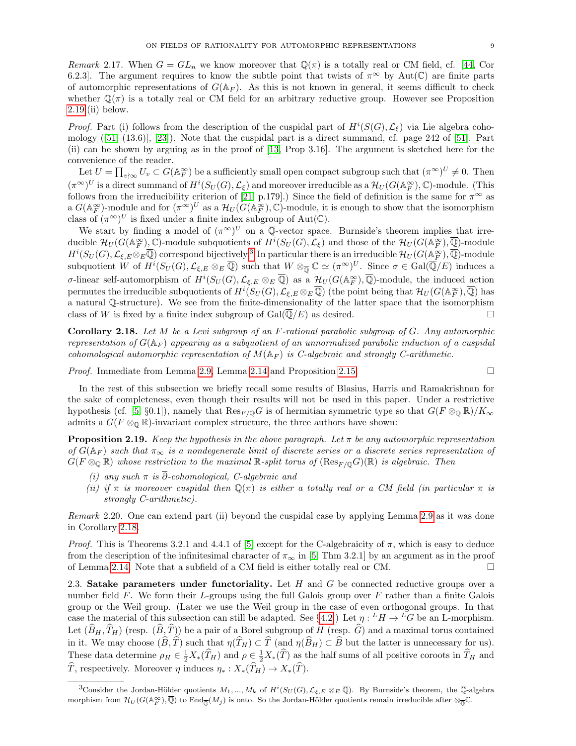*Remark* 2.17. When $G = GL_n$ we know moreover that $\mathbb{Q}(\pi)$ is a totally real or CM field, cf. [44, Cor 6.2.3]. The argument requires to know the subtle point that twists of $\pi^\infty$ by $\mathrm{Aut}(\mathbb{C})$ are finite parts of automorphic representations of $G(\mathbb{A}_F)$. As this is not known in general, it seems difficult to check whether $\mathbb{Q}(\pi)$ is a totally real or CM field for an arbitrary reductive group. However see Proposition 2.19 (ii) below.

*Proof.* Part (i) follows from the description of the cuspidal part of $H^i(S(G), \mathcal{L}_\xi)$ via Lie algebra cohomology ([51, (13.6)], [23]). Note that the cuspidal part is a direct summand, cf. page 242 of [51]. Part (ii) can be shown by arguing as in the proof of [13, Prop 3.16]. The argument is sketched here for the convenience of the reader.

Let $U = \prod_{v\nmid\infty} U_v \subset G(\mathbb{A}_F^\infty)$ be a sufficiently small open compact subgroup such that $(\pi^\infty)^U \neq 0$. Then $(\pi^\infty)^U$ is a direct summand of $H^i(S_U(G), \mathcal{L}_\xi)$ and moreover irreducible as a $\mathcal{H}_U(G(\mathbb{A}_F^\infty), \mathbb{C})$-module. (This follows from the irreducibility criterion of [21, p.179].) Since the field of definition is the same for $\pi^\infty$ as a $G(\mathbb{A}_F^\infty)$-module and for $(\pi^\infty)^U$ as a $\mathcal{H}_U(G(\mathbb{A}_F^\infty), \mathbb{C})$-module, it is enough to show that the isomorphism class of $(\pi^\infty)^U$ is fixed under a finite index subgroup of $\mathrm{Aut}(\mathbb{C})$.

We start by finding a model of $(\pi^\infty)^U$ on a $\overline{\mathbb{Q}}$-vector space. Burnside's theorem implies that irreducible $\mathcal{H}_U(G(\mathbb{A}_F^\infty), \mathbb{C})$-module subquotients of $H^i(S_U(G), \mathcal{L}_\xi)$ and those of the $\mathcal{H}_U(G(\mathbb{A}_F^\infty), \overline{\mathbb{Q}})$-module $H^i(S_U(G), \mathcal{L}_{\xi,E} \otimes_E \overline{\mathbb{Q}})$ correspond bijectively.[3] In particular there is an irreducible $\mathcal{H}_U(G(\mathbb{A}_F^\infty), \overline{\mathbb{Q}})$-module subquotient $W$ of $H^i(S_U(G), \mathcal{L}_{\xi,E} \otimes_E \overline{\mathbb{Q}})$ such that $W \otimes_{\overline{\mathbb{Q}}} \mathbb{C} \simeq (\pi^\infty)^U$. Since $\sigma \in \mathrm{Gal}(\overline{\mathbb{Q}}/E)$ induces a $\sigma$-linear self-automorphism of $H^i(S_U(G), \mathcal{L}_{\xi,E} \otimes_E \overline{\mathbb{Q}})$ as a $\mathcal{H}_U(G(\mathbb{A}_F^\infty), \overline{\mathbb{Q}})$-module, the induced action permutes the irreducible subquotients of $H^i(S_U(G), \mathcal{L}_{\xi,E} \otimes_E \overline{\mathbb{Q}})$ (the point being that $\mathcal{H}_U(G(\mathbb{A}_F^\infty), \overline{\mathbb{Q}})$ has a natural $\mathbb{Q}$-structure). We see from the finite-dimensionality of the latter space that the isomorphism class of $W$ is fixed by a finite index subgroup of $\mathrm{Gal}(\overline{\mathbb{Q}}/E)$ as desired. □

**Corollary 2.18.** *Let $M$ be a Levi subgroup of an $F$-rational parabolic subgroup of $G$. Any automorphic representation of $G(\mathbb{A}_F)$ appearing as a subquotient of an unnormalized parabolic induction of a cuspidal cohomological automorphic representation of $M(\mathbb{A}_F)$ is C-algebraic and strongly C-arithmetic.*

*Proof.* Immediate from Lemma 2.9, Lemma 2.14 and Proposition 2.15. □

In the rest of this subsection we briefly recall some results of Blasius, Harris and Ramakrishnan for the sake of completeness, even though their results will not be used in this paper. Under a restrictive hypothesis (cf. [5, §0.1]), namely that $\mathrm{Res}_{F/\mathbb{Q}} G$ is of hermitian symmetric type so that $G(F \otimes_\mathbb{Q} \mathbb{R})/K_\infty$ admits a $G(F \otimes_\mathbb{Q} \mathbb{R})$-invariant complex structure, the three authors have shown:

**Proposition 2.19.** *Keep the hypothesis in the above paragraph. Let $\pi$ be any automorphic representation of $G(\mathbb{A}_F)$ such that $\pi_\infty$ is a nondegenerate limit of discrete series or a discrete series representation of $G(F \otimes_\mathbb{Q} \mathbb{R})$ whose restriction to the maximal $\mathbb{R}$-split torus of $(\mathrm{Res}_{F/\mathbb{Q}} G)(\mathbb{R})$ is algebraic. Then*

*(i) any such $\pi$ is $\overline{\partial}$-cohomological, C-algebraic and*

*(ii) if $\pi$ is moreover cuspidal then $\mathbb{Q}(\pi)$ is either a totally real or a CM field (in particular $\pi$ is strongly C-arithmetic).*

*Remark* 2.20. One can extend part (ii) beyond the cuspidal case by applying Lemma 2.9 as it was done in Corollary 2.18.

*Proof.* This is Theorems 3.2.1 and 4.4.1 of [5] except for the C-algebraicity of $\pi$, which is easy to deduce from the description of the infinitesimal character of $\pi_\infty$ in [5, Thm 3.2.1] by an argument as in the proof of Lemma 2.14. Note that a subfield of a CM field is either totally real or CM. □

2.3. **Satake parameters under functoriality.** Let $H$ and $G$ be connected reductive groups over a number field $F$. We form their $L$-groups using the full Galois group over $F$ rather than a finite Galois group or the Weil group. (Later we use the Weil group in the case of even orthogonal groups. In that case the material of this subsection can still be adapted. See §4.2.) Let $\eta : {}^L H \to {}^L G$ be an L-morphism. Let $(\widehat{B}_H, \widehat{T}_H)$ (resp. $(\widehat{B}, \widehat{T})$) be a pair of a Borel subgroup of $\widehat{H}$ (resp. $\widehat{G}$) and a maximal torus contained in it. We may choose $(\widehat{B}, \widehat{T})$ such that $\eta(\widehat{T}_H) \subset \widehat{T}$ (and $\eta(\widehat{B}_H) \subset \widehat{B}$ but the latter is unnecessary for us). These data determine $\rho_H \in \frac{1}{2} X_*(\widehat{T}_H)$ and $\rho \in \frac{1}{2} X_*(\widehat{T})$ as the half sums of all positive coroots in $\widehat{T}_H$ and $\widehat{T}$, respectively. Moreover $\eta$ induces $\eta_* : X_*(\widehat{T}_H) \to X_*(\widehat{T})$.

[3] Consider the Jordan-Hölder quotients $M_1, ..., M_k$ of $H^i(S_U(G), \mathcal{L}_{\xi,E} \otimes_E \overline{\mathbb{Q}})$. By Burnside's theorem, the $\overline{\mathbb{Q}}$-algebra morphism from $\mathcal{H}_U(G(\mathbb{A}_F^\infty), \overline{\mathbb{Q}})$ to $\mathrm{End}_{\overline{\mathbb{Q}}}(M_j)$ is onto. So the Jordan-Hölder quotients remain irreducible after $\otimes_{\overline{\mathbb{Q}}} \mathbb{C}$.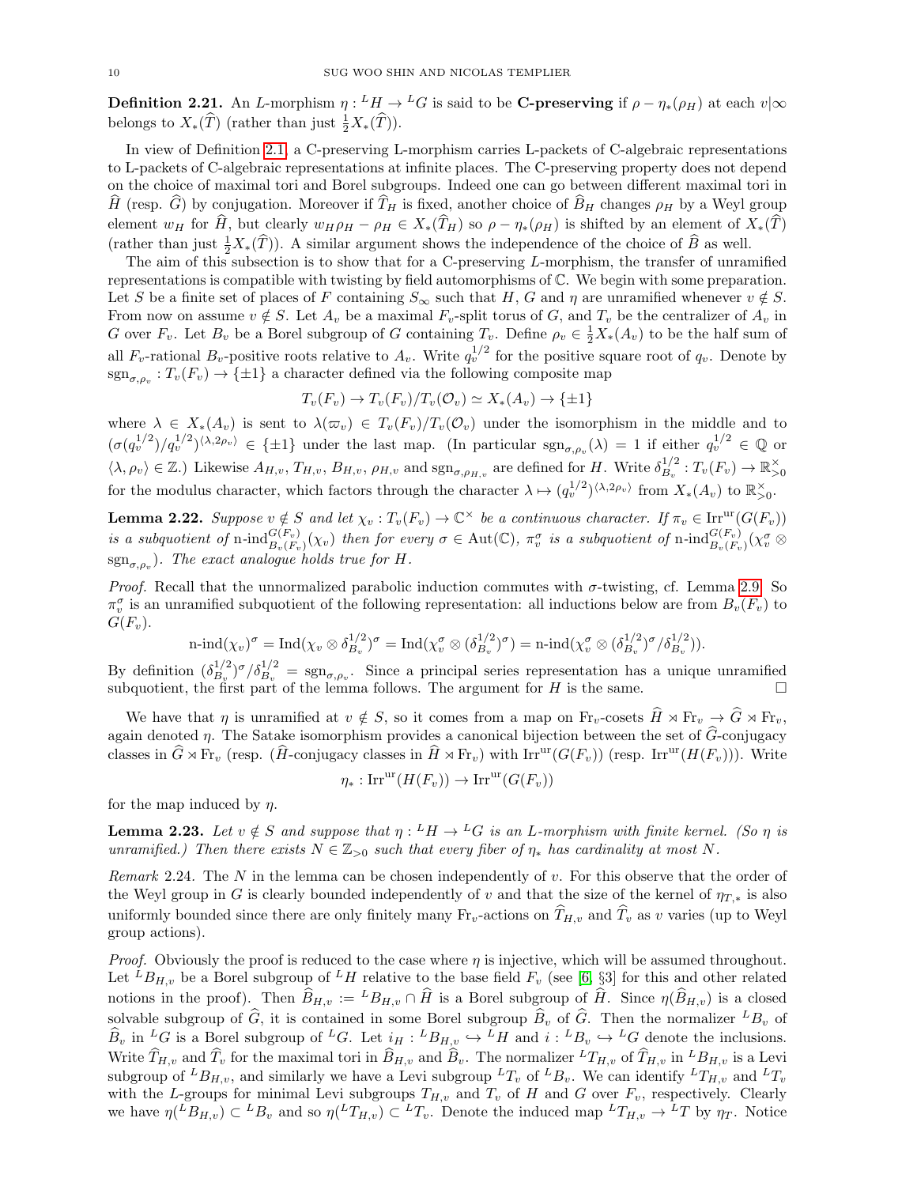**Definition 2.21.** An $L$-morphism $\eta : {}^L H \to {}^L G$ is said to be **C-preserving** if $\rho - \eta_*(\rho_H)$ at each $v|\infty$ belongs to $X_*(\widehat{T})$ (rather than just $\frac{1}{2}X_*(\widehat{T})$).

In view of Definition 2.1, a C-preserving L-morphism carries L-packets of C-algebraic representations to L-packets of C-algebraic representations at infinite places. The C-preserving property does not depend on the choice of maximal tori and Borel subgroups. Indeed one can go between different maximal tori in $\widehat{H}$ (resp. $\widehat{G}$) by conjugation. Moreover if $\widehat{T}_H$ is fixed, another choice of $\widehat{B}_H$ changes $\rho_H$ by a Weyl group element $w_H$ for $\widehat{H}$, but clearly $w_H\rho_H - \rho_H \in X_*(\widehat{T}_H)$ so $\rho - \eta_*(\rho_H)$ is shifted by an element of $X_*(\widehat{T})$ (rather than just $\frac{1}{2}X_*(\widehat{T})$). A similar argument shows the independence of the choice of $\widehat{B}$ as well.

The aim of this subsection is to show that for a C-preserving $L$-morphism, the transfer of unramified representations is compatible with twisting by field automorphisms of $\mathbb{C}$. We begin with some preparation. Let $S$ be a finite set of places of $F$ containing $S_\infty$ such that $H$, $G$ and $\eta$ are unramified whenever $v \notin S$. From now on assume $v \notin S$. Let $A_v$ be a maximal $F_v$-split torus of $G$, and $T_v$ be the centralizer of $A_v$ in $G$ over $F_v$. Let $B_v$ be a Borel subgroup of $G$ containing $T_v$. Define $\rho_v \in \frac{1}{2}X_*(A_v)$ to be the half sum of all $F_v$-rational $B_v$-positive roots relative to $A_v$. Write $q_v^{1/2}$ for the positive square root of $q_v$. Denote by $\mathrm{sgn}_{\sigma,\rho_v} : T_v(F_v) \to \{\pm 1\}$ a character defined via the following composite map

$$T_v(F_v) \to T_v(F_v)/T_v(\mathcal{O}_v) \simeq X_*(A_v) \to \{\pm 1\}$$

where $\lambda \in X_*(A_v)$ is sent to $\lambda(\varpi_v) \in T_v(F_v)/T_v(\mathcal{O}_v)$ under the isomorphism in the middle and to $(\sigma(q_v^{1/2})/q_v^{1/2})^{\langle \lambda, 2\rho_v\rangle} \in \{\pm 1\}$ under the last map. (In particular $\mathrm{sgn}_{\sigma,\rho_v}(\lambda) = 1$ if either $q_v^{1/2} \in \mathbb{Q}$ or $\langle \lambda, \rho_v \rangle \in \mathbb{Z}$.) Likewise $A_{H,v}$, $T_{H,v}$, $B_{H,v}$, $\rho_{H,v}$ and $\mathrm{sgn}_{\sigma,\rho_{H,v}}$ are defined for $H$. Write $\delta_{B_v}^{1/2} : T_v(F_v) \to \mathbb{R}_{>0}^\times$ for the modulus character, which factors through the character $\lambda \mapsto (q_v^{1/2})^{\langle \lambda, 2\rho_v \rangle}$ from $X_*(A_v)$ to $\mathbb{R}^\times_{>0}$.

**Lemma 2.22.** *Suppose $v \notin S$ and let $\chi_v : T_v(F_v) \to \mathbb{C}^\times$ be a continuous character. If $\pi_v \in \mathrm{Irr}^{\mathrm{ur}}(G(F_v))$ is a subquotient of $\text{n-ind}_{B_v(F_v)}^{G(F_v)}(\chi_v)$ then for every $\sigma \in \mathrm{Aut}(\mathbb{C})$, $\pi_v^\sigma$ is a subquotient of $\text{n-ind}_{B_v(F_v)}^{G(F_v)}(\chi_v^\sigma \otimes \mathrm{sgn}_{\sigma,\rho_v})$. The exact analogue holds true for $H$.*

*Proof.* Recall that the unnormalized parabolic induction commutes with $\sigma$-twisting, cf. Lemma 2.9. So $\pi_v^\sigma$ is an unramified subquotient of the following representation: all inductions below are from $B_v(F_v)$ to $G(F_v)$.

$$\text{n-ind}(\chi_v)^\sigma = \mathrm{Ind}(\chi_v \otimes \delta_{B_v}^{1/2})^\sigma = \mathrm{Ind}(\chi_v^\sigma \otimes (\delta_{B_v}^{1/2})^\sigma) = \text{n-ind}(\chi_v^\sigma \otimes (\delta_{B_v}^{1/2})^\sigma / \delta_{B_v}^{1/2})).$$

By definition $(\delta_{B_v}^{1/2})^\sigma/\delta_{B_v}^{1/2} = \mathrm{sgn}_{\sigma,\rho_v}$. Since a principal series representation has a unique unramified subquotient, the first part of the lemma follows. The argument for $H$ is the same. $\square$

We have that $\eta$ is unramified at $v \notin S$, so it comes from a map on $\mathrm{Fr}_v$-cosets $\widehat{H} \rtimes \mathrm{Fr}_v \to \widehat{G} \rtimes \mathrm{Fr}_v$, again denoted $\eta$. The Satake isomorphism provides a canonical bijection between the set of $\widehat{G}$-conjugacy classes in $\widehat{G} \rtimes \mathrm{Fr}_v$ (resp. ($\widehat{H}$-conjugacy classes in $\widehat{H} \rtimes \mathrm{Fr}_v$) with $\mathrm{Irr}^{\mathrm{ur}}(G(F_v))$ (resp. $\mathrm{Irr}^{\mathrm{ur}}(H(F_v))$). Write

$$\eta_* : \mathrm{Irr}^{\mathrm{ur}}(H(F_v)) \to \mathrm{Irr}^{\mathrm{ur}}(G(F_v))$$

for the map induced by $\eta$.

**Lemma 2.23.** *Let $v \notin S$ and suppose that $\eta : {}^L H \to {}^L G$ is an $L$-morphism with finite kernel. (So $\eta$ is unramified.) Then there exists $N \in \mathbb{Z}_{>0}$ such that every fiber of $\eta_*$ has cardinality at most $N$.*

*Remark* 2.24. The $N$ in the lemma can be chosen independently of $v$. For this observe that the order of the Weyl group in $G$ is clearly bounded independently of $v$ and that the size of the kernel of $\eta_{T,*}$ is also uniformly bounded since there are only finitely many $\mathrm{Fr}_v$-actions on $\widehat{T}_{H,v}$ and $\widehat{T}_v$ as $v$ varies (up to Weyl group actions).

*Proof.* Obviously the proof is reduced to the case where $\eta$ is injective, which will be assumed throughout. Let ${}^L B_{H,v}$ be a Borel subgroup of ${}^L H$ relative to the base field $F_v$ (see [6, §3] for this and other related notions in the proof). Then $\widehat{B}_{H,v} := {}^L B_{H,v} \cap \widehat{H}$ is a Borel subgroup of $\widehat{H}$. Since $\eta(\widehat{B}_{H,v})$ is a closed solvable subgroup of $\widehat{G}$, it is contained in some Borel subgroup $\widehat{B}_v$ of $\widehat{G}$. Then the normalizer ${}^L B_v$ of $\widehat{B}_v$ in ${}^L G$ is a Borel subgroup of ${}^L G$. Let $i_H : {}^L B_{H,v} \hookrightarrow {}^L H$ and $i : {}^L B_v \hookrightarrow {}^L G$ denote the inclusions. Write $\widehat{T}_{H,v}$ and $\widehat{T}_v$ for the maximal tori in $\widehat{B}_{H,v}$ and $\widehat{B}_v$. The normalizer ${}^L T_{H,v}$ of $\widehat{T}_{H,v}$ in ${}^L B_{H,v}$ is a Levi subgroup of ${}^L B_{H,v}$, and similarly we have a Levi subgroup ${}^L T_v$ of ${}^L B_v$. We can identify ${}^L T_{H,v}$ and ${}^L T_v$ with the $L$-groups for minimal Levi subgroups $T_{H,v}$ and $T_v$ of $H$ and $G$ over $F_v$, respectively. Clearly we have $\eta({}^L B_{H,v}) \subset {}^L B_v$ and so $\eta({}^L T_{H,v}) \subset {}^L T_v$. Denote the induced map ${}^L T_{H,v} \to {}^L T$ by $\eta_T$. Notice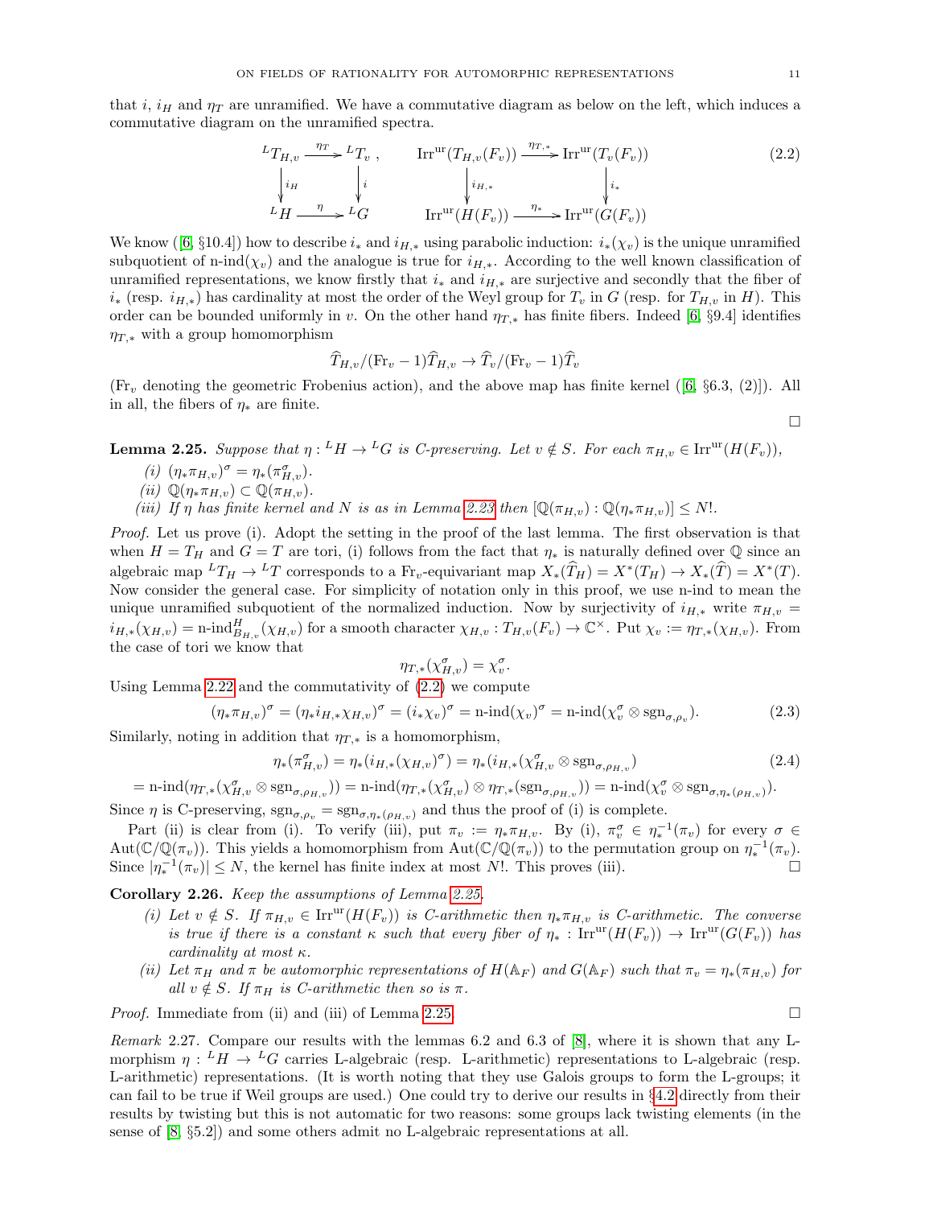that $i$, $i_H$ and $\eta_T$ are unramified. We have a commutative diagram as below on the left, which induces a commutative diagram on the unramified spectra.

$$\begin{array}{ccc} {}^L T_{H,v} & \xrightarrow{\eta_T} & {}^L T_v \\ \downarrow{\scriptstyle i_H} & & \downarrow{\scriptstyle i} \\ {}^L H & \xrightarrow{\eta} & {}^L G \end{array}, \qquad \begin{array}{ccc} \mathrm{Irr}^{\mathrm{ur}}(T_{H,v}(F_v)) & \xrightarrow{\eta_{T,*}} & \mathrm{Irr}^{\mathrm{ur}}(T_v(F_v)) \\ \downarrow{\scriptstyle i_{H,*}} & & \downarrow{\scriptstyle i_*} \\ \mathrm{Irr}^{\mathrm{ur}}(H(F_v)) & \xrightarrow{\eta_*} & \mathrm{Irr}^{\mathrm{ur}}(G(F_v)) \end{array} \tag{2.2}$$

We know ([6, §10.4]) how to describe $i_*$ and $i_{H,*}$ using parabolic induction: $i_*(\chi_v)$ is the unique unramified subquotient of n-ind$(\chi_v)$ and the analogue is true for $i_{H,*}$. According to the well known classification of unramified representations, we know firstly that $i_*$ and $i_{H,*}$ are surjective and secondly that the fiber of $i_*$ (resp. $i_{H,*}$) has cardinality at most the order of the Weyl group for $T_v$ in $G$ (resp. for $T_{H,v}$ in $H$). This order can be bounded uniformly in $v$. On the other hand $\eta_{T,*}$ has finite fibers. Indeed [6, §9.4] identifies $\eta_{T,*}$ with a group homomorphism

$$\widehat{T}_{H,v}/(\mathrm{Fr}_v - 1)\widehat{T}_{H,v} \to \widehat{T}_v/(\mathrm{Fr}_v - 1)\widehat{T}_v$$

($\mathrm{Fr}_v$ denoting the geometric Frobenius action), and the above map has finite kernel ([6, §6.3, (2)]). All in all, the fibers of $\eta_*$ are finite.

□

**Lemma 2.25.** *Suppose that $\eta : {}^L H \to {}^L G$ is C-preserving. Let $v \notin S$. For each $\pi_{H,v} \in \mathrm{Irr}^{\mathrm{ur}}(H(F_v))$,*

*(i) $(\eta_* \pi_{H,v})^\sigma = \eta_*(\pi_{H,v}^\sigma)$.*

*(ii) $\mathbb{Q}(\eta_* \pi_{H,v}) \subset \mathbb{Q}(\pi_{H,v})$.*

*(iii) If $\eta$ has finite kernel and $N$ is as in Lemma 2.23 then $[\mathbb{Q}(\pi_{H,v}) : \mathbb{Q}(\eta_* \pi_{H,v})] \leq N!$.*

*Proof.* Let us prove (i). Adopt the setting in the proof of the last lemma. The first observation is that when $H = T_H$ and $G = T$ are tori, (i) follows from the fact that $\eta_*$ is naturally defined over $\mathbb{Q}$ since an algebraic map ${}^L T_H \to {}^L T$ corresponds to a $\mathrm{Fr}_v$-equivariant map $X_*(\widehat{T}_H) = X^*(T_H) \to X_*(\widehat{T}) = X^*(T)$. Now consider the general case. For simplicity of notation only in this proof, we use n-ind to mean the unique unramified subquotient of the normalized induction. Now by surjectivity of $i_{H,*}$ write $\pi_{H,v} = i_{H,*}(\chi_{H,v}) = \text{n-ind}_{B_{H,v}}^H(\chi_{H,v})$ for a smooth character $\chi_{H,v} : T_{H,v}(F_v) \to \mathbb{C}^\times$. Put $\chi_v := \eta_{T,*}(\chi_{H,v})$. From the case of tori we know that

$$\eta_{T,*}(\chi_{H,v}^\sigma) = \chi_v^\sigma.$$

Using Lemma 2.22 and the commutativity of (2.2) we compute

$$(\eta_* \pi_{H,v})^\sigma = (\eta_* i_{H,*} \chi_{H,v})^\sigma = (i_* \chi_v)^\sigma = \text{n-ind}(\chi_v)^\sigma = \text{n-ind}(\chi_v^\sigma \otimes \mathrm{sgn}_{\sigma,\rho_v}). \tag{2.3}$$

Similarly, noting in addition that $\eta_{T,*}$ is a homomorphism,

$$\eta_*(\pi_{H,v}^\sigma) = \eta_*(i_{H,*}(\chi_{H,v})^\sigma) = \eta_*(i_{H,*}(\chi_{H,v}^\sigma \otimes \mathrm{sgn}_{\sigma,\rho_{H,v}}) \tag{2.4}$$

$$= \text{n-ind}(\eta_{T,*}(\chi_{H,v}^\sigma \otimes \mathrm{sgn}_{\sigma,\rho_{H,v}})) = \text{n-ind}(\eta_{T,*}(\chi_{H,v}^\sigma) \otimes \eta_{T,*}(\mathrm{sgn}_{\sigma,\rho_{H,v}})) = \text{n-ind}(\chi_v^\sigma \otimes \mathrm{sgn}_{\sigma,\eta_*(\rho_{H,v})}).$$

Since $\eta$ is C-preserving, $\mathrm{sgn}_{\sigma,\rho_v} = \mathrm{sgn}_{\sigma,\eta_*(\rho_{H,v})}$ and thus the proof of (i) is complete.

Part (ii) is clear from (i). To verify (iii), put $\pi_v := \eta_* \pi_{H,v}$. By (i), $\pi_v^\sigma \in \eta_*^{-1}(\pi_v)$ for every $\sigma \in \mathrm{Aut}(\mathbb{C}/\mathbb{Q}(\pi_v))$. This yields a homomorphism from $\mathrm{Aut}(\mathbb{C}/\mathbb{Q}(\pi_v))$ to the permutation group on $\eta_*^{-1}(\pi_v)$. Since $|\eta_*^{-1}(\pi_v)| \leq N$, the kernel has finite index at most $N!$. This proves (iii). □

**Corollary 2.26.** *Keep the assumptions of Lemma 2.25.*

*(i) Let $v \notin S$. If $\pi_{H,v} \in \mathrm{Irr}^{\mathrm{ur}}(H(F_v))$ is C-arithmetic then $\eta_* \pi_{H,v}$ is C-arithmetic. The converse is true if there is a constant $\kappa$ such that every fiber of $\eta_* : \mathrm{Irr}^{\mathrm{ur}}(H(F_v)) \to \mathrm{Irr}^{\mathrm{ur}}(G(F_v))$ has cardinality at most $\kappa$.*

*(ii) Let $\pi_H$ and $\pi$ be automorphic representations of $H(\mathbb{A}_F)$ and $G(\mathbb{A}_F)$ such that $\pi_v = \eta_*(\pi_{H,v})$ for all $v \notin S$. If $\pi_H$ is C-arithmetic then so is $\pi$.*

*Proof.* Immediate from (ii) and (iii) of Lemma 2.25. □

*Remark* 2.27. Compare our results with the lemmas 6.2 and 6.3 of [8], where it is shown that any L-morphism $\eta : {}^L H \to {}^L G$ carries L-algebraic (resp. L-arithmetic) representations to L-algebraic (resp. L-arithmetic) representations. (It is worth noting that they use Galois groups to form the L-groups; it can fail to be true if Weil groups are used.) One could try to derive our results in §4.2 directly from their results by twisting but this is not automatic for two reasons: some groups lack twisting elements (in the sense of [8, §5.2]) and some others admit no L-algebraic representations at all.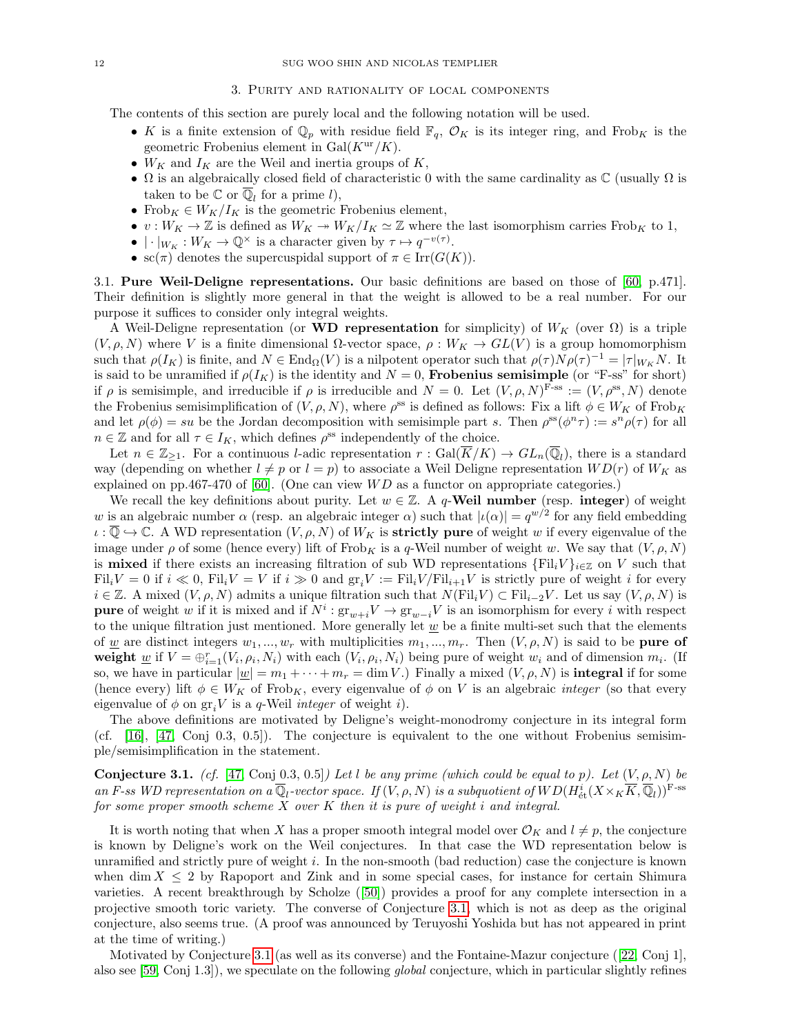## 3. Purity and rationality of local components

The contents of this section are purely local and the following notation will be used.

- $K$ is a finite extension of $\mathbb{Q}_p$ with residue field $\mathbb{F}_q$, $\mathcal{O}_K$ is its integer ring, and $\mathrm{Frob}_K$ is the geometric Frobenius element in $\mathrm{Gal}(K^{\mathrm{ur}}/K)$.
- $W_K$ and $I_K$ are the Weil and inertia groups of $K$,
- $\Omega$ is an algebraically closed field of characteristic 0 with the same cardinality as $\mathbb{C}$ (usually $\Omega$ is taken to be $\mathbb{C}$ or $\overline{\mathbb{Q}}_l$ for a prime $l$),
- $\mathrm{Frob}_K \in W_K/I_K$ is the geometric Frobenius element,
- $v : W_K \to \mathbb{Z}$ is defined as $W_K \twoheadrightarrow W_K/I_K \simeq \mathbb{Z}$ where the last isomorphism carries $\mathrm{Frob}_K$ to 1,
- $|\cdot|_{W_K} : W_K \to \mathbb{Q}^\times$ is a character given by $\tau \mapsto q^{-v(\tau)}$.
- $\mathrm{sc}(\pi)$ denotes the supercuspidal support of $\pi \in \mathrm{Irr}(G(K))$.

3.1. **Pure Weil-Deligne representations.** Our basic definitions are based on those of [60, p.471]. Their definition is slightly more general in that the weight is allowed to be a real number. For our purpose it suffices to consider only integral weights.

A Weil-Deligne representation (or **WD representation** for simplicity) of $W_K$ (over $\Omega$) is a triple $(V, \rho, N)$ where $V$ is a finite dimensional $\Omega$-vector space, $\rho : W_K \to GL(V)$ is a group homomorphism such that $\rho(I_K)$ is finite, and $N \in \mathrm{End}_\Omega(V)$ is a nilpotent operator such that $\rho(\tau)N\rho(\tau)^{-1} = |\tau|_{W_K} N$. It is said to be unramified if $\rho(I_K)$ is the identity and $N = 0$, **Frobenius semisimple** (or "F-ss" for short) if $\rho$ is semisimple, and irreducible if $\rho$ is irreducible and $N = 0$. Let $(V, \rho, N)^{\text{F-ss}} := (V, \rho^{\mathrm{ss}}, N)$ denote the Frobenius semisimplification of $(V, \rho, N)$, where $\rho^{\mathrm{ss}}$ is defined as follows: Fix a lift $\phi \in W_K$ of $\mathrm{Frob}_K$ and let $\rho(\phi) = su$ be the Jordan decomposition with semisimple part $s$. Then $\rho^{\mathrm{ss}}(\phi^n \tau) := s^n \rho(\tau)$ for all $n \in \mathbb{Z}$ and for all $\tau \in I_K$, which defines $\rho^{\mathrm{ss}}$ independently of the choice.

Let $n \in \mathbb{Z}_{\geq 1}$. For a continuous $l$-adic representation $r : \mathrm{Gal}(\overline{K}/K) \to GL_n(\overline{\mathbb{Q}}_l)$, there is a standard way (depending on whether $l \neq p$ or $l = p$) to associate a Weil Deligne representation $WD(r)$ of $W_K$ as explained on pp.467-470 of [60]. (One can view $WD$ as a functor on appropriate categories.)

We recall the key definitions about purity. Let $w \in \mathbb{Z}$. A $q$-**Weil number** (resp. **integer**) of weight $w$ is an algebraic number $\alpha$ (resp. an algebraic integer $\alpha$) such that $|\iota(\alpha)| = q^{w/2}$ for any field embedding $\iota : \overline{\mathbb{Q}} \hookrightarrow \mathbb{C}$. A WD representation $(V, \rho, N)$ of $W_K$ is **strictly pure** of weight $w$ if every eigenvalue of the image under $\rho$ of some (hence every) lift of $\mathrm{Frob}_K$ is a $q$-Weil number of weight $w$. We say that $(V, \rho, N)$ is **mixed** if there exists an increasing filtration of sub WD representations $\{\mathrm{Fil}_i V\}_{i \in \mathbb{Z}}$ on $V$ such that $\mathrm{Fil}_i V = 0$ if $i \ll 0$, $\mathrm{Fil}_i V = V$ if $i \gg 0$ and $\mathrm{gr}_i V := \mathrm{Fil}_i V / \mathrm{Fil}_{i+1} V$ is strictly pure of weight $i$ for every $i \in \mathbb{Z}$. A mixed $(V, \rho, N)$ admits a unique filtration such that $N(\mathrm{Fil}_i V) \subset \mathrm{Fil}_{i-2} V$. Let us say $(V, \rho, N)$ is **pure** of weight $w$ if it is mixed and if $N^i : \mathrm{gr}_{w+i} V \to \mathrm{gr}_{w-i} V$ is an isomorphism for every $i$ with respect to the unique filtration just mentioned. More generally let $\underline{w}$ be a finite multi-set such that the elements of $\underline{w}$ are distinct integers $w_1, ..., w_r$ with multiplicities $m_1, ..., m_r$. Then $(V, \rho, N)$ is said to be **pure of weight** $\underline{w}$ if $V = \oplus_{i=1}^r (V_i, \rho_i, N_i)$ with each $(V_i, \rho_i, N_i)$ being pure of weight $w_i$ and of dimension $m_i$. (If so, we have in particular $|\underline{w}| = m_1 + \cdots + m_r = \dim V$.) Finally a mixed $(V, \rho, N)$ is **integral** if for some (hence every) lift $\phi \in W_K$ of $\mathrm{Frob}_K$, every eigenvalue of $\phi$ on $V$ is an algebraic *integer* (so that every eigenvalue of $\phi$ on $\mathrm{gr}_i V$ is a $q$-Weil *integer* of weight $i$).

The above definitions are motivated by Deligne's weight-monodromy conjecture in its integral form (cf. [16], [47, Conj 0.3, 0.5]). The conjecture is equivalent to the one without Frobenius semisimple/semisimplification in the statement.

**Conjecture 3.1.** *(cf. [47, Conj 0.3, 0.5]) Let $l$ be any prime (which could be equal to $p$). Let $(V, \rho, N)$ be an F-ss WD representation on a $\overline{\mathbb{Q}}_l$-vector space. If $(V, \rho, N)$ is a subquotient of $WD(H^i_{\text{ét}}(X \times_K \overline{K}, \overline{\mathbb{Q}}_l))^{\text{F-ss}}$ for some proper smooth scheme $X$ over $K$ then it is pure of weight $i$ and integral.*

It is worth noting that when $X$ has a proper smooth integral model over $\mathcal{O}_K$ and $l \neq p$, the conjecture is known by Deligne's work on the Weil conjectures. In that case the WD representation below is unramified and strictly pure of weight $i$. In the non-smooth (bad reduction) case the conjecture is known when $\dim X \leq 2$ by Rapoport and Zink and in some special cases, for instance for certain Shimura varieties. A recent breakthrough by Scholze ([50]) provides a proof for any complete intersection in a projective smooth toric variety. The converse of Conjecture 3.1, which is not as deep as the original conjecture, also seems true. (A proof was announced by Teruyoshi Yoshida but has not appeared in print at the time of writing.)

Motivated by Conjecture 3.1 (as well as its converse) and the Fontaine-Mazur conjecture ([22, Conj 1], also see [59, Conj 1.3]), we speculate on the following *global* conjecture, which in particular slightly refines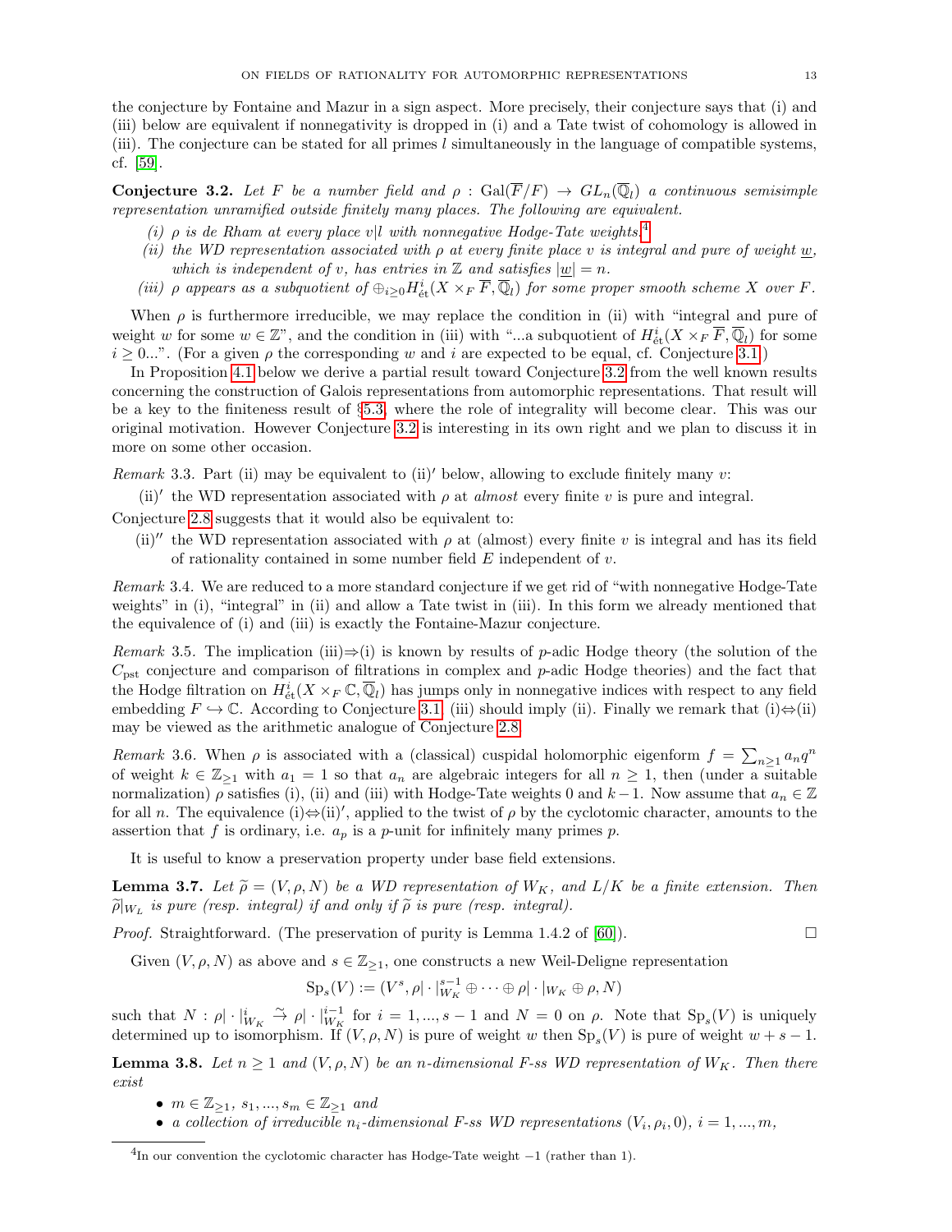the conjecture by Fontaine and Mazur in a sign aspect. More precisely, their conjecture says that (i) and (iii) below are equivalent if nonnegativity is dropped in (i) and a Tate twist of cohomology is allowed in (iii). The conjecture can be stated for all primes $l$ simultaneously in the language of compatible systems, cf. [59].

**Conjecture 3.2.** *Let $F$ be a number field and $\rho : \mathrm{Gal}(\overline{F}/F) \to GL_n(\overline{\mathbb{Q}}_l)$ a continuous semisimple representation unramified outside finitely many places. The following are equivalent.*

*(i) $\rho$ is de Rham at every place $v|l$ with nonnegative Hodge-Tate weights.*[4]

*(ii) the WD representation associated with $\rho$ at every finite place $v$ is integral and pure of weight $\underline{w}$, which is independent of $v$, has entries in $\mathbb{Z}$ and satisfies $|\underline{w}| = n$.*

*(iii) $\rho$ appears as a subquotient of $\oplus_{i\geq 0} H^i_{\text{ét}}(X \times_F \overline{F}, \overline{\mathbb{Q}}_l)$ for some proper smooth scheme $X$ over $F$.*

When $\rho$ is furthermore irreducible, we may replace the condition in (ii) with "integral and pure of weight $w$ for some $w \in \mathbb{Z}$", and the condition in (iii) with "...a subquotient of $H^i_{\text{ét}}(X \times_F \overline{F}, \overline{\mathbb{Q}}_l)$ for some $i \geq 0$...". (For a given $\rho$ the corresponding $w$ and $i$ are expected to be equal, cf. Conjecture 3.1.)

In Proposition 4.1 below we derive a partial result toward Conjecture 3.2 from the well known results concerning the construction of Galois representations from automorphic representations. That result will be a key to the finiteness result of §5.3, where the role of integrality will become clear. This was our original motivation. However Conjecture 3.2 is interesting in its own right and we plan to discuss it in more on some other occasion.

*Remark* 3.3. Part (ii) may be equivalent to (ii)$'$ below, allowing to exclude finitely many $v$:

(ii)$'$ the WD representation associated with $\rho$ at *almost* every finite $v$ is pure and integral.

Conjecture 2.8 suggests that it would also be equivalent to:

(ii)$''$ the WD representation associated with $\rho$ at (almost) every finite $v$ is integral and has its field of rationality contained in some number field $E$ independent of $v$.

*Remark* 3.4. We are reduced to a more standard conjecture if we get rid of "with nonnegative Hodge-Tate weights" in (i), "integral" in (ii) and allow a Tate twist in (iii). In this form we already mentioned that the equivalence of (i) and (iii) is exactly the Fontaine-Mazur conjecture.

*Remark* 3.5. The implication (iii)⇒(i) is known by results of $p$-adic Hodge theory (the solution of the $C_{\mathrm{pst}}$ conjecture and comparison of filtrations in complex and $p$-adic Hodge theories) and the fact that the Hodge filtration on $H^i_{\text{ét}}(X \times_F \mathbb{C}, \overline{\mathbb{Q}}_l)$ has jumps only in nonnegative indices with respect to any field embedding $F \hookrightarrow \mathbb{C}$. According to Conjecture 3.1, (iii) should imply (ii). Finally we remark that (i)⇔(ii) may be viewed as the arithmetic analogue of Conjecture 2.8.

*Remark* 3.6. When $\rho$ is associated with a (classical) cuspidal holomorphic eigenform $f = \sum_{n\geq 1} a_n q^n$ of weight $k \in \mathbb{Z}_{\geq 1}$ with $a_1 = 1$ so that $a_n$ are algebraic integers for all $n \geq 1$, then (under a suitable normalization) $\rho$ satisfies (i), (ii) and (iii) with Hodge-Tate weights 0 and $k-1$. Now assume that $a_n \in \mathbb{Z}$ for all $n$. The equivalence (i)⇔(ii)$'$, applied to the twist of $\rho$ by the cyclotomic character, amounts to the assertion that $f$ is ordinary, i.e. $a_p$ is a $p$-unit for infinitely many primes $p$.

It is useful to know a preservation property under base field extensions.

**Lemma 3.7.** *Let $\widetilde{\rho} = (V, \rho, N)$ be a WD representation of $W_K$, and $L/K$ be a finite extension. Then $\widetilde{\rho}|_{W_L}$ is pure (resp. integral) if and only if $\widetilde{\rho}$ is pure (resp. integral).*

*Proof.* Straightforward. (The preservation of purity is Lemma 1.4.2 of [60].) □

Given $(V, \rho, N)$ as above and $s \in \mathbb{Z}_{\geq 1}$, one constructs a new Weil-Deligne representation

$$\mathrm{Sp}_s(V) := (V^s, \rho| \cdot |^{s-1}_{W_K} \oplus \cdots \oplus \rho| \cdot |_{W_K} \oplus \rho, N)$$

such that $N : \rho| \cdot |^i_{W_K} \overset{\sim}{\to} \rho| \cdot |^{i-1}_{W_K}$ for $i = 1, ..., s-1$ and $N = 0$ on $\rho$. Note that $\mathrm{Sp}_s(V)$ is uniquely determined up to isomorphism. If $(V, \rho, N)$ is pure of weight $w$ then $\mathrm{Sp}_s(V)$ is pure of weight $w + s - 1$.

**Lemma 3.8.** *Let $n \geq 1$ and $(V, \rho, N)$ be an $n$-dimensional F-ss WD representation of $W_K$. Then there exist*

- *$m \in \mathbb{Z}_{\geq 1}$, $s_1, ..., s_m \in \mathbb{Z}_{\geq 1}$ and*
- *a collection of irreducible $n_i$-dimensional F-ss WD representations $(V_i, \rho_i, 0)$, $i = 1, ..., m$,*

[4] In our convention the cyclotomic character has Hodge-Tate weight $-1$ (rather than 1).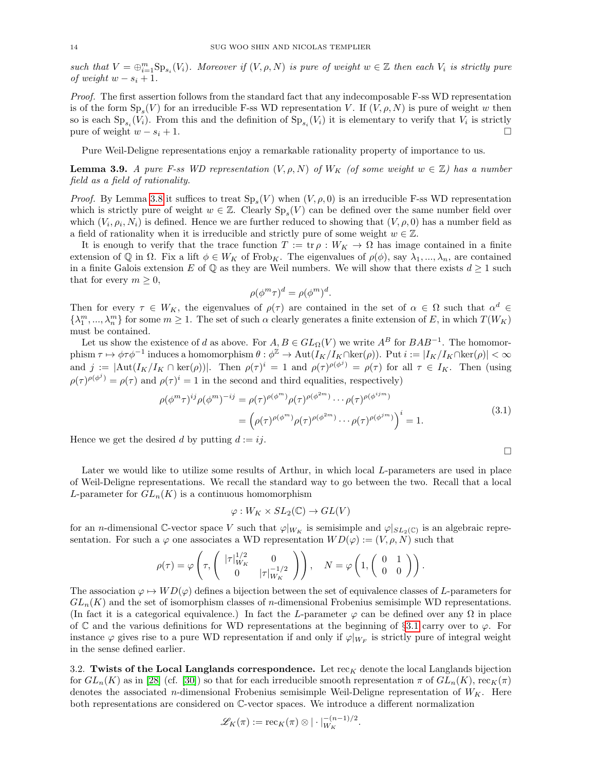*such that $V = \oplus_{i=1}^m \mathrm{Sp}_{s_i}(V_i)$. Moreover if $(V, \rho, N)$ is pure of weight $w \in \mathbb{Z}$ then each $V_i$ is strictly pure of weight $w - s_i + 1$.*

*Proof.* The first assertion follows from the standard fact that any indecomposable F-ss WD representation is of the form $\mathrm{Sp}_s(V)$ for an irreducible F-ss WD representation $V$. If $(V, \rho, N)$ is pure of weight $w$ then so is each $\mathrm{Sp}_{s_i}(V_i)$. From this and the definition of $\mathrm{Sp}_{s_i}(V_i)$ it is elementary to verify that $V_i$ is strictly pure of weight $w - s_i + 1$. □

Pure Weil-Deligne representations enjoy a remarkable rationality property of importance to us.

**Lemma 3.9.** *A pure F-ss WD representation $(V, \rho, N)$ of $W_K$ (of some weight $w \in \mathbb{Z}$) has a number field as a field of rationality.*

*Proof.* By Lemma 3.8 it suffices to treat $\mathrm{Sp}_s(V)$ when $(V, \rho, 0)$ is an irreducible F-ss WD representation which is strictly pure of weight $w \in \mathbb{Z}$. Clearly $\mathrm{Sp}_s(V)$ can be defined over the same number field over which $(V_i, \rho_i, N_i)$ is defined. Hence we are further reduced to showing that $(V, \rho, 0)$ has a number field as a field of rationality when it is irreducible and strictly pure of some weight $w \in \mathbb{Z}$.

It is enough to verify that the trace function $T := \mathrm{tr}\, \rho : W_K \to \Omega$ has image contained in a finite extension of $\mathbb{Q}$ in $\Omega$. Fix a lift $\phi \in W_K$ of $\mathrm{Frob}_K$. The eigenvalues of $\rho(\phi)$, say $\lambda_1, ..., \lambda_n$, are contained in a finite Galois extension $E$ of $\mathbb{Q}$ as they are Weil numbers. We will show that there exists $d \geq 1$ such that for every $m \geq 0$,

$$\rho(\phi^m \tau)^d = \rho(\phi^m)^d.$$

Then for every $\tau \in W_K$, the eigenvalues of $\rho(\tau)$ are contained in the set of $\alpha \in \Omega$ such that $\alpha^d \in \{\lambda_1^m, ..., \lambda_n^m\}$ for some $m \geq 1$. The set of such $\alpha$ clearly generates a finite extension of $E$, in which $T(W_K)$ must be contained.

Let us show the existence of $d$ as above. For $A, B \in GL_\Omega(V)$ we write $A^B$ for $BAB^{-1}$. The homomorphism $\tau \mapsto \phi\tau\phi^{-1}$ induces a homomorphism $\theta : \phi^{\mathbb{Z}} \to \mathrm{Aut}(I_K/I_K \cap \ker(\rho))$. Put $i := |I_K/I_K \cap \ker(\rho)| < \infty$ and $j := |\mathrm{Aut}(I_K/I_K \cap \ker(\rho))|$. Then $\rho(\tau)^i = 1$ and $\rho(\tau)^{\rho(\phi^j)} = \rho(\tau)$ for all $\tau \in I_K$. Then (using $\rho(\tau)^{\rho(\phi^j)} = \rho(\tau)$ and $\rho(\tau)^i = 1$ in the second and third equalities, respectively)

$$\begin{aligned} \rho(\phi^m \tau)^{ij} \rho(\phi^m)^{-ij} &= \rho(\tau)^{\rho(\phi^m)} \rho(\tau)^{\rho(\phi^{2m})} \cdots \rho(\tau)^{\rho(\phi^{ijm})} \\ &= \left(\rho(\tau)^{\rho(\phi^m)} \rho(\tau)^{\rho(\phi^{2m})} \cdots \rho(\tau)^{\rho(\phi^{jm})}\right)^i = 1. \end{aligned} \tag{3.1}$$

Hence we get the desired $d$ by putting $d := ij$. □

Later we would like to utilize some results of Arthur, in which local $L$-parameters are used in place of Weil-Deligne representations. We recall the standard way to go between the two. Recall that a local $L$-parameter for $GL_n(K)$ is a continuous homomorphism

$$\varphi : W_K \times SL_2(\mathbb{C}) \to GL(V)$$

for an $n$-dimensional $\mathbb{C}$-vector space $V$ such that $\varphi|_{W_K}$ is semisimple and $\varphi|_{SL_2(\mathbb{C})}$ is an algebraic representation. For such a $\varphi$ one associates a WD representation $WD(\varphi) := (V, \rho, N)$ such that

$$\rho(\tau) = \varphi\left(\tau, \begin{pmatrix} |\tau|_{W_K}^{1/2} & 0 \\ 0 & |\tau|_{W_K}^{-1/2} \end{pmatrix}\right), \quad N = \varphi\left(1, \begin{pmatrix} 0 & 1 \\ 0 & 0 \end{pmatrix}\right).$$

The association $\varphi \mapsto WD(\varphi)$ defines a bijection between the set of equivalence classes of $L$-parameters for $GL_n(K)$ and the set of isomorphism classes of $n$-dimensional Frobenius semisimple WD representations. (In fact it is a categorical equivalence.) In fact the $L$-parameter $\varphi$ can be defined over any $\Omega$ in place of $\mathbb{C}$ and the various definitions for WD representations at the beginning of §3.1 carry over to $\varphi$. For instance $\varphi$ gives rise to a pure WD representation if and only if $\varphi|_{W_F}$ is strictly pure of integral weight in the sense defined earlier.

3.2. **Twists of the Local Langlands correspondence.** Let $\mathrm{rec}_K$ denote the local Langlands bijection for $GL_n(K)$ as in [28] (cf. [30]) so that for each irreducible smooth representation $\pi$ of $GL_n(K)$, $\mathrm{rec}_K(\pi)$ denotes the associated $n$-dimensional Frobenius semisimple Weil-Deligne representation of $W_K$. Here both representations are considered on $\mathbb{C}$-vector spaces. We introduce a different normalization

$$\mathscr{L}_K(\pi) := \mathrm{rec}_K(\pi) \otimes |\cdot|_{W_K}^{-(n-1)/2}.$$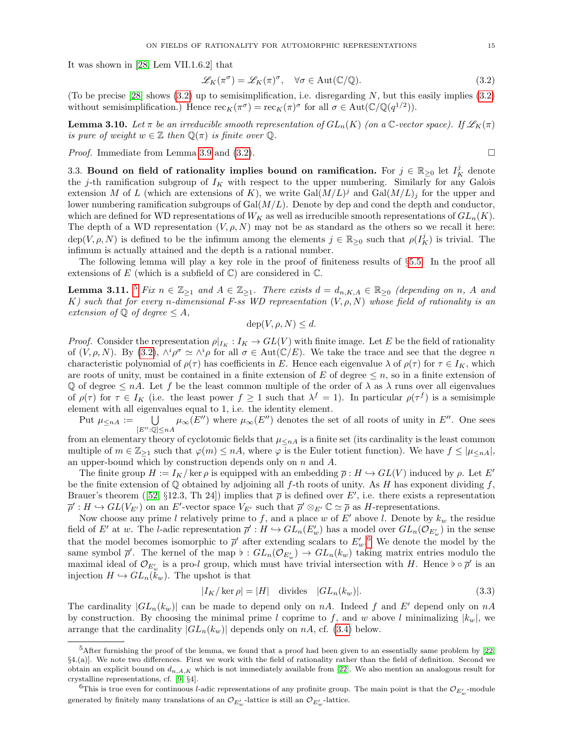It was shown in [28, Lem VII.1.6.2] that

$$\mathscr{L}_K(\pi^\sigma) = \mathscr{L}_K(\pi)^\sigma, \quad \forall \sigma \in \mathrm{Aut}(\mathbb{C}/\mathbb{Q}). \tag{3.2}$$

(To be precise [28] shows (3.2) up to semisimplification, i.e. disregarding $N$, but this easily implies (3.2) without semisimplification.) Hence $\mathrm{rec}_K(\pi^\sigma) = \mathrm{rec}_K(\pi)^\sigma$ for all $\sigma \in \mathrm{Aut}(\mathbb{C}/\mathbb{Q}(q^{1/2}))$.

**Lemma 3.10.** *Let $\pi$ be an irreducible smooth representation of $GL_n(K)$ (on a $\mathbb{C}$-vector space). If $\mathscr{L}_K(\pi)$ is pure of weight $w \in \mathbb{Z}$ then $\mathbb{Q}(\pi)$ is finite over $\mathbb{Q}$.*

*Proof.* Immediate from Lemma 3.9 and (3.2). $\square$

3.3. **Bound on field of rationality implies bound on ramification.** For $j \in \mathbb{R}_{\geq 0}$ let $I_K^j$ denote the $j$-th ramification subgroup of $I_K$ with respect to the upper numbering. Similarly for any Galois extension $M$ of $L$ (which are extensions of $K$), we write $\mathrm{Gal}(M/L)^j$ and $\mathrm{Gal}(M/L)_j$ for the upper and lower numbering ramification subgroups of $\mathrm{Gal}(M/L)$. Denote by dep and cond the depth and conductor, which are defined for WD representations of $W_K$ as well as irreducible smooth representations of $GL_n(K)$. The depth of a WD representation $(V,\rho,N)$ may not be as standard as the others so we recall it here: $\mathrm{dep}(V,\rho,N)$ is defined to be the infimum among the elements $j \in \mathbb{R}_{\geq 0}$ such that $\rho(I_K^j)$ is trivial. The infimum is actually attained and the depth is a rational number.

The following lemma will play a key role in the proof of finiteness results of §5.5. In the proof all extensions of $E$ (which is a subfield of $\mathbb{C}$) are considered in $\mathbb{C}$.

**Lemma 3.11.** [5] *Fix $n \in \mathbb{Z}_{\geq 1}$ and $A \in \mathbb{Z}_{\geq 1}$. There exists $d = d_{n,K,A} \in \mathbb{R}_{\geq 0}$ (depending on $n$, $A$ and $K$) such that for every $n$-dimensional F-ss WD representation $(V,\rho,N)$ whose field of rationality is an extension of $\mathbb{Q}$ of degree $\leq A$,*

$$\mathrm{dep}(V,\rho,N) \leq d.$$

*Proof.* Consider the representation $\rho|_{I_K} : I_K \to GL(V)$ with finite image. Let $E$ be the field of rationality of $(V,\rho,N)$. By (3.2), $\wedge^i \rho^\sigma \simeq \wedge^i \rho$ for all $\sigma \in \mathrm{Aut}(\mathbb{C}/E)$. We take the trace and see that the degree $n$ characteristic polynomial of $\rho(\tau)$ has coefficients in $E$. Hence each eigenvalue $\lambda$ of $\rho(\tau)$ for $\tau \in I_K$, which are roots of unity, must be contained in a finite extension of $E$ of degree $\leq n$, so in a finite extension of $\mathbb{Q}$ of degree $\leq nA$. Let $f$ be the least common multiple of the order of $\lambda$ as $\lambda$ runs over all eigenvalues of $\rho(\tau)$ for $\tau \in I_K$ (i.e. the least power $f \geq 1$ such that $\lambda^f = 1$). In particular $\rho(\tau^f)$ is a semisimple element with all eigenvalues equal to 1, i.e. the identity element.

Put $\mu_{\leq nA} := \bigcup_{[E'':\mathbb{Q}] \leq nA} \mu_\infty(E'')$ where $\mu_\infty(E'')$ denotes the set of all roots of unity in $E''$. One sees from an elementary theory of cyclotomic fields that $\mu_{\leq nA}$ is a finite set (its cardinality is the least common multiple of $m \in \mathbb{Z}_{\geq 1}$ such that $\varphi(m) \leq nA$, where $\varphi$ is the Euler totient function). We have $f \leq |\mu_{\leq nA}|$, an upper-bound which by construction depends only on $n$ and $A$.

The finite group $H := I_K/\ker\rho$ is equipped with an embedding $\overline{\rho} : H \hookrightarrow GL(V)$ induced by $\rho$. Let $E'$ be the finite extension of $\mathbb{Q}$ obtained by adjoining all $f$-th roots of unity. As $H$ has exponent dividing $f$, Brauer's theorem ([52, §12.3, Th 24]) implies that $\overline{\rho}$ is defined over $E'$, i.e. there exists a representation $\overline{\rho}' : H \hookrightarrow GL(V_{E'})$ on an $E'$-vector space $V_{E'}$ such that $\overline{\rho}' \otimes_{E'} \mathbb{C} \simeq \overline{\rho}$ as $H$-representations.

Now choose any prime $l$ relatively prime to $f$, and a place $w$ of $E'$ above $l$. Denote by $k_w$ the residue field of $E'$ at $w$. The $l$-adic representation $\overline{\rho}' : H \hookrightarrow GL_n(E'_w)$ has a model over $GL_n(\mathcal{O}_{E'_w})$ in the sense that the model becomes isomorphic to $\overline{\rho}'$ after extending scalars to $E'_w$.[6] We denote the model by the same symbol $\overline{\rho}'$. The kernel of the map $\flat : GL_n(\mathcal{O}_{E'_w}) \to GL_n(k_w)$ taking matrix entries modulo the maximal ideal of $\mathcal{O}_{E'_w}$ is a pro-$l$ group, which must have trivial intersection with $H$. Hence $\flat \circ \overline{\rho}'$ is an injection $H \hookrightarrow GL_n(k_w)$. The upshot is that

$$|I_K/\ker\rho| = |H| \quad \text{divides} \quad |GL_n(k_w)|. \tag{3.3}$$

The cardinality $|GL_n(k_w)|$ can be made to depend only on $nA$. Indeed $f$ and $E'$ depend only on $nA$ by construction. By choosing the minimal prime $l$ coprime to $f$, and $w$ above $l$ minimalizing $|k_w|$, we arrange that the cardinality $|GL_n(k_w)|$ depends only on $nA$, cf. (3.4) below.

---

[5] After furnishing the proof of the lemma, we found that a proof had been given to an essentially same problem by [22, §4.(a)]. We note two differences. First we work with the field of rationality rather than the field of definition. Second we obtain an explicit bound on $d_{n,A,K}$ which is not immediately available from [22]. We also mention an analogous result for crystalline representations, cf. [9, §4].

[6] This is true even for continuous $l$-adic representations of any profinite group. The main point is that the $\mathcal{O}_{E'_w}$-module generated by finitely many translations of an $\mathcal{O}_{E'_w}$-lattice is still an $\mathcal{O}_{E'_w}$-lattice.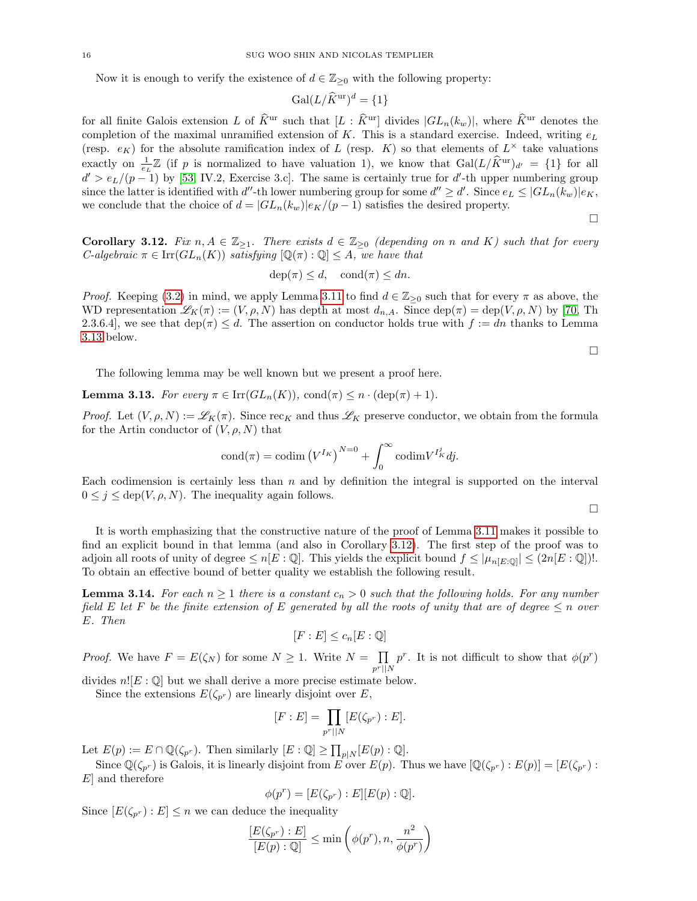Now it is enough to verify the existence of $d \in \mathbb{Z}_{\geq 0}$ with the following property:

$$\mathrm{Gal}(L/\widehat{K}^{\mathrm{ur}})^d = \{1\}$$

for all finite Galois extension $L$ of $\widehat{K}^{\mathrm{ur}}$ such that $[L : \widehat{K}^{\mathrm{ur}}]$ divides $|GL_n(k_w)|$, where $\widehat{K}^{\mathrm{ur}}$ denotes the completion of the maximal unramified extension of $K$. This is a standard exercise. Indeed, writing $e_L$ (resp. $e_K$) for the absolute ramification index of $L$ (resp. $K$) so that elements of $L^\times$ take valuations exactly on $\frac{1}{e_L}\mathbb{Z}$ (if $p$ is normalized to have valuation 1), we know that $\mathrm{Gal}(L/\widehat{K}^{\mathrm{ur}})_{d'} = \{1\}$ for all $d' > e_L/(p-1)$ by [53, IV.2, Exercise 3.c]. The same is certainly true for $d'$-th upper numbering group since the latter is identified with $d''$-th lower numbering group for some $d'' \geq d'$. Since $e_L \leq |GL_n(k_w)|e_K$, we conclude that the choice of $d = |GL_n(k_w)|e_K/(p-1)$ satisfies the desired property.

∎

**Corollary 3.12.** *Fix $n, A \in \mathbb{Z}_{\geq 1}$. There exists $d \in \mathbb{Z}_{\geq 0}$ (depending on $n$ and $K$) such that for every $C$-algebraic $\pi \in \mathrm{Irr}(GL_n(K))$ satisfying $[\mathbb{Q}(\pi) : \mathbb{Q}] \leq A$, we have that*

$$\mathrm{dep}(\pi) \leq d, \quad \mathrm{cond}(\pi) \leq dn.$$

*Proof.* Keeping (3.2) in mind, we apply Lemma 3.11 to find $d \in \mathbb{Z}_{\geq 0}$ such that for every $\pi$ as above, the WD representation $\mathscr{L}_K(\pi) := (V, \rho, N)$ has depth at most $d_{n,A}$. Since $\mathrm{dep}(\pi) = \mathrm{dep}(V, \rho, N)$ by [70, Th 2.3.6.4], we see that $\mathrm{dep}(\pi) \leq d$. The assertion on conductor holds true with $f := dn$ thanks to Lemma 3.13 below.

∎

The following lemma may be well known but we present a proof here.

**Lemma 3.13.** *For every $\pi \in \mathrm{Irr}(GL_n(K))$, $\mathrm{cond}(\pi) \leq n \cdot (\mathrm{dep}(\pi) + 1)$.*

*Proof.* Let $(V, \rho, N) := \mathscr{L}_K(\pi)$. Since $\mathrm{rec}_K$ and thus $\mathscr{L}_K$ preserve conductor, we obtain from the formula for the Artin conductor of $(V, \rho, N)$ that

$$\mathrm{cond}(\pi) = \mathrm{codim}\left(V^{I_K}\right)^{N=0} + \int_0^\infty \mathrm{codim} V^{I_K^j} dj.$$

Each codimension is certainly less than $n$ and by definition the integral is supported on the interval $0 \leq j \leq \mathrm{dep}(V, \rho, N)$. The inequality again follows.

∎

It is worth emphasizing that the constructive nature of the proof of Lemma 3.11 makes it possible to find an explicit bound in that lemma (and also in Corollary 3.12). The first step of the proof was to adjoin all roots of unity of degree $\leq n[E : \mathbb{Q}]$. This yields the explicit bound $f \leq |\mu_{n[E:\mathbb{Q}]}| \leq (2n[E : \mathbb{Q}])!$. To obtain an effective bound of better quality we establish the following result.

**Lemma 3.14.** *For each $n \geq 1$ there is a constant $c_n > 0$ such that the following holds. For any number field $E$ let $F$ be the finite extension of $E$ generated by all the roots of unity that are of degree $\leq n$ over $E$. Then*

$$[F : E] \leq c_n[E : \mathbb{Q}]$$

*Proof.* We have $F = E(\zeta_N)$ for some $N \geq 1$. Write $N = \prod_{p^r || N} p^r$. It is not difficult to show that $\phi(p^r)$ divides $n![E : \mathbb{Q}]$ but we shall derive a more precise estimate below.

Since the extensions $E(\zeta_{p^r})$ are linearly disjoint over $E$,

$$[F : E] = \prod_{p^r || N} [E(\zeta_{p^r}) : E].$$

Let $E(p) := E \cap \mathbb{Q}(\zeta_{p^r})$. Then similarly $[E : \mathbb{Q}] \geq \prod_{p|N} [E(p) : \mathbb{Q}]$.

Since $\mathbb{Q}(\zeta_{p^r})$ is Galois, it is linearly disjoint from $E$ over $E(p)$. Thus we have $[\mathbb{Q}(\zeta_{p^r}) : E(p)] = [E(\zeta_{p^r}) : E]$ and therefore

$$\phi(p^r) = [E(\zeta_{p^r}) : E][E(p) : \mathbb{Q}].$$

Since $[E(\zeta_{p^r}) : E] \leq n$ we can deduce the inequality

$$\frac{[E(\zeta_{p^r}) : E]}{[E(p) : \mathbb{Q}]} \leq \min\left(\phi(p^r), n, \frac{n^2}{\phi(p^r)}\right)$$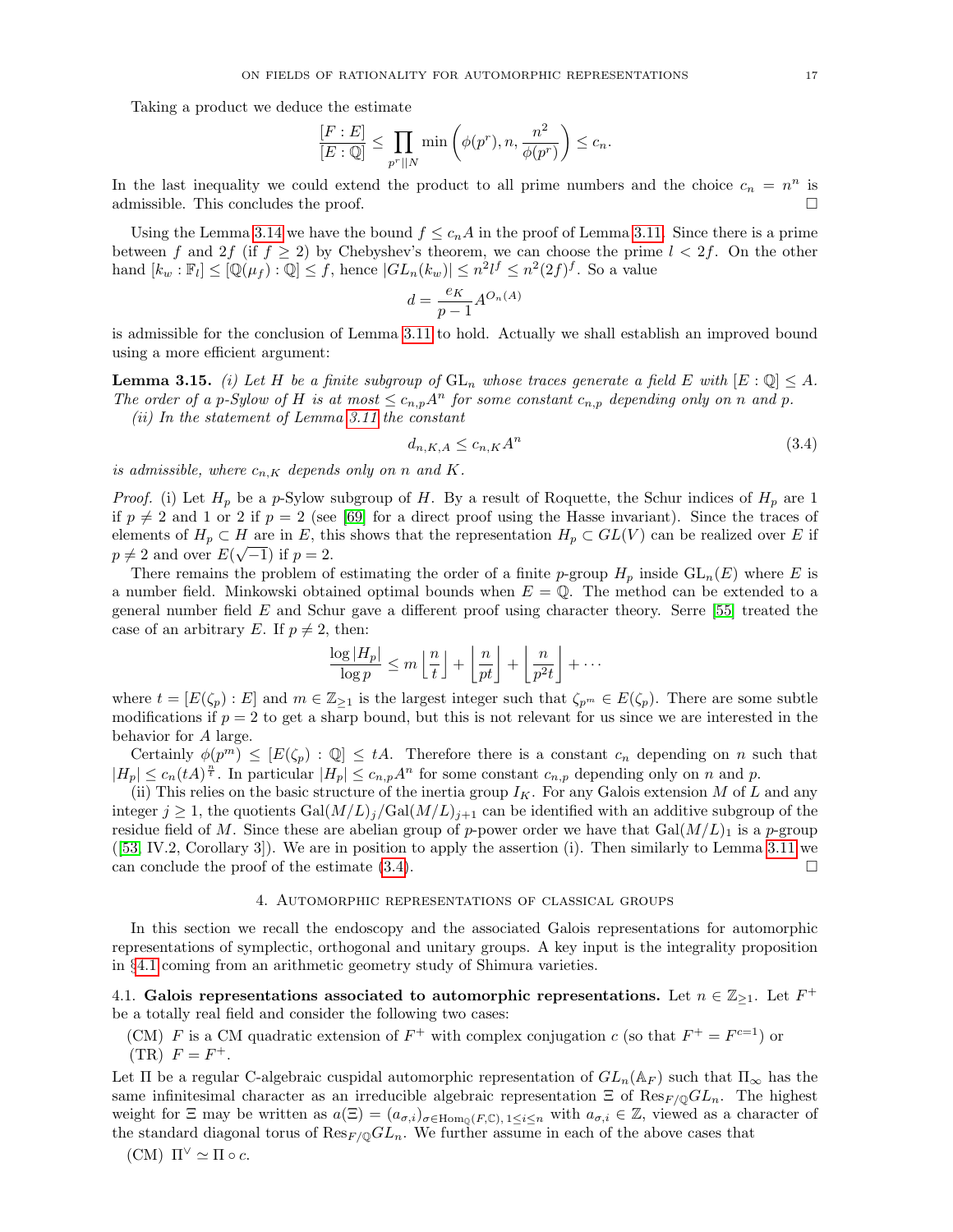Taking a product we deduce the estimate

$$\frac{[F:E]}{[E:\mathbb{Q}]} \leq \prod_{p^r || N} \min\left(\phi(p^r), n, \frac{n^2}{\phi(p^r)}\right) \leq c_n.$$

In the last inequality we could extend the product to all prime numbers and the choice $c_n = n^n$ is admissible. This concludes the proof. $\square$

Using the Lemma 3.14 we have the bound $f \leq c_n A$ in the proof of Lemma 3.11. Since there is a prime between $f$ and $2f$ (if $f \geq 2$) by Chebyshev's theorem, we can choose the prime $l < 2f$. On the other hand $[k_w : \mathbb{F}_l] \leq [\mathbb{Q}(\mu_f) : \mathbb{Q}] \leq f$, hence $|GL_n(k_w)| \leq n^2 l^f \leq n^2 (2f)^f$. So a value

$$d = \frac{e_K}{p-1} A^{O_n(A)}$$

is admissible for the conclusion of Lemma 3.11 to hold. Actually we shall establish an improved bound using a more efficient argument:

**Lemma 3.15.** *(i) Let $H$ be a finite subgroup of $\mathrm{GL}_n$ whose traces generate a field $E$ with $[E:\mathbb{Q}] \leq A$. The order of a $p$-Sylow of $H$ is at most $\leq c_{n,p} A^n$ for some constant $c_{n,p}$ depending only on $n$ and $p$.*

*(ii) In the statement of Lemma 3.11 the constant*

$$d_{n,K,A} \leq c_{n,K} A^n \tag{3.4}$$

*is admissible, where $c_{n,K}$ depends only on $n$ and $K$.*

*Proof.* (i) Let $H_p$ be a $p$-Sylow subgroup of $H$. By a result of Roquette, the Schur indices of $H_p$ are 1 if $p \neq 2$ and 1 or 2 if $p = 2$ (see [69] for a direct proof using the Hasse invariant). Since the traces of elements of $H_p \subset H$ are in $E$, this shows that the representation $H_p \subset GL(V)$ can be realized over $E$ if $p \neq 2$ and over $E(\sqrt{-1})$ if $p = 2$.

There remains the problem of estimating the order of a finite $p$-group $H_p$ inside $\mathrm{GL}_n(E)$ where $E$ is a number field. Minkowski obtained optimal bounds when $E = \mathbb{Q}$. The method can be extended to a general number field $E$ and Schur gave a different proof using character theory. Serre [55] treated the case of an arbitrary $E$. If $p \neq 2$, then:

$$\frac{\log |H_p|}{\log p} \leq m \left\lfloor \frac{n}{t} \right\rfloor + \left\lfloor \frac{n}{pt} \right\rfloor + \left\lfloor \frac{n}{p^2 t} \right\rfloor + \cdots$$

where $t = [E(\zeta_p) : E]$ and $m \in \mathbb{Z}_{\geq 1}$ is the largest integer such that $\zeta_{p^m} \in E(\zeta_p)$. There are some subtle modifications if $p = 2$ to get a sharp bound, but this is not relevant for us since we are interested in the behavior for $A$ large.

Certainly $\phi(p^m) \leq [E(\zeta_p) : \mathbb{Q}] \leq tA$. Therefore there is a constant $c_n$ depending on $n$ such that $|H_p| \leq c_n (tA)^{\frac{n}{t}}$. In particular $|H_p| \leq c_{n,p} A^n$ for some constant $c_{n,p}$ depending only on $n$ and $p$.

(ii) This relies on the basic structure of the inertia group $I_K$. For any Galois extension $M$ of $L$ and any integer $j \geq 1$, the quotients $\mathrm{Gal}(M/L)_j / \mathrm{Gal}(M/L)_{j+1}$ can be identified with an additive subgroup of the residue field of $M$. Since these are abelian group of $p$-power order we have that $\mathrm{Gal}(M/L)_1$ is a $p$-group ([53, IV.2, Corollary 3]). We are in position to apply the assertion (i). Then similarly to Lemma 3.11 we can conclude the proof of the estimate (3.4). $\square$

## 4. Automorphic representations of classical groups

In this section we recall the endoscopy and the associated Galois representations for automorphic representations of symplectic, orthogonal and unitary groups. A key input is the integrality proposition in §4.1 coming from an arithmetic geometry study of Shimura varieties.

### 4.1. Galois representations associated to automorphic representations.

Let $n \in \mathbb{Z}_{\geq 1}$. Let $F^+$ be a totally real field and consider the following two cases:

(CM) $F$ is a CM quadratic extension of $F^+$ with complex conjugation $c$ (so that $F^+ = F^{c=1}$) or

(TR) $F = F^+$.

Let $\Pi$ be a regular C-algebraic cuspidal automorphic representation of $GL_n(\mathbb{A}_F)$ such that $\Pi_\infty$ has the same infinitesimal character as an irreducible algebraic representation $\Xi$ of $\mathrm{Res}_{F/\mathbb{Q}} GL_n$. The highest weight for $\Xi$ may be written as $a(\Xi) = (a_{\sigma,i})_{\sigma \in \mathrm{Hom}_{\mathbb{Q}}(F,\mathbb{C}), 1 \leq i \leq n}$ with $a_{\sigma,i} \in \mathbb{Z}$, viewed as a character of the standard diagonal torus of $\mathrm{Res}_{F/\mathbb{Q}} GL_n$. We further assume in each of the above cases that

(CM) $\Pi^\vee \simeq \Pi \circ c$.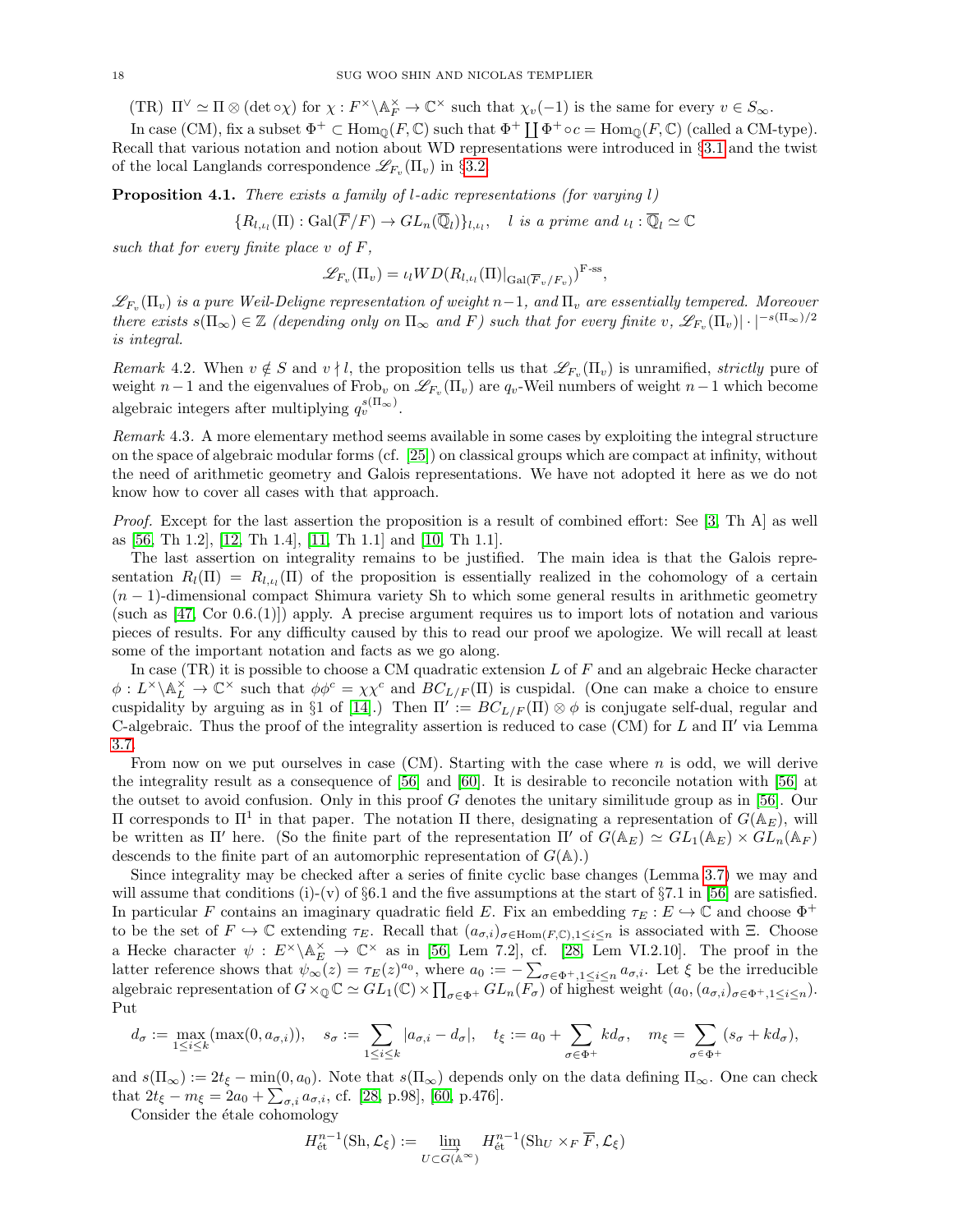(TR) $\Pi^\vee \simeq \Pi \otimes (\det \circ \chi)$ for $\chi : F^\times\backslash\mathbb{A}_F^\times \to \mathbb{C}^\times$ such that $\chi_v(-1)$ is the same for every $v \in S_\infty$.

In case (CM), fix a subset $\Phi^+ \subset \mathrm{Hom}_\mathbb{Q}(F,\mathbb{C})$ such that $\Phi^+ \coprod \Phi^+ \circ c = \mathrm{Hom}_\mathbb{Q}(F,\mathbb{C})$ (called a CM-type). Recall that various notation and notion about WD representations were introduced in §3.1 and the twist of the local Langlands correspondence $\mathscr{L}_{F_v}(\Pi_v)$ in §3.2.

**Proposition 4.1.** *There exists a family of $l$-adic representations (for varying $l$)*

$$\{R_{l,\iota_l}(\Pi) : \mathrm{Gal}(\overline{F}/F) \to GL_n(\overline{\mathbb{Q}}_l)\}_{l,\iota_l}, \quad l \text{ is a prime and } \iota_l : \overline{\mathbb{Q}}_l \simeq \mathbb{C}$$

*such that for every finite place $v$ of $F$,*

$$\mathscr{L}_{F_v}(\Pi_v) = \iota_l WD(R_{l,\iota_l}(\Pi)|_{\mathrm{Gal}(\overline{F}_v/F_v)})^{\text{F-ss}},$$

*$\mathscr{L}_{F_v}(\Pi_v)$ is a pure Weil-Deligne representation of weight $n-1$, and $\Pi_v$ are essentially tempered. Moreover there exists $s(\Pi_\infty) \in \mathbb{Z}$ (depending only on $\Pi_\infty$ and $F$) such that for every finite $v$, $\mathscr{L}_{F_v}(\Pi_v)|\cdot|^{-s(\Pi_\infty)/2}$ is integral.*

*Remark* 4.2. When $v \notin S$ and $v \nmid l$, the proposition tells us that $\mathscr{L}_{F_v}(\Pi_v)$ is unramified, *strictly* pure of weight $n-1$ and the eigenvalues of $\mathrm{Frob}_v$ on $\mathscr{L}_{F_v}(\Pi_v)$ are $q_v$-Weil numbers of weight $n-1$ which become algebraic integers after multiplying $q_v^{s(\Pi_\infty)}$.

*Remark* 4.3. A more elementary method seems available in some cases by exploiting the integral structure on the space of algebraic modular forms (cf. [25]) on classical groups which are compact at infinity, without the need of arithmetic geometry and Galois representations. We have not adopted it here as we do not know how to cover all cases with that approach.

*Proof.* Except for the last assertion the proposition is a result of combined effort: See [3, Th A] as well as [56, Th 1.2], [12, Th 1.4], [11, Th 1.1] and [10, Th 1.1].

The last assertion on integrality remains to be justified. The main idea is that the Galois representation $R_l(\Pi) = R_{l,\iota_l}(\Pi)$ of the proposition is essentially realized in the cohomology of a certain $(n-1)$-dimensional compact Shimura variety Sh to which some general results in arithmetic geometry (such as [47, Cor 0.6.(1)]) apply. A precise argument requires us to import lots of notation and various pieces of results. For any difficulty caused by this to read our proof we apologize. We will recall at least some of the important notation and facts as we go along.

In case (TR) it is possible to choose a CM quadratic extension $L$ of $F$ and an algebraic Hecke character $\phi : L^\times\backslash\mathbb{A}_L^\times \to \mathbb{C}^\times$ such that $\phi\phi^c = \chi\chi^c$ and $BC_{L/F}(\Pi)$ is cuspidal. (One can make a choice to ensure cuspidality by arguing as in §1 of [14].) Then $\Pi' := BC_{L/F}(\Pi) \otimes \phi$ is conjugate self-dual, regular and C-algebraic. Thus the proof of the integrality assertion is reduced to case (CM) for $L$ and $\Pi'$ via Lemma 3.7.

From now on we put ourselves in case (CM). Starting with the case where $n$ is odd, we will derive the integrality result as a consequence of [56] and [60]. It is desirable to reconcile notation with [56] at the outset to avoid confusion. Only in this proof $G$ denotes the unitary similitude group as in [56]. Our $\Pi$ corresponds to $\Pi^1$ in that paper. The notation $\Pi$ there, designating a representation of $G(\mathbb{A}_E)$, will be written as $\Pi'$ here. (So the finite part of the representation $\Pi'$ of $G(\mathbb{A}_E) \simeq GL_1(\mathbb{A}_E) \times GL_n(\mathbb{A}_F)$ descends to the finite part of an automorphic representation of $G(\mathbb{A})$.)

Since integrality may be checked after a series of finite cyclic base changes (Lemma 3.7) we may and will assume that conditions (i)-(v) of §6.1 and the five assumptions at the start of §7.1 in [56] are satisfied. In particular $F$ contains an imaginary quadratic field $E$. Fix an embedding $\tau_E : E \hookrightarrow \mathbb{C}$ and choose $\Phi^+$ to be the set of $F \hookrightarrow \mathbb{C}$ extending $\tau_E$. Recall that $(a_{\sigma,i})_{\sigma\in\mathrm{Hom}(F,\mathbb{C}),1\le i\le n}$ is associated with $\Xi$. Choose a Hecke character $\psi : E^\times\backslash\mathbb{A}_E^\times \to \mathbb{C}^\times$ as in [56, Lem 7.2], cf. [28, Lem VI.2.10]. The proof in the latter reference shows that $\psi_\infty(z) = \tau_E(z)^{a_0}$, where $a_0 := -\sum_{\sigma\in\Phi^+,1\le i\le n} a_{\sigma,i}$. Let $\xi$ be the irreducible algebraic representation of $G \times_\mathbb{Q} \mathbb{C} \simeq GL_1(\mathbb{C}) \times \prod_{\sigma\in\Phi^+} GL_n(F_\sigma)$ of highest weight $(a_0, (a_{\sigma,i})_{\sigma\in\Phi^+,1\le i\le n})$. Put

$$d_\sigma := \max_{1\le i\le k}(\max(0, a_{\sigma,i})), \quad s_\sigma := \sum_{1\le i\le k} |a_{\sigma,i} - d_\sigma|, \quad t_\xi := a_0 + \sum_{\sigma\in\Phi^+} kd_\sigma, \quad m_\xi = \sum_{\sigma\in\Phi^+}(s_\sigma + kd_\sigma),$$

and $s(\Pi_\infty) := 2t_\xi - \min(0, a_0)$. Note that $s(\Pi_\infty)$ depends only on the data defining $\Pi_\infty$. One can check that $2t_\xi - m_\xi = 2a_0 + \sum_{\sigma,i} a_{\sigma,i}$, cf. [28, p.98], [60, p.476].

Consider the étale cohomology

$$H^{n-1}_{\text{ét}}(\mathrm{Sh}, \mathcal{L}_\xi) := \varinjlim_{U\subset G(\mathbb{A}^\infty)} H^{n-1}_{\text{ét}}(\mathrm{Sh}_U \times_F \overline{F}, \mathcal{L}_\xi)$$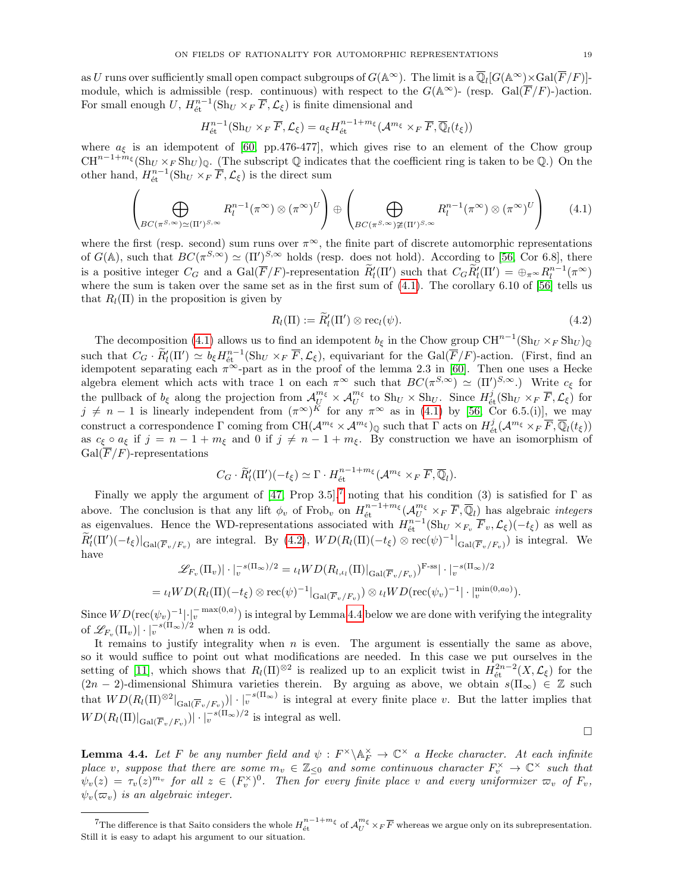as $U$ runs over sufficiently small open compact subgroups of $G(\mathbb{A}^\infty)$. The limit is a $\overline{\mathbb{Q}}_l[G(\mathbb{A}^\infty)\times\mathrm{Gal}(\overline{F}/F)]$-module, which is admissible (resp. continuous) with respect to the $G(\mathbb{A}^\infty)$- (resp. $\mathrm{Gal}(\overline{F}/F)$-)action. For small enough $U$, $H^{n-1}_{\text{ét}}(\mathrm{Sh}_U\times_F\overline{F},\mathcal{L}_\xi)$ is finite dimensional and

$$H^{n-1}_{\text{ét}}(\mathrm{Sh}_U\times_F\overline{F},\mathcal{L}_\xi)=a_\xi H^{n-1+m_\xi}_{\text{ét}}(\mathcal{A}^{m_\xi}\times_F\overline{F},\overline{\mathbb{Q}}_l(t_\xi))$$

where $a_\xi$ is an idempotent of [60, pp.476-477], which gives rise to an element of the Chow group $\mathrm{CH}^{n-1+m_\xi}(\mathrm{Sh}_U\times_F\mathrm{Sh}_U)_{\mathbb{Q}}$. (The subscript $\mathbb{Q}$ indicates that the coefficient ring is taken to be $\mathbb{Q}$.) On the other hand, $H^{n-1}_{\text{ét}}(\mathrm{Sh}_U\times_F\overline{F},\mathcal{L}_\xi)$ is the direct sum

$$\left(\bigoplus_{BC(\pi^{S,\infty})\simeq(\Pi')^{S,\infty}}R^{n-1}_l(\pi^\infty)\otimes(\pi^\infty)^U\right)\oplus\left(\bigoplus_{BC(\pi^{S,\infty})\not\simeq(\Pi')^{S,\infty}}R^{n-1}_l(\pi^\infty)\otimes(\pi^\infty)^U\right)\tag{4.1}$$

where the first (resp. second) sum runs over $\pi^\infty$, the finite part of discrete automorphic representations of $G(\mathbb{A})$, such that $BC(\pi^{S,\infty})\simeq(\Pi')^{S,\infty}$ holds (resp. does not hold). According to [56, Cor 6.8], there is a positive integer $C_G$ and a $\mathrm{Gal}(\overline{F}/F)$-representation $\widetilde{R}'_l(\Pi')$ such that $C_G\widetilde{R}'_l(\Pi')=\oplus_{\pi^\infty}R^{n-1}_l(\pi^\infty)$ where the sum is taken over the same set as in the first sum of (4.1). The corollary 6.10 of [56] tells us that $R_l(\Pi)$ in the proposition is given by

$$R_l(\Pi):=\widetilde{R}'_l(\Pi')\otimes\mathrm{rec}_l(\psi).\tag{4.2}$$

The decomposition (4.1) allows us to find an idempotent $b_\xi$ in the Chow group $\mathrm{CH}^{n-1}(\mathrm{Sh}_U\times_F\mathrm{Sh}_U)_{\mathbb{Q}}$ such that $C_G\cdot\widetilde{R}'_l(\Pi')\simeq b_\xi H^{n-1}_{\text{ét}}(\mathrm{Sh}_U\times_F\overline{F},\mathcal{L}_\xi)$, equivariant for the $\mathrm{Gal}(\overline{F}/F)$-action. (First, find an idempotent separating each $\pi^\infty$-part as in the proof of the lemma 2.3 in [60]. Then one uses a Hecke algebra element which acts with trace 1 on each $\pi^\infty$ such that $BC(\pi^{S,\infty})\simeq(\Pi')^{S,\infty}$.) Write $c_\xi$ for the pullback of $b_\xi$ along the projection from $\mathcal{A}^{m_\xi}_U\times\mathcal{A}^{m_\xi}_U$ to $\mathrm{Sh}_U\times\mathrm{Sh}_U$. Since $H^j_{\text{ét}}(\mathrm{Sh}_U\times_F\overline{F},\mathcal{L}_\xi)$ for $j\neq n-1$ is linearly independent from $(\pi^\infty)^K$ for any $\pi^\infty$ as in (4.1) by [56, Cor 6.5.(i)], we may construct a correspondence $\Gamma$ coming from $\mathrm{CH}(\mathcal{A}^{m_\xi}\times\mathcal{A}^{m_\xi})_{\mathbb{Q}}$ such that $\Gamma$ acts on $H^j_{\text{ét}}(\mathcal{A}^{m_\xi}\times_F\overline{F},\overline{\mathbb{Q}}_l(t_\xi))$ as $c_\xi\circ a_\xi$ if $j=n-1+m_\xi$ and 0 if $j\neq n-1+m_\xi$. By construction we have an isomorphism of $\mathrm{Gal}(\overline{F}/F)$-representations

$$C_G\cdot\widetilde{R}'_l(\Pi')(-t_\xi)\simeq\Gamma\cdot H^{n-1+m_\xi}_{\text{ét}}(\mathcal{A}^{m_\xi}\times_F\overline{F},\overline{\mathbb{Q}}_l).$$

Finally we apply the argument of [47, Prop 3.5],[7] noting that his condition (3) is satisfied for $\Gamma$ as above. The conclusion is that any lift $\phi_v$ of $\mathrm{Frob}_v$ on $H^{n-1+m_\xi}_{\text{ét}}(\mathcal{A}^{m_\xi}_U\times_F\overline{F},\overline{\mathbb{Q}}_l)$ has algebraic *integers* as eigenvalues. Hence the WD-representations associated with $H^{n-1}_{\text{ét}}(\mathrm{Sh}_U\times_{F_v}\overline{F}_v,\mathcal{L}_\xi)(-t_\xi)$ as well as $\widetilde{R}'_l(\Pi')(-t_\xi)|_{\mathrm{Gal}(\overline{F}_v/F_v)}$ are integral. By (4.2), $WD(R_l(\Pi)(-t_\xi)\otimes\mathrm{rec}(\psi)^{-1}|_{\mathrm{Gal}(\overline{F}_v/F_v)})$ is integral. We have

$$\mathscr{L}_{F_v}(\Pi_v)|\cdot|_v^{-s(\Pi_\infty)/2}=\iota_l WD(R_{l,\iota_l}(\Pi)|_{\mathrm{Gal}(\overline{F}_v/F_v)})^{\text{F-ss}}|\cdot|_v^{-s(\Pi_\infty)/2}$$
$$=\iota_l WD(R_l(\Pi)(-t_\xi)\otimes\mathrm{rec}(\psi)^{-1}|_{\mathrm{Gal}(\overline{F}_v/F_v)})\otimes\iota_l WD(\mathrm{rec}(\psi_v)^{-1}|\cdot|_v^{\min(0,a_0)}).$$

Since $WD(\mathrm{rec}(\psi_v)^{-1}|\cdot|_v^{-\max(0,a)})$ is integral by Lemma 4.4 below we are done with verifying the integrality of $\mathscr{L}_{F_v}(\Pi_v)|\cdot|_v^{-s(\Pi_\infty)/2}$ when $n$ is odd.

It remains to justify integrality when $n$ is even. The argument is essentially the same as above, so it would suffice to point out what modifications are needed. In this case we put ourselves in the setting of [11], which shows that $R_l(\Pi)^{\otimes 2}$ is realized up to an explicit twist in $H^{2n-2}_{\text{ét}}(X,\mathcal{L}_\xi)$ for the $(2n-2)$-dimensional Shimura varieties therein. By arguing as above, we obtain $s(\Pi_\infty)\in\mathbb{Z}$ such that $WD(R_l(\Pi)^{\otimes 2}|_{\mathrm{Gal}(\overline{F}_v/F_v)})|\cdot|_v^{-s(\Pi_\infty)}$ is integral at every finite place $v$. But the latter implies that $WD(R_l(\Pi)|_{\mathrm{Gal}(\overline{F}_v/F_v)})|\cdot|_v^{-s(\Pi_\infty)/2}$ is integral as well.

∎

**Lemma 4.4.** *Let $F$ be any number field and $\psi:F^\times\backslash\mathbb{A}_F^\times\to\mathbb{C}^\times$ a Hecke character. At each infinite place $v$, suppose that there are some $m_v\in\mathbb{Z}_{\leq 0}$ and some continuous character $F_v^\times\to\mathbb{C}^\times$ such that $\psi_v(z)=\tau_v(z)^{m_v}$ for all $z\in(F_v^\times)^0$. Then for every finite place $v$ and every uniformizer $\varpi_v$ of $F_v$, $\psi_v(\varpi_v)$ is an algebraic integer.*

[7] The difference is that Saito considers the whole $H^{n-1+m_\xi}_{\text{ét}}$ of $\mathcal{A}^{m_\xi}_U\times_F\overline{F}$ whereas we argue only on its subrepresentation. Still it is easy to adapt his argument to our situation.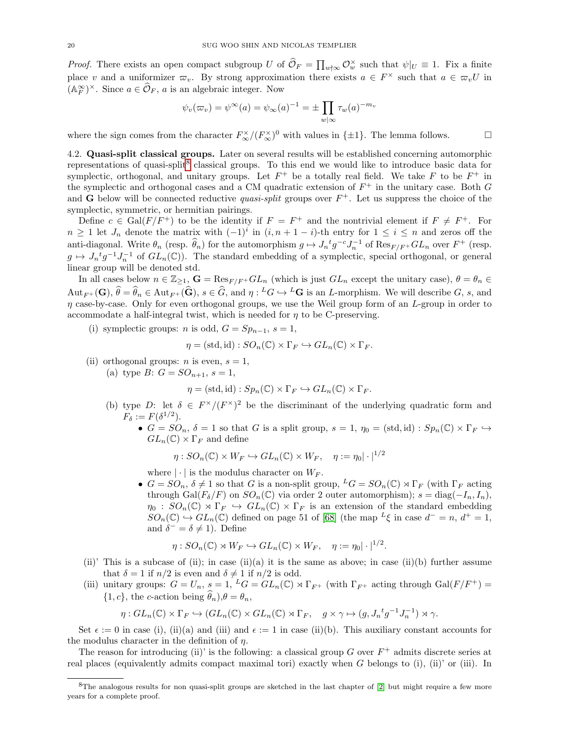*Proof.* There exists an open compact subgroup $U$ of $\widehat{\mathcal{O}}_F = \prod_{w\nmid\infty} \mathcal{O}_w^\times$ such that $\psi|_U \equiv 1$. Fix a finite place $v$ and a uniformizer $\varpi_v$. By strong approximation there exists $a \in F^\times$ such that $a \in \varpi_v U$ in $(\mathbb{A}_F^\infty)^\times$. Since $a \in \widehat{\mathcal{O}}_F$, $a$ is an algebraic integer. Now

$$\psi_v(\varpi_v) = \psi^\infty(a) = \psi_\infty(a)^{-1} = \pm \prod_{w|\infty} \tau_w(a)^{-m_v}$$

where the sign comes from the character $F_\infty^\times/(F_\infty^\times)^0$ with values in $\{\pm 1\}$. The lemma follows. $\square$

4.2. **Quasi-split classical groups.** Later on several results will be established concerning automorphic representations of quasi-split[8] classical groups. To this end we would like to introduce basic data for symplectic, orthogonal, and unitary groups. Let $F^+$ be a totally real field. We take $F$ to be $F^+$ in the symplectic and orthogonal cases and a CM quadratic extension of $F^+$ in the unitary case. Both $G$ and $\mathbf{G}$ below will be connected reductive *quasi-split* groups over $F^+$. Let us suppress the choice of the symplectic, symmetric, or hermitian pairings.

Define $c \in \mathrm{Gal}(F/F^+)$ to be the identity if $F = F^+$ and the nontrivial element if $F \neq F^+$. For $n \geq 1$ let $J_n$ denote the matrix with $(-1)^i$ in $(i, n+1-i)$-th entry for $1 \leq i \leq n$ and zeros off the anti-diagonal. Write $\theta_n$ (resp. $\widehat{\theta}_n$) for the automorphism $g \mapsto J_n {}^t g^{-c} J_n^{-1}$ of $\mathrm{Res}_{F/F^+} GL_n$ over $F^+$ (resp. $g \mapsto J_n {}^t g^{-1} J_n^{-1}$ of $GL_n(\mathbb{C})$). The standard embedding of a symplectic, special orthogonal, or general linear group will be denoted std.

In all cases below $n \in \mathbb{Z}_{\geq 1}$, $\mathbf{G} = \mathrm{Res}_{F/F^+} GL_n$ (which is just $GL_n$ except the unitary case), $\theta = \theta_n \in \mathrm{Aut}_{F^+}(\mathbf{G})$, $\widehat{\theta} = \widehat{\theta}_n \in \mathrm{Aut}_{F^+}(\widehat{\mathbf{G}})$, $s \in \widehat{G}$, and $\eta : {}^L G \hookrightarrow {}^L\mathbf{G}$ is an $L$-morphism. We will describe $G$, $s$, and $\eta$ case-by-case. Only for even orthogonal groups, we use the Weil group form of an $L$-group in order to accommodate a half-integral twist, which is needed for $\eta$ to be C-preserving.

(i) symplectic groups: $n$ is odd, $G = Sp_{n-1}$, $s = 1$,

$$\eta = (\mathrm{std}, \mathrm{id}) : SO_n(\mathbb{C}) \times \Gamma_F \hookrightarrow GL_n(\mathbb{C}) \times \Gamma_F.$$

(ii) orthogonal groups: $n$ is even, $s = 1$,
   (a) type $B$: $G = SO_{n+1}$, $s = 1$,

   $$\eta = (\mathrm{std}, \mathrm{id}) : Sp_n(\mathbb{C}) \times \Gamma_F \hookrightarrow GL_n(\mathbb{C}) \times \Gamma_F.$$

   (b) type $D$: let $\delta \in F^\times/(F^\times)^2$ be the discriminant of the underlying quadratic form and $F_\delta := F(\delta^{1/2})$.
   - $G = SO_n$, $\delta = 1$ so that $G$ is a split group, $s = 1$, $\eta_0 = (\mathrm{std}, \mathrm{id}) : Sp_n(\mathbb{C}) \times \Gamma_F \hookrightarrow GL_n(\mathbb{C}) \times \Gamma_F$ and define

   $$\eta : SO_n(\mathbb{C}) \times W_F \hookrightarrow GL_n(\mathbb{C}) \times W_F, \quad \eta := \eta_0 | \cdot |^{1/2}$$

   where $|\cdot|$ is the modulus character on $W_F$.
   - $G = SO_n$, $\delta \neq 1$ so that $G$ is a non-split group, ${}^L G = SO_n(\mathbb{C}) \rtimes \Gamma_F$ (with $\Gamma_F$ acting through $\mathrm{Gal}(F_\delta/F)$ on $SO_n(\mathbb{C})$ via order 2 outer automorphism); $s = \mathrm{diag}(-I_n, I_n)$, $\eta_0 : SO_n(\mathbb{C}) \rtimes \Gamma_F \hookrightarrow GL_n(\mathbb{C}) \times \Gamma_F$ is an extension of the standard embedding $SO_n(\mathbb{C}) \hookrightarrow GL_n(\mathbb{C})$ defined on page 51 of [68] (the map ${}^L\xi$ in case $d^- = n$, $d^+ = 1$, and $\delta^- = \delta \neq 1$). Define

   $$\eta : SO_n(\mathbb{C}) \rtimes W_F \hookrightarrow GL_n(\mathbb{C}) \times W_F, \quad \eta := \eta_0 | \cdot |^{1/2}.$$

(ii)' This is a subcase of (ii); in case (ii)(a) it is the same as above; in case (ii)(b) further assume that $\delta = 1$ if $n/2$ is even and $\delta \neq 1$ if $n/2$ is odd.

(iii) unitary groups: $G = U_n$, $s = 1$, ${}^L G = GL_n(\mathbb{C}) \rtimes \Gamma_{F^+}$ (with $\Gamma_{F^+}$ acting through $\mathrm{Gal}(F/F^+) = \{1, c\}$, the $c$-action being $\widehat{\theta}_n$), $\theta = \theta_n$,

$$\eta : GL_n(\mathbb{C}) \times \Gamma_F \hookrightarrow (GL_n(\mathbb{C}) \times GL_n(\mathbb{C}) \rtimes \Gamma_F, \quad g \times \gamma \mapsto (g, J_n {}^t g^{-1} J_n^{-1}) \rtimes \gamma.$$

Set $\epsilon := 0$ in case (i), (ii)(a) and (iii) and $\epsilon := 1$ in case (ii)(b). This auxiliary constant accounts for the modulus character in the definition of $\eta$.

The reason for introducing (ii)' is the following: a classical group $G$ over $F^+$ admits discrete series at real places (equivalently admits compact maximal tori) exactly when $G$ belongs to (i), (ii)' or (iii). In

[8] The analogous results for non quasi-split groups are sketched in the last chapter of [2] but might require a few more years for a complete proof.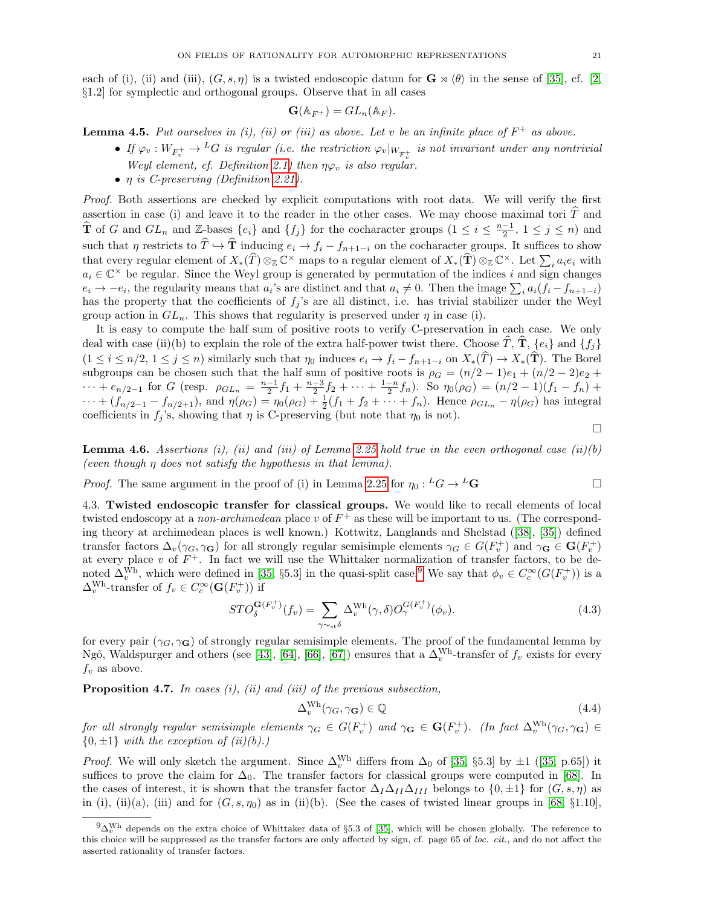each of (i), (ii) and (iii), $(G, s, \eta)$ is a twisted endoscopic datum for $\mathbf{G} \rtimes \langle\theta\rangle$ in the sense of [35], cf. [2, §1.2] for symplectic and orthogonal groups. Observe that in all cases

$$\mathbf{G}(\mathbb{A}_{F^+}) = GL_n(\mathbb{A}_F).$$

**Lemma 4.5.** *Put ourselves in (i), (ii) or (iii) as above. Let $v$ be an infinite place of $F^+$ as above.*

- *If $\varphi_v : W_{F_v^+} \to {}^LG$ is regular (i.e. the restriction $\varphi_v|_{W_{\overline{F}_v^+}}$ is not invariant under any nontrivial Weyl element, cf. Definition 2.1) then $\eta\varphi_v$ is also regular.*
- *$\eta$ is C-preserving (Definition 2.21).*

*Proof.* Both assertions are checked by explicit computations with root data. We will verify the first assertion in case (i) and leave it to the reader in the other cases. We may choose maximal tori $\widehat{T}$ and $\widehat{\mathbf{T}}$ of $G$ and $GL_n$ and $\mathbb{Z}$-bases $\{e_i\}$ and $\{f_j\}$ for the cocharacter groups ($1 \le i \le \frac{n-1}{2}$, $1 \le j \le n$) and such that $\eta$ restricts to $\widehat{T} \hookrightarrow \widehat{\mathbf{T}}$ inducing $e_i \to f_i - f_{n+1-i}$ on the cocharacter groups. It suffices to show that every regular element of $X_*(\widehat{T}) \otimes_{\mathbb{Z}} \mathbb{C}^\times$ maps to a regular element of $X_*(\widehat{\mathbf{T}}) \otimes_{\mathbb{Z}} \mathbb{C}^\times$. Let $\sum_i a_i e_i$ with $a_i \in \mathbb{C}^\times$ be regular. Since the Weyl group is generated by permutation of the indices $i$ and sign changes $e_i \to -e_i$, the regularity means that $a_i$'s are distinct and that $a_i \neq 0$. Then the image $\sum_i a_i(f_i - f_{n+1-i})$ has the property that the coefficients of $f_j$'s are all distinct, i.e. has trivial stabilizer under the Weyl group action in $GL_n$. This shows that regularity is preserved under $\eta$ in case (i).

It is easy to compute the half sum of positive roots to verify C-preservation in each case. We only deal with case (ii)(b) to explain the role of the extra half-power twist there. Choose $\widehat{T}$, $\widehat{\mathbf{T}}$, $\{e_i\}$ and $\{f_j\}$ ($1 \le i \le n/2$, $1 \le j \le n$) similarly such that $\eta_0$ induces $e_i \to f_i - f_{n+1-i}$ on $X_*(\widehat{T}) \to X_*(\widehat{\mathbf{T}})$. The Borel subgroups can be chosen such that the half sum of positive roots is $\rho_G = (n/2-1)e_1 + (n/2-2)e_2 + \cdots + e_{n/2-1}$ for $G$ (resp. $\rho_{GL_n} = \frac{n-1}{2}f_1 + \frac{n-3}{2}f_2 + \cdots + \frac{1-n}{2}f_n$). So $\eta_0(\rho_G) = (n/2-1)(f_1 - f_n) + \cdots + (f_{n/2-1} - f_{n/2+1})$, and $\eta(\rho_G) = \eta_0(\rho_G) + \frac{1}{2}(f_1 + f_2 + \cdots + f_n)$. Hence $\rho_{GL_n} - \eta(\rho_G)$ has integral coefficients in $f_j$'s, showing that $\eta$ is C-preserving (but note that $\eta_0$ is not). $\square$

**Lemma 4.6.** *Assertions (i), (ii) and (iii) of Lemma 2.25 hold true in the even orthogonal case (ii)(b) (even though $\eta$ does not satisfy the hypothesis in that lemma).*

*Proof.* The same argument in the proof of (i) in Lemma 2.25 for $\eta_0 : {}^LG \to {}^L\mathbf{G}$ $\square$

4.3. **Twisted endoscopic transfer for classical groups.** We would like to recall elements of local twisted endoscopy at a *non-archimedean* place $v$ of $F^+$ as these will be important to us. (The corresponding theory at archimedean places is well known.) Kottwitz, Langlands and Shelstad ([38], [35]) defined transfer factors $\Delta_v(\gamma_G, \gamma_{\mathbf{G}})$ for all strongly regular semisimple elements $\gamma_G \in G(F_v^+)$ and $\gamma_{\mathbf{G}} \in \mathbf{G}(F_v^+)$ at every place $v$ of $F^+$. In fact we will use the Whittaker normalization of transfer factors, to be denoted $\Delta_v^{\mathrm{Wh}}$, which were defined in [35, §5.3] in the quasi-split case.[9] We say that $\phi_v \in C_c^\infty(G(F_v^+))$ is a $\Delta_v^{\mathrm{Wh}}$-transfer of $f_v \in C_c^\infty(\mathbf{G}(F_v^+))$ if

$$STO_\delta^{\mathbf{G}(F_v^+)}(f_v) = \sum_{\gamma \sim_{\mathrm{st}} \delta} \Delta_v^{\mathrm{Wh}}(\gamma, \delta) O_\gamma^{G(F_v^+)}(\phi_v). \tag{4.3}$$

for every pair $(\gamma_G, \gamma_{\mathbf{G}})$ of strongly regular semisimple elements. The proof of the fundamental lemma by Ngô, Waldspurger and others (see [43], [64], [66], [67]) ensures that a $\Delta_v^{\mathrm{Wh}}$-transfer of $f_v$ exists for every $f_v$ as above.

**Proposition 4.7.** *In cases (i), (ii) and (iii) of the previous subsection,*

$$\Delta_v^{\mathrm{Wh}}(\gamma_G, \gamma_{\mathbf{G}}) \in \mathbb{Q} \tag{4.4}$$

*for all strongly regular semisimple elements $\gamma_G \in G(F_v^+)$ and $\gamma_{\mathbf{G}} \in \mathbf{G}(F_v^+)$. (In fact $\Delta_v^{\mathrm{Wh}}(\gamma_G, \gamma_{\mathbf{G}}) \in \{0, \pm 1\}$ with the exception of (ii)(b).)*

*Proof.* We will only sketch the argument. Since $\Delta_v^{\mathrm{Wh}}$ differs from $\Delta_0$ of [35, §5.3] by $\pm 1$ ([35, p.65]) it suffices to prove the claim for $\Delta_0$. The transfer factors for classical groups were computed in [68]. In the cases of interest, it is shown that the transfer factor $\Delta_I \Delta_{II} \Delta_{III}$ belongs to $\{0, \pm 1\}$ for $(G, s, \eta)$ as in (i), (ii)(a), (iii) and for $(G, s, \eta_0)$ as in (ii)(b). (See the cases of twisted linear groups in [68, §1.10],

[9] $\Delta_v^{\mathrm{Wh}}$ depends on the extra choice of Whittaker data of §5.3 of [35], which will be chosen globally. The reference to this choice will be suppressed as the transfer factors are only affected by sign, cf. page 65 of *loc. cit.*, and do not affect the asserted rationality of transfer factors.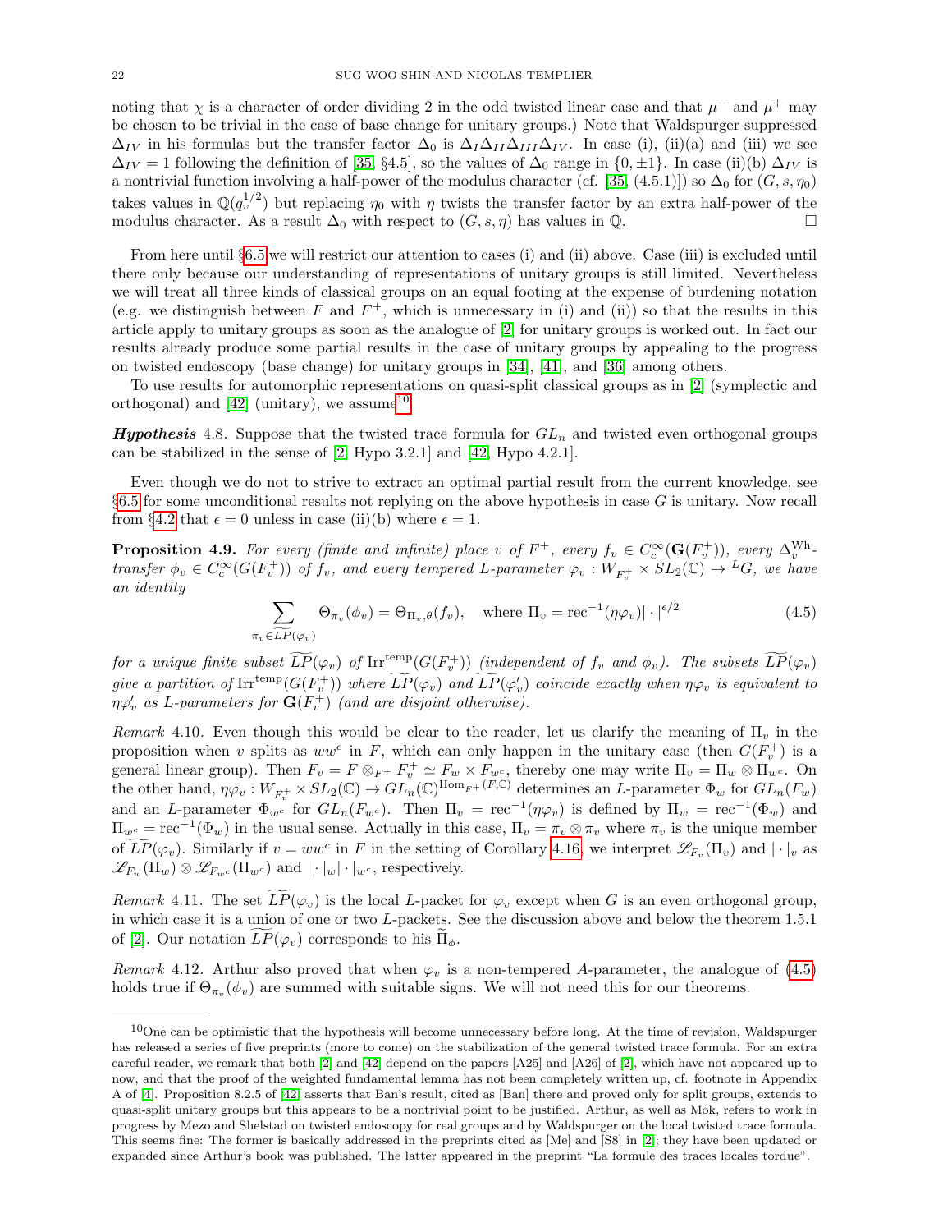noting that $\chi$ is a character of order dividing 2 in the odd twisted linear case and that $\mu^-$ and $\mu^+$ may be chosen to be trivial in the case of base change for unitary groups.) Note that Waldspurger suppressed $\Delta_{IV}$ in his formulas but the transfer factor $\Delta_0$ is $\Delta_I \Delta_{II} \Delta_{III} \Delta_{IV}$. In case (i), (ii)(a) and (iii) we see $\Delta_{IV} = 1$ following the definition of [35, §4.5], so the values of $\Delta_0$ range in $\{0, \pm 1\}$. In case (ii)(b) $\Delta_{IV}$ is a nontrivial function involving a half-power of the modulus character (cf. [35, (4.5.1)]) so $\Delta_0$ for $(G, s, \eta_0)$ takes values in $\mathbb{Q}(q_v^{1/2})$ but replacing $\eta_0$ with $\eta$ twists the transfer factor by an extra half-power of the modulus character. As a result $\Delta_0$ with respect to $(G, s, \eta)$ has values in $\mathbb{Q}$. □

From here until §6.5 we will restrict our attention to cases (i) and (ii) above. Case (iii) is excluded until there only because our understanding of representations of unitary groups is still limited. Nevertheless we will treat all three kinds of classical groups on an equal footing at the expense of burdening notation (e.g. we distinguish between $F$ and $F^+$, which is unnecessary in (i) and (ii)) so that the results in this article apply to unitary groups as soon as the analogue of [2] for unitary groups is worked out. In fact our results already produce some partial results in the case of unitary groups by appealing to the progress on twisted endoscopy (base change) for unitary groups in [34], [41], and [36] among others.

To use results for automorphic representations on quasi-split classical groups as in [2] (symplectic and orthogonal) and [42] (unitary), we assume[10]

***Hypothesis* 4.8.** Suppose that the twisted trace formula for $GL_n$ and twisted even orthogonal groups can be stabilized in the sense of [2, Hypo 3.2.1] and [42, Hypo 4.2.1].

Even though we do not to strive to extract an optimal partial result from the current knowledge, see §6.5 for some unconditional results not replying on the above hypothesis in case $G$ is unitary. Now recall from §4.2 that $\epsilon = 0$ unless in case (ii)(b) where $\epsilon = 1$.

**Proposition 4.9.** *For every (finite and infinite) place $v$ of $F^+$, every $f_v \in C_c^\infty(\mathbf{G}(F_v^+))$, every $\Delta_v^{\mathrm{Wh}}$-transfer $\phi_v \in C_c^\infty(G(F_v^+))$ of $f_v$, and every tempered $L$-parameter $\varphi_v : W_{F_v^+} \times SL_2(\mathbb{C}) \to {}^L G$, we have an identity*

$$\sum_{\pi_v \in \widetilde{LP}(\varphi_v)} \Theta_{\pi_v}(\phi_v) = \Theta_{\Pi_v, \theta}(f_v), \quad \text{where } \Pi_v = \mathrm{rec}^{-1}(\eta\varphi_v)|\cdot|^{\epsilon/2} \tag{4.5}$$

*for a unique finite subset $\widetilde{LP}(\varphi_v)$ of $\mathrm{Irr}^{\mathrm{temp}}(G(F_v^+))$ (independent of $f_v$ and $\phi_v$). The subsets $\widetilde{LP}(\varphi_v)$ give a partition of $\mathrm{Irr}^{\mathrm{temp}}(G(F_v^+))$ where $\widetilde{LP}(\varphi_v)$ and $\widetilde{LP}(\varphi'_v)$ coincide exactly when $\eta\varphi_v$ is equivalent to $\eta\varphi'_v$ as $L$-parameters for $\mathbf{G}(F_v^+)$ (and are disjoint otherwise).*

*Remark* 4.10. Even though this would be clear to the reader, let us clarify the meaning of $\Pi_v$ in the proposition when $v$ splits as $ww^c$ in $F$, which can only happen in the unitary case (then $G(F_v^+)$ is a general linear group). Then $F_v = F \otimes_{F^+} F_v^+ \simeq F_w \times F_{w^c}$, thereby one may write $\Pi_v = \Pi_w \otimes \Pi_{w^c}$. On the other hand, $\eta\varphi_v : W_{F_v^+} \times SL_2(\mathbb{C}) \to GL_n(\mathbb{C})^{\mathrm{Hom}_{F^+}(F,\mathbb{C})}$ determines an $L$-parameter $\Phi_w$ for $GL_n(F_w)$ and an $L$-parameter $\Phi_{w^c}$ for $GL_n(F_{w^c})$. Then $\Pi_v = \mathrm{rec}^{-1}(\eta\varphi_v)$ is defined by $\Pi_w = \mathrm{rec}^{-1}(\Phi_w)$ and $\Pi_{w^c} = \mathrm{rec}^{-1}(\Phi_w)$ in the usual sense. Actually in this case, $\Pi_v = \pi_v \otimes \pi_v$ where $\pi_v$ is the unique member of $\widetilde{LP}(\varphi_v)$. Similarly if $v = ww^c$ in $F$ in the setting of Corollary 4.16, we interpret $\mathscr{L}_{F_v}(\Pi_v)$ and $|\cdot|_v$ as $\mathscr{L}_{F_w}(\Pi_w) \otimes \mathscr{L}_{F_{w^c}}(\Pi_{w^c})$ and $|\cdot|_w| \cdot |_{w^c}$, respectively.

*Remark* 4.11. The set $\widetilde{LP}(\varphi_v)$ is the local $L$-packet for $\varphi_v$ except when $G$ is an even orthogonal group, in which case it is a union of one or two $L$-packets. See the discussion above and below the theorem 1.5.1 of [2]. Our notation $\widetilde{LP}(\varphi_v)$ corresponds to his $\widetilde{\Pi}_\phi$.

*Remark* 4.12. Arthur also proved that when $\varphi_v$ is a non-tempered $A$-parameter, the analogue of (4.5) holds true if $\Theta_{\pi_v}(\phi_v)$ are summed with suitable signs. We will not need this for our theorems.

---

[10] One can be optimistic that the hypothesis will become unnecessary before long. At the time of revision, Waldspurger has released a series of five preprints (more to come) on the stabilization of the general twisted trace formula. For an extra careful reader, we remark that both [2] and [42] depend on the papers [A25] and [A26] of [2], which have not appeared up to now, and that the proof of the weighted fundamental lemma has not been completely written up, cf. footnote in Appendix A of [4]. Proposition 8.2.5 of [42] asserts that Ban's result, cited as [Ban] there and proved only for split groups, extends to quasi-split unitary groups but this appears to be a nontrivial point to be justified. Arthur, as well as Mok, refers to work in progress by Mezo and Shelstad on twisted endoscopy for real groups and by Waldspurger on the local twisted trace formula. This seems fine: The former is basically addressed in the preprints cited as [Me] and [S8] in [2]; they have been updated or expanded since Arthur's book was published. The latter appeared in the preprint "La formule des traces locales tordue".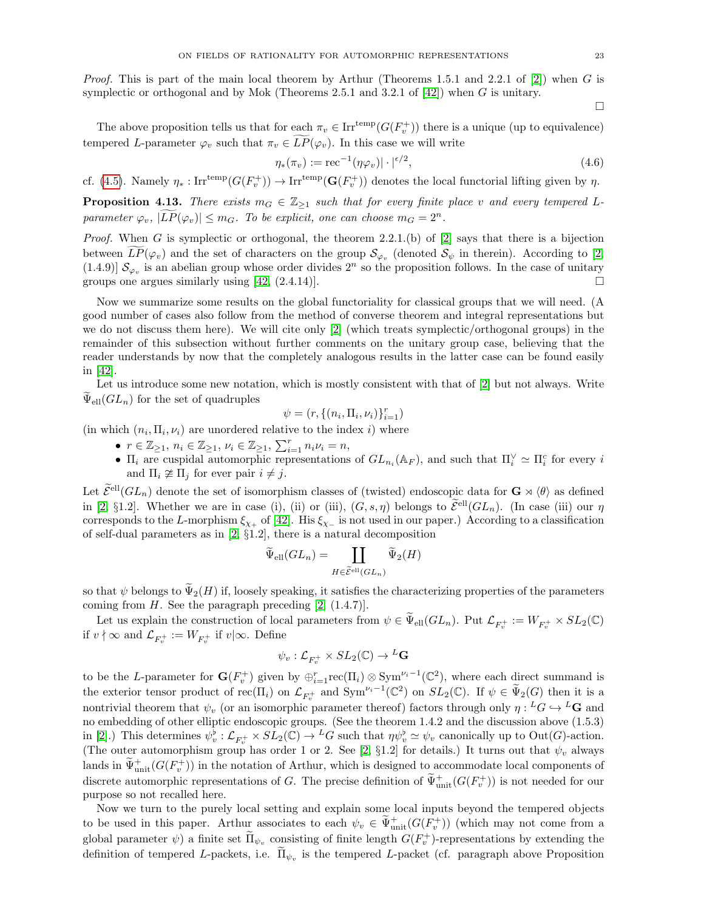*Proof.* This is part of the main local theorem by Arthur (Theorems 1.5.1 and 2.2.1 of [2]) when $G$ is symplectic or orthogonal and by Mok (Theorems 2.5.1 and 3.2.1 of [42]) when $G$ is unitary. $\square$

The above proposition tells us that for each $\pi_v \in \mathrm{Irr}^{\mathrm{temp}}(G(F_v^+))$ there is a unique (up to equivalence) tempered $L$-parameter $\varphi_v$ such that $\pi_v \in \widetilde{LP}(\varphi_v)$. In this case we will write

$$\eta_*(\pi_v) := \mathrm{rec}^{-1}(\eta\varphi_v)|\cdot|^{\epsilon/2}, \tag{4.6}$$

cf. (4.5). Namely $\eta_* : \mathrm{Irr}^{\mathrm{temp}}(G(F_v^+)) \to \mathrm{Irr}^{\mathrm{temp}}(\mathbf{G}(F_v^+))$ denotes the local functorial lifting given by $\eta$.

**Proposition 4.13.** *There exists $m_G \in \mathbb{Z}_{\geq 1}$ such that for every finite place $v$ and every tempered $L$-parameter $\varphi_v$, $|\widetilde{LP}(\varphi_v)| \leq m_G$. To be explicit, one can choose $m_G = 2^n$.*

*Proof.* When $G$ is symplectic or orthogonal, the theorem 2.2.1.(b) of [2] says that there is a bijection between $\widetilde{LP}(\varphi_v)$ and the set of characters on the group $\mathcal{S}_{\varphi_v}$ (denoted $\mathcal{S}_\psi$ in therein). According to [2, (1.4.9)] $\mathcal{S}_{\varphi_v}$ is an abelian group whose order divides $2^n$ so the proposition follows. In the case of unitary groups one argues similarly using [42, (2.4.14)]. $\square$

Now we summarize some results on the global functoriality for classical groups that we will need. (A good number of cases also follow from the method of converse theorem and integral representations but we do not discuss them here). We will cite only [2] (which treats symplectic/orthogonal groups) in the remainder of this subsection without further comments on the unitary group case, believing that the reader understands by now that the completely analogous results in the latter case can be found easily in [42].

Let us introduce some new notation, which is mostly consistent with that of [2] but not always. Write $\widetilde{\Psi}_{\mathrm{ell}}(GL_n)$ for the set of quadruples

$$\psi = (r, \{(n_i, \Pi_i, \nu_i)\}_{i=1}^r)$$

(in which $(n_i, \Pi_i, \nu_i)$ are unordered relative to the index $i$) where

- $r \in \mathbb{Z}_{\geq 1}$, $n_i \in \mathbb{Z}_{\geq 1}$, $\nu_i \in \mathbb{Z}_{\geq 1}$, $\sum_{i=1}^r n_i\nu_i = n$,
- $\Pi_i$ are cuspidal automorphic representations of $GL_{n_i}(\mathbb{A}_F)$, and such that $\Pi_i^\vee \simeq \Pi_i^c$ for every $i$ and $\Pi_i \not\simeq \Pi_j$ for ever pair $i \neq j$.

Let $\widetilde{\mathcal{E}}^{\mathrm{ell}}(GL_n)$ denote the set of isomorphism classes of (twisted) endoscopic data for $\mathbf{G} \rtimes \langle\theta\rangle$ as defined in [2, §1.2]. Whether we are in case (i), (ii) or (iii), $(G, s, \eta)$ belongs to $\widetilde{\mathcal{E}}^{\mathrm{ell}}(GL_n)$. (In case (iii) our $\eta$ corresponds to the $L$-morphism $\xi_{\chi_+}$ of [42]. His $\xi_{\chi_-}$ is not used in our paper.) According to a classification of self-dual parameters as in [2, §1.2], there is a natural decomposition

$$\widetilde{\Psi}_{\mathrm{ell}}(GL_n) = \coprod_{H \in \widetilde{\mathcal{E}}^{\mathrm{ell}}(GL_n)} \widetilde{\Psi}_2(H)$$

so that $\psi$ belongs to $\widetilde{\Psi}_2(H)$ if, loosely speaking, it satisfies the characterizing properties of the parameters coming from $H$. See the paragraph preceding [2, (1.4.7)].

Let us explain the construction of local parameters from $\psi \in \widetilde{\Psi}_{\mathrm{ell}}(GL_n)$. Put $\mathcal{L}_{F_v^+} := W_{F_v^+} \times SL_2(\mathbb{C})$ if $v \nmid \infty$ and $\mathcal{L}_{F_v^+} := W_{F_v^+}$ if $v|\infty$. Define

$$\psi_v : \mathcal{L}_{F_v^+} \times SL_2(\mathbb{C}) \to {}^L\mathbf{G}$$

to be the $L$-parameter for $\mathbf{G}(F_v^+)$ given by $\oplus_{i=1}^r \mathrm{rec}(\Pi_i) \otimes \mathrm{Sym}^{\nu_i - 1}(\mathbb{C}^2)$, where each direct summand is the exterior tensor product of $\mathrm{rec}(\Pi_i)$ on $\mathcal{L}_{F_v^+}$ and $\mathrm{Sym}^{\nu_i-1}(\mathbb{C}^2)$ on $SL_2(\mathbb{C})$. If $\psi \in \widetilde{\Psi}_2(G)$ then it is a nontrivial theorem that $\psi_v$ (or an isomorphic parameter thereof) factors through only $\eta : {}^LG \hookrightarrow {}^L\mathbf{G}$ and no embedding of other elliptic endoscopic groups. (See the theorem 1.4.2 and the discussion above (1.5.3) in [2].) This determines $\psi_v^\flat : \mathcal{L}_{F_v^+} \times SL_2(\mathbb{C}) \to {}^LG$ such that $\eta\psi_v^\flat \simeq \psi_v$ canonically up to $\mathrm{Out}(G)$-action. (The outer automorphism group has order 1 or 2. See [2, §1.2] for details.) It turns out that $\psi_v$ always lands in $\widetilde{\Psi}^+_{\mathrm{unit}}(G(F_v^+))$ in the notation of Arthur, which is designed to accommodate local components of discrete automorphic representations of $G$. The precise definition of $\widetilde{\Psi}^+_{\mathrm{unit}}(G(F_v^+))$ is not needed for our purpose so not recalled here.

Now we turn to the purely local setting and explain some local inputs beyond the tempered objects to be used in this paper. Arthur associates to each $\psi_v \in \widetilde{\Psi}^+_{\mathrm{unit}}(G(F_v^+))$ (which may not come from a global parameter $\psi$) a finite set $\widetilde{\Pi}_{\psi_v}$ consisting of finite length $G(F_v^+)$-representations by extending the definition of tempered $L$-packets, i.e. $\widetilde{\Pi}_{\psi_v}$ is the tempered $L$-packet (cf. paragraph above Proposition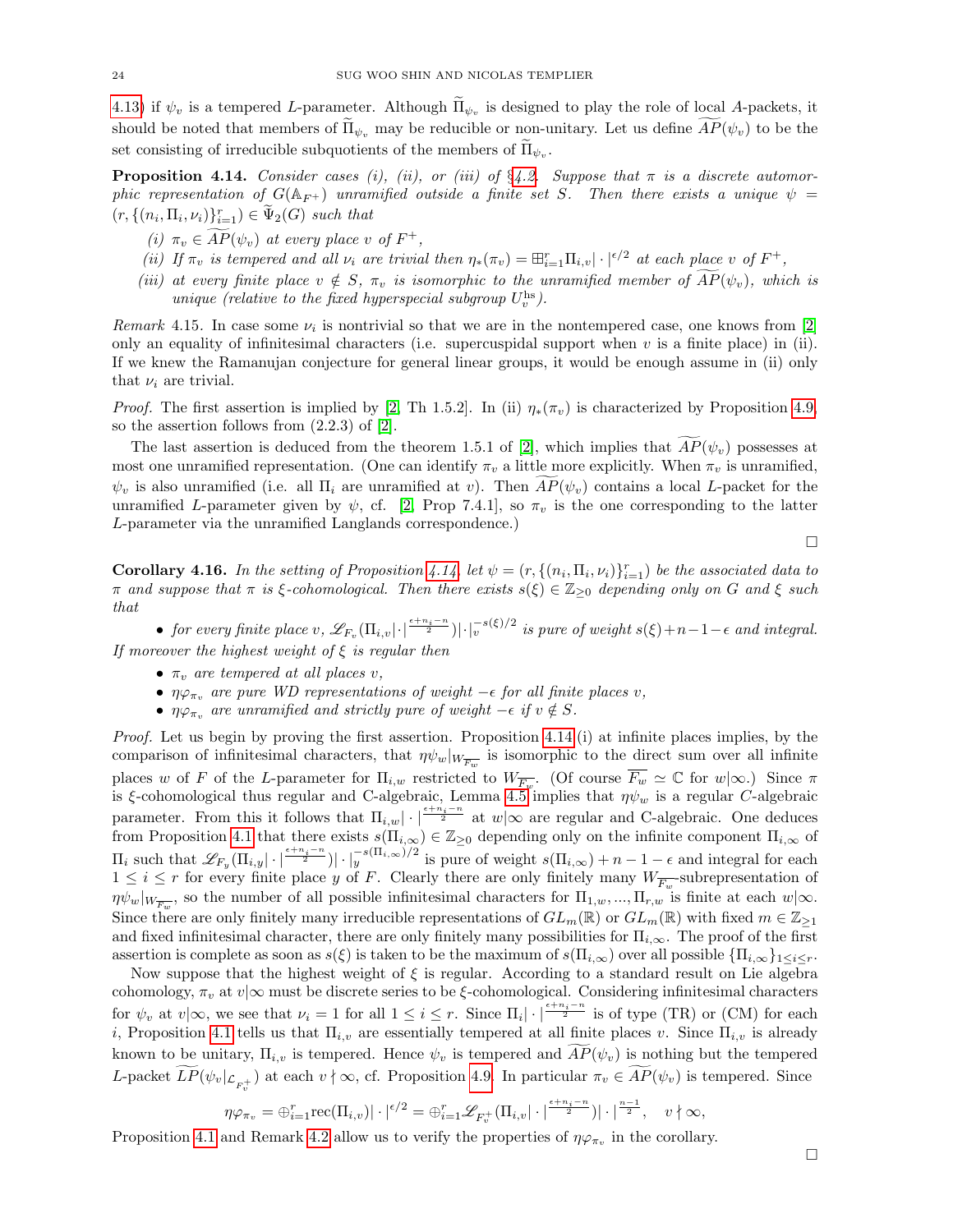4.13) if $\psi_v$ is a tempered $L$-parameter. Although $\widetilde{\Pi}_{\psi_v}$ is designed to play the role of local $A$-packets, it should be noted that members of $\widetilde{\Pi}_{\psi_v}$ may be reducible or non-unitary. Let us define $\widetilde{AP}(\psi_v)$ to be the set consisting of irreducible subquotients of the members of $\widetilde{\Pi}_{\psi_v}$.

**Proposition 4.14.** *Consider cases (i), (ii), or (iii) of §4.2. Suppose that $\pi$ is a discrete automorphic representation of $G(\mathbb{A}_{F^+})$ unramified outside a finite set $S$. Then there exists a unique $\psi = (r, \{(n_i, \Pi_i, \nu_i)\}_{i=1}^r) \in \widetilde{\Psi}_2(G)$ such that*

- *(i) $\pi_v \in \widetilde{AP}(\psi_v)$ at every place $v$ of $F^+$,*
- *(ii) If $\pi_v$ is tempered and all $\nu_i$ are trivial then $\eta_*(\pi_v) = \boxplus_{i=1}^r \Pi_{i,v}|\cdot|^{\epsilon/2}$ at each place $v$ of $F^+$,*
- *(iii) at every finite place $v \notin S$, $\pi_v$ is isomorphic to the unramified member of $\widetilde{AP}(\psi_v)$, which is unique (relative to the fixed hyperspecial subgroup $U_v^{\mathrm{hs}}$).*

*Remark* 4.15. In case some $\nu_i$ is nontrivial so that we are in the nontempered case, one knows from [2] only an equality of infinitesimal characters (i.e. supercuspidal support when $v$ is a finite place) in (ii). If we knew the Ramanujan conjecture for general linear groups, it would be enough assume in (ii) only that $\nu_i$ are trivial.

*Proof.* The first assertion is implied by [2, Th 1.5.2]. In (ii) $\eta_*(\pi_v)$ is characterized by Proposition 4.9, so the assertion follows from (2.2.3) of [2].

The last assertion is deduced from the theorem 1.5.1 of [2], which implies that $\widetilde{AP}(\psi_v)$ possesses at most one unramified representation. (One can identify $\pi_v$ a little more explicitly. When $\pi_v$ is unramified, $\psi_v$ is also unramified (i.e. all $\Pi_i$ are unramified at $v$). Then $\widetilde{AP}(\psi_v)$ contains a local $L$-packet for the unramified $L$-parameter given by $\psi$, cf. [2, Prop 7.4.1], so $\pi_v$ is the one corresponding to the latter $L$-parameter via the unramified Langlands correspondence.)

$\square$

**Corollary 4.16.** *In the setting of Proposition 4.14, let $\psi = (r, \{(n_i, \Pi_i, \nu_i)\}_{i=1}^r)$ be the associated data to $\pi$ and suppose that $\pi$ is $\xi$-cohomological. Then there exists $s(\xi) \in \mathbb{Z}_{\geq 0}$ depending only on $G$ and $\xi$ such that*

- *for every finite place $v$, $\mathscr{L}_{F_v}(\Pi_{i,v}|\cdot|^{\frac{\epsilon+n_i-n}{2}})|\cdot|_v^{-s(\xi)/2}$ is pure of weight $s(\xi)+n-1-\epsilon$ and integral.*

*If moreover the highest weight of $\xi$ is regular then*

- *$\pi_v$ are tempered at all places $v$,*
- *$\eta\varphi_{\pi_v}$ are pure WD representations of weight $-\epsilon$ for all finite places $v$,*
- *$\eta\varphi_{\pi_v}$ are unramified and strictly pure of weight $-\epsilon$ if $v \notin S$.*

*Proof.* Let us begin by proving the first assertion. Proposition 4.14 (i) at infinite places implies, by the comparison of infinitesimal characters, that $\eta\psi_w|_{W_{\overline{F_w}}}$ is isomorphic to the direct sum over all infinite places $w$ of $F$ of the $L$-parameter for $\Pi_{i,w}$ restricted to $W_{\overline{F_w}}$. (Of course $\overline{F_w} \simeq \mathbb{C}$ for $w|\infty$.) Since $\pi$ is $\xi$-cohomological thus regular and C-algebraic, Lemma 4.5 implies that $\eta\psi_w$ is a regular $C$-algebraic parameter. From this it follows that $\Pi_{i,w}|\cdot|^{\frac{\epsilon+n_i-n}{2}}$ at $w|\infty$ are regular and C-algebraic. One deduces from Proposition 4.1 that there exists $s(\Pi_{i,\infty}) \in \mathbb{Z}_{\geq 0}$ depending only on the infinite component $\Pi_{i,\infty}$ of $\Pi_i$ such that $\mathscr{L}_{F_y}(\Pi_{i,y}|\cdot|^{\frac{\epsilon+n_i-n}{2}})|\cdot|_y^{-s(\Pi_{i,\infty})/2}$ is pure of weight $s(\Pi_{i,\infty})+n-1-\epsilon$ and integral for each $1 \leq i \leq r$ for every finite place $y$ of $F$. Clearly there are only finitely many $W_{\overline{F_w}}$-subrepresentation of $\eta\psi_w|_{W_{\overline{F_w}}}$, so the number of all possible infinitesimal characters for $\Pi_{1,w}, ..., \Pi_{r,w}$ is finite at each $w|\infty$. Since there are only finitely many irreducible representations of $GL_m(\mathbb{R})$ or $GL_m(\mathbb{R})$ with fixed $m \in \mathbb{Z}_{\geq 1}$ and fixed infinitesimal character, there are only finitely many possibilities for $\Pi_{i,\infty}$. The proof of the first assertion is complete as soon as $s(\xi)$ is taken to be the maximum of $s(\Pi_{i,\infty})$ over all possible $\{\Pi_{i,\infty}\}_{1\leq i \leq r}$.

Now suppose that the highest weight of $\xi$ is regular. According to a standard result on Lie algebra cohomology, $\pi_v$ at $v|\infty$ must be discrete series to be $\xi$-cohomological. Considering infinitesimal characters for $\psi_v$ at $v|\infty$, we see that $\nu_i = 1$ for all $1 \leq i \leq r$. Since $\Pi_i|\cdot|^{\frac{\epsilon+n_i-n}{2}}$ is of type (TR) or (CM) for each $i$, Proposition 4.1 tells us that $\Pi_{i,v}$ are essentially tempered at all finite places $v$. Since $\Pi_{i,v}$ is already known to be unitary, $\Pi_{i,v}$ is tempered. Hence $\psi_v$ is tempered and $\widetilde{AP}(\psi_v)$ is nothing but the tempered $L$-packet $\widetilde{LP}(\psi_v|_{\mathcal{L}_{F_v^+}})$ at each $v \nmid \infty$, cf. Proposition 4.9. In particular $\pi_v \in \widetilde{AP}(\psi_v)$ is tempered. Since

$$\eta\varphi_{\pi_v} = \oplus_{i=1}^r \mathrm{rec}(\Pi_{i,v})|\cdot|^{\epsilon/2} = \oplus_{i=1}^r \mathscr{L}_{F_v^+}(\Pi_{i,v}|\cdot|^{\frac{\epsilon+n_i-n}{2}})|\cdot|^{\frac{n-1}{2}}, \quad v \nmid \infty,$$

Proposition 4.1 and Remark 4.2 allow us to verify the properties of $\eta\varphi_{\pi_v}$ in the corollary.

$\square$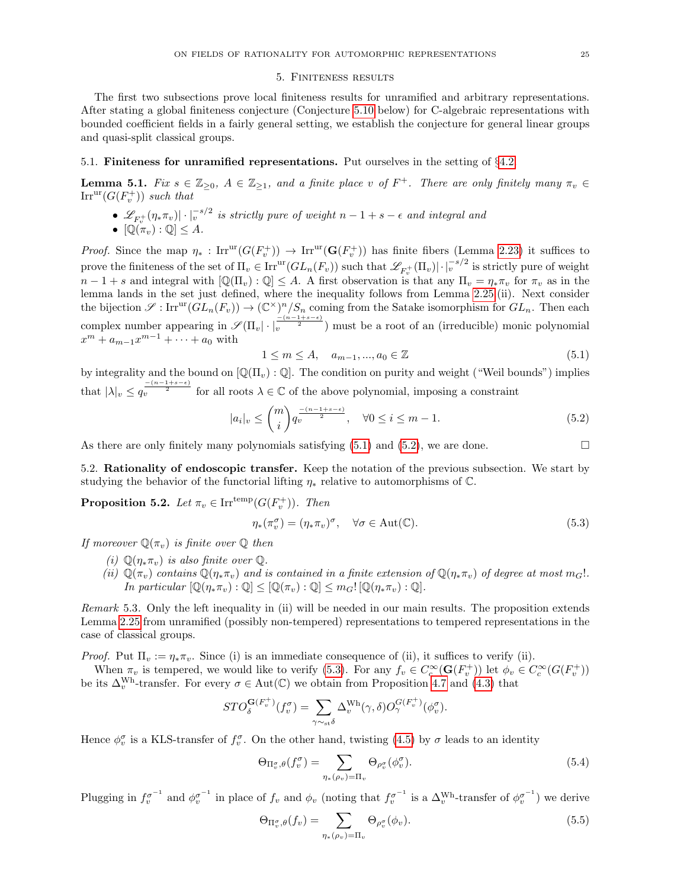## 5. Finiteness results

The first two subsections prove local finiteness results for unramified and arbitrary representations. After stating a global finiteness conjecture (Conjecture 5.10 below) for C-algebraic representations with bounded coefficient fields in a fairly general setting, we establish the conjecture for general linear groups and quasi-split classical groups.

### 5.1. Finiteness for unramified representations.

Put ourselves in the setting of §4.2.

**Lemma 5.1.** *Fix $s \in \mathbb{Z}_{\geq 0}$, $A \in \mathbb{Z}_{\geq 1}$, and a finite place $v$ of $F^+$. There are only finitely many $\pi_v \in \mathrm{Irr}^{\mathrm{ur}}(G(F_v^+))$ such that*

- *$\mathscr{L}_{F_v^+}(\eta_* \pi_v)|\cdot|_v^{-s/2}$ is strictly pure of weight $n-1+s-\epsilon$ and integral and*
- *$[\mathbb{Q}(\pi_v) : \mathbb{Q}] \leq A$.*

*Proof.* Since the map $\eta_* : \mathrm{Irr}^{\mathrm{ur}}(G(F_v^+)) \to \mathrm{Irr}^{\mathrm{ur}}(\mathbf{G}(F_v^+))$ has finite fibers (Lemma 2.23) it suffices to prove the finiteness of the set of $\Pi_v \in \mathrm{Irr}^{\mathrm{ur}}(GL_n(F_v))$ such that $\mathscr{L}_{F_v^+}(\Pi_v)|\cdot|_v^{-s/2}$ is strictly pure of weight $n-1+s$ and integral with $[\mathbb{Q}(\Pi_v) : \mathbb{Q}] \leq A$. A first observation is that any $\Pi_v = \eta_* \pi_v$ for $\pi_v$ as in the lemma lands in the set just defined, where the inequality follows from Lemma 2.25(ii). Next consider the bijection $\mathscr{S} : \mathrm{Irr}^{\mathrm{ur}}(GL_n(F_v)) \to (\mathbb{C}^\times)^n / S_n$ coming from the Satake isomorphism for $GL_n$. Then each complex number appearing in $\mathscr{S}(\Pi_v|\cdot|_v^{\frac{-(n-1+s-\epsilon)}{2}})$ must be a root of an (irreducible) monic polynomial $x^m + a_{m-1}x^{m-1} + \cdots + a_0$ with

$$1 \leq m \leq A, \quad a_{m-1}, \ldots, a_0 \in \mathbb{Z} \tag{5.1}$$

by integrality and the bound on $[\mathbb{Q}(\Pi_v) : \mathbb{Q}]$. The condition on purity and weight ("Weil bounds") implies that $|\lambda|_v \leq q_v^{\frac{-(n-1+s-\epsilon)}{2}}$ for all roots $\lambda \in \mathbb{C}$ of the above polynomial, imposing a constraint

$$|a_i|_v \leq \binom{m}{i} q_v^{\frac{-(n-1+s-\epsilon)}{2}}, \quad \forall 0 \leq i \leq m-1. \tag{5.2}$$

As there are only finitely many polynomials satisfying (5.1) and (5.2), we are done. $\square$

### 5.2. Rationality of endoscopic transfer.

Keep the notation of the previous subsection. We start by studying the behavior of the functorial lifting $\eta_*$ relative to automorphisms of $\mathbb{C}$.

**Proposition 5.2.** *Let $\pi_v \in \mathrm{Irr}^{\mathrm{temp}}(G(F_v^+))$. Then*

$$\eta_*(\pi_v^\sigma) = (\eta_* \pi_v)^\sigma, \quad \forall \sigma \in \mathrm{Aut}(\mathbb{C}). \tag{5.3}$$

*If moreover $\mathbb{Q}(\pi_v)$ is finite over $\mathbb{Q}$ then*

*(i) $\mathbb{Q}(\eta_* \pi_v)$ is also finite over $\mathbb{Q}$.*

*(ii) $\mathbb{Q}(\pi_v)$ contains $\mathbb{Q}(\eta_* \pi_v)$ and is contained in a finite extension of $\mathbb{Q}(\eta_* \pi_v)$ of degree at most $m_G!$. In particular $[\mathbb{Q}(\eta_* \pi_v) : \mathbb{Q}] \leq [\mathbb{Q}(\pi_v) : \mathbb{Q}] \leq m_G! \, [\mathbb{Q}(\eta_* \pi_v) : \mathbb{Q}]$.*

*Remark* 5.3. Only the left inequality in (ii) will be needed in our main results. The proposition extends Lemma 2.25 from unramified (possibly non-tempered) representations to tempered representations in the case of classical groups.

*Proof.* Put $\Pi_v := \eta_* \pi_v$. Since (i) is an immediate consequence of (ii), it suffices to verify (ii).

When $\pi_v$ is tempered, we would like to verify (5.3). For any $f_v \in C_c^\infty(\mathbf{G}(F_v^+))$ let $\phi_v \in C_c^\infty(G(F_v^+))$ be its $\Delta_v^{\mathrm{Wh}}$-transfer. For every $\sigma \in \mathrm{Aut}(\mathbb{C})$ we obtain from Proposition 4.7 and (4.3) that

$$STO_\delta^{\mathbf{G}(F_v^+)}(f_v^\sigma) = \sum_{\gamma \sim_{\mathrm{st}} \delta} \Delta_v^{\mathrm{Wh}}(\gamma, \delta) O_\gamma^{G(F_v^+)}(\phi_v^\sigma).$$

Hence $\phi_v^\sigma$ is a KLS-transfer of $f_v^\sigma$. On the other hand, twisting (4.5) by $\sigma$ leads to an identity

$$\Theta_{\Pi_v^\sigma, \theta}(f_v^\sigma) = \sum_{\eta_*(\rho_v) = \Pi_v} \Theta_{\rho_v^\sigma}(\phi_v^\sigma). \tag{5.4}$$

Plugging in $f_v^{\sigma^{-1}}$ and $\phi_v^{\sigma^{-1}}$ in place of $f_v$ and $\phi_v$ (noting that $f_v^{\sigma^{-1}}$ is a $\Delta_v^{\mathrm{Wh}}$-transfer of $\phi_v^{\sigma^{-1}}$) we derive

$$\Theta_{\Pi_v^\sigma, \theta}(f_v) = \sum_{\eta_*(\rho_v) = \Pi_v} \Theta_{\rho_v^\sigma}(\phi_v). \tag{5.5}$$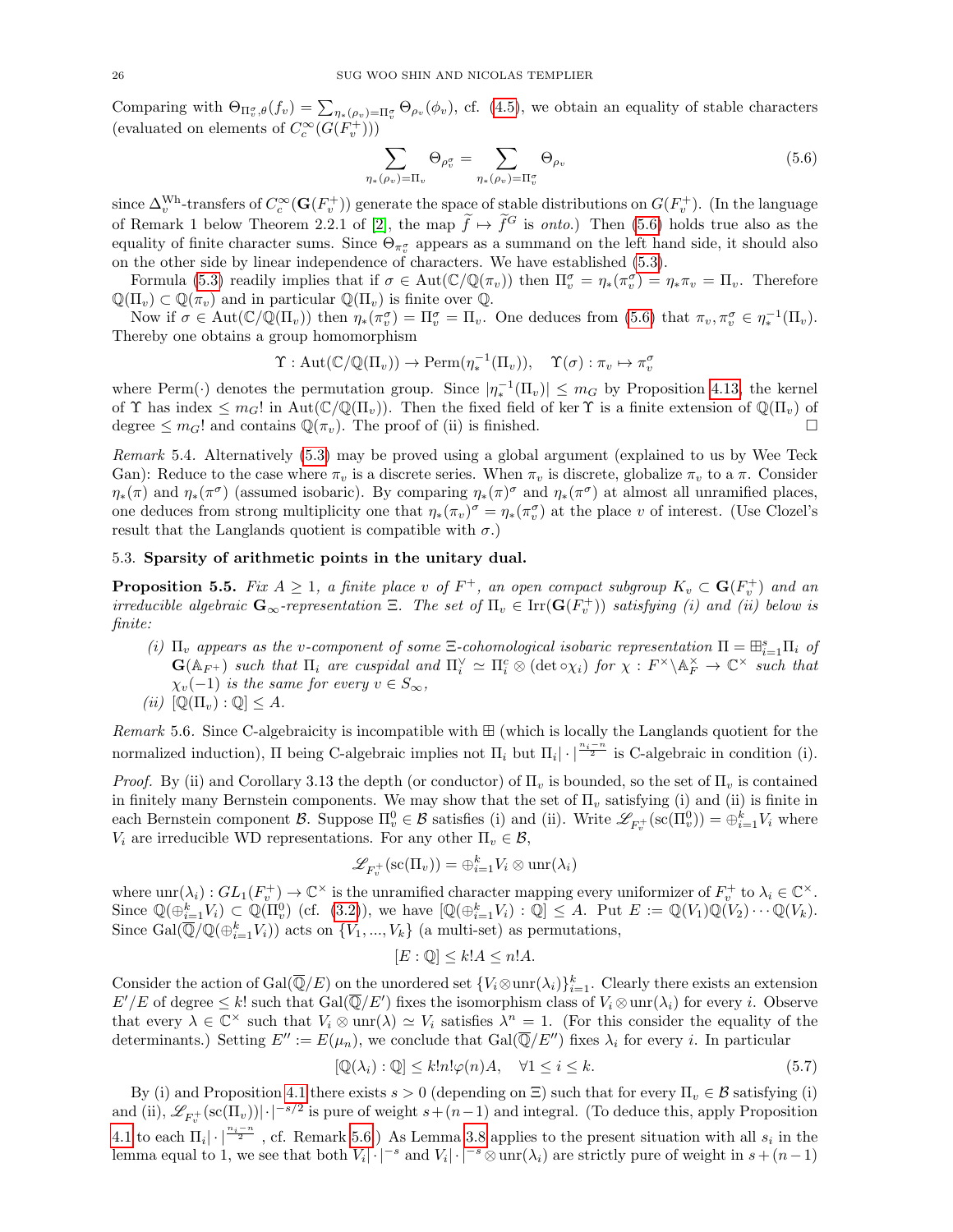Comparing with $\Theta_{\Pi_v^\sigma,\theta}(f_v) = \sum_{\eta_*(\rho_v)=\Pi_v^\sigma} \Theta_{\rho_v}(\phi_v)$, cf. (4.5), we obtain an equality of stable characters (evaluated on elements of $C_c^\infty(G(F_v^+))$)

$$\sum_{\eta_*(\rho_v)=\Pi_v} \Theta_{\rho_v^\sigma} = \sum_{\eta_*(\rho_v)=\Pi_v^\sigma} \Theta_{\rho_v} \tag{5.6}$$

since $\Delta_v^{\mathrm{Wh}}$-transfers of $C_c^\infty(\mathbf{G}(F_v^+))$ generate the space of stable distributions on $G(F_v^+)$. (In the language of Remark 1 below Theorem 2.2.1 of [2], the map $\widetilde{f} \mapsto \widetilde{f}^G$ is *onto*.) Then (5.6) holds true also as the equality of finite character sums. Since $\Theta_{\pi_v^\sigma}$ appears as a summand on the left hand side, it should also on the other side by linear independence of characters. We have established (5.3).

Formula (5.3) readily implies that if $\sigma \in \mathrm{Aut}(\mathbb{C}/\mathbb{Q}(\pi_v))$ then $\Pi_v^\sigma = \eta_*(\pi_v^\sigma) = \eta_*\pi_v = \Pi_v$. Therefore $\mathbb{Q}(\Pi_v) \subset \mathbb{Q}(\pi_v)$ and in particular $\mathbb{Q}(\Pi_v)$ is finite over $\mathbb{Q}$.

Now if $\sigma \in \mathrm{Aut}(\mathbb{C}/\mathbb{Q}(\Pi_v))$ then $\eta_*(\pi_v^\sigma) = \Pi_v^\sigma = \Pi_v$. One deduces from (5.6) that $\pi_v, \pi_v^\sigma \in \eta_*^{-1}(\Pi_v)$. Thereby one obtains a group homomorphism

$$\Upsilon : \mathrm{Aut}(\mathbb{C}/\mathbb{Q}(\Pi_v)) \to \mathrm{Perm}(\eta_*^{-1}(\Pi_v)), \quad \Upsilon(\sigma) : \pi_v \mapsto \pi_v^\sigma$$

where $\mathrm{Perm}(\cdot)$ denotes the permutation group. Since $|\eta_*^{-1}(\Pi_v)| \le m_G$ by Proposition 4.13, the kernel of $\Upsilon$ has index $\le m_G!$ in $\mathrm{Aut}(\mathbb{C}/\mathbb{Q}(\Pi_v))$. Then the fixed field of $\ker \Upsilon$ is a finite extension of $\mathbb{Q}(\Pi_v)$ of degree $\le m_G!$ and contains $\mathbb{Q}(\pi_v)$. The proof of (ii) is finished. □

*Remark* 5.4. Alternatively (5.3) may be proved using a global argument (explained to us by Wee Teck Gan): Reduce to the case where $\pi_v$ is a discrete series. When $\pi_v$ is discrete, globalize $\pi_v$ to a $\pi$. Consider $\eta_*(\pi)$ and $\eta_*(\pi^\sigma)$ (assumed isobaric). By comparing $\eta_*(\pi)^\sigma$ and $\eta_*(\pi^\sigma)$ at almost all unramified places, one deduces from strong multiplicity one that $\eta_*(\pi_v)^\sigma = \eta_*(\pi_v^\sigma)$ at the place $v$ of interest. (Use Clozel's result that the Langlands quotient is compatible with $\sigma$.)

### 5.3. Sparsity of arithmetic points in the unitary dual.

**Proposition 5.5.** *Fix $A \ge 1$, a finite place $v$ of $F^+$, an open compact subgroup $K_v \subset \mathbf{G}(F_v^+)$ and an irreducible algebraic $\mathbf{G}_\infty$-representation $\Xi$. The set of $\Pi_v \in \mathrm{Irr}(\mathbf{G}(F_v^+))$ satisfying (i) and (ii) below is finite:*

- *(i) $\Pi_v$ appears as the $v$-component of some $\Xi$-cohomological isobaric representation $\Pi = \boxplus_{i=1}^s \Pi_i$ of $\mathbf{G}(\mathbb{A}_{F^+})$ such that $\Pi_i$ are cuspidal and $\Pi_i^\vee \simeq \Pi_i^c \otimes (\det \circ \chi_i)$ for $\chi : F^\times \backslash \mathbb{A}_F^\times \to \mathbb{C}^\times$ such that $\chi_v(-1)$ is the same for every $v \in S_\infty$,*
- *(ii) $[\mathbb{Q}(\Pi_v) : \mathbb{Q}] \le A$.*

*Remark* 5.6. Since C-algebraicity is incompatible with $\boxplus$ (which is locally the Langlands quotient for the normalized induction), $\Pi$ being C-algebraic implies not $\Pi_i$ but $\Pi_i|\cdot|^{\frac{n_i-n}{2}}$ is C-algebraic in condition (i).

*Proof.* By (ii) and Corollary 3.13 the depth (or conductor) of $\Pi_v$ is bounded, so the set of $\Pi_v$ is contained in finitely many Bernstein components. We may show that the set of $\Pi_v$ satisfying (i) and (ii) is finite in each Bernstein component $\mathcal{B}$. Suppose $\Pi_v^0 \in \mathcal{B}$ satisfies (i) and (ii). Write $\mathscr{L}_{F_v^+}(\mathrm{sc}(\Pi_v^0)) = \oplus_{i=1}^k V_i$ where $V_i$ are irreducible WD representations. For any other $\Pi_v \in \mathcal{B}$,

$$\mathscr{L}_{F_v^+}(\mathrm{sc}(\Pi_v)) = \oplus_{i=1}^k V_i \otimes \mathrm{unr}(\lambda_i)$$

where $\mathrm{unr}(\lambda_i) : GL_1(F_v^+) \to \mathbb{C}^\times$ is the unramified character mapping every uniformizer of $F_v^+$ to $\lambda_i \in \mathbb{C}^\times$. Since $\mathbb{Q}(\oplus_{i=1}^k V_i) \subset \mathbb{Q}(\Pi_v^0)$ (cf. (3.2)), we have $[\mathbb{Q}(\oplus_{i=1}^k V_i) : \mathbb{Q}] \le A$. Put $E := \mathbb{Q}(V_1)\mathbb{Q}(V_2)\cdots\mathbb{Q}(V_k)$. Since $\mathrm{Gal}(\overline{\mathbb{Q}}/\mathbb{Q}(\oplus_{i=1}^k V_i))$ acts on $\{V_1, ..., V_k\}$ (a multi-set) as permutations,

$$[E : \mathbb{Q}] \le k!A \le n!A.$$

Consider the action of $\mathrm{Gal}(\overline{\mathbb{Q}}/E)$ on the unordered set $\{V_i \otimes \mathrm{unr}(\lambda_i)\}_{i=1}^k$. Clearly there exists an extension $E'/E$ of degree $\le k!$ such that $\mathrm{Gal}(\overline{\mathbb{Q}}/E')$ fixes the isomorphism class of $V_i \otimes \mathrm{unr}(\lambda_i)$ for every $i$. Observe that every $\lambda \in \mathbb{C}^\times$ such that $V_i \otimes \mathrm{unr}(\lambda) \simeq V_i$ satisfies $\lambda^n = 1$. (For this consider the equality of the determinants.) Setting $E'' := E(\mu_n)$, we conclude that $\mathrm{Gal}(\overline{\mathbb{Q}}/E'')$ fixes $\lambda_i$ for every $i$. In particular

$$[\mathbb{Q}(\lambda_i) : \mathbb{Q}] \le k!n!\varphi(n)A, \quad \forall 1 \le i \le k. \tag{5.7}$$

By (i) and Proposition 4.1 there exists $s > 0$ (depending on $\Xi$) such that for every $\Pi_v \in \mathcal{B}$ satisfying (i) and (ii), $\mathscr{L}_{F_v^+}(\mathrm{sc}(\Pi_v))|\cdot|^{-s/2}$ is pure of weight $s + (n-1)$ and integral. (To deduce this, apply Proposition 4.1 to each $\Pi_i|\cdot|^{\frac{n_i-n}{2}}$, cf. Remark 5.6.) As Lemma 3.8 applies to the present situation with all $s_i$ in the lemma equal to 1, we see that both $V_i|\cdot|^{-s}$ and $V_i|\cdot|^{-s} \otimes \mathrm{unr}(\lambda_i)$ are strictly pure of weight in $s + (n-1)$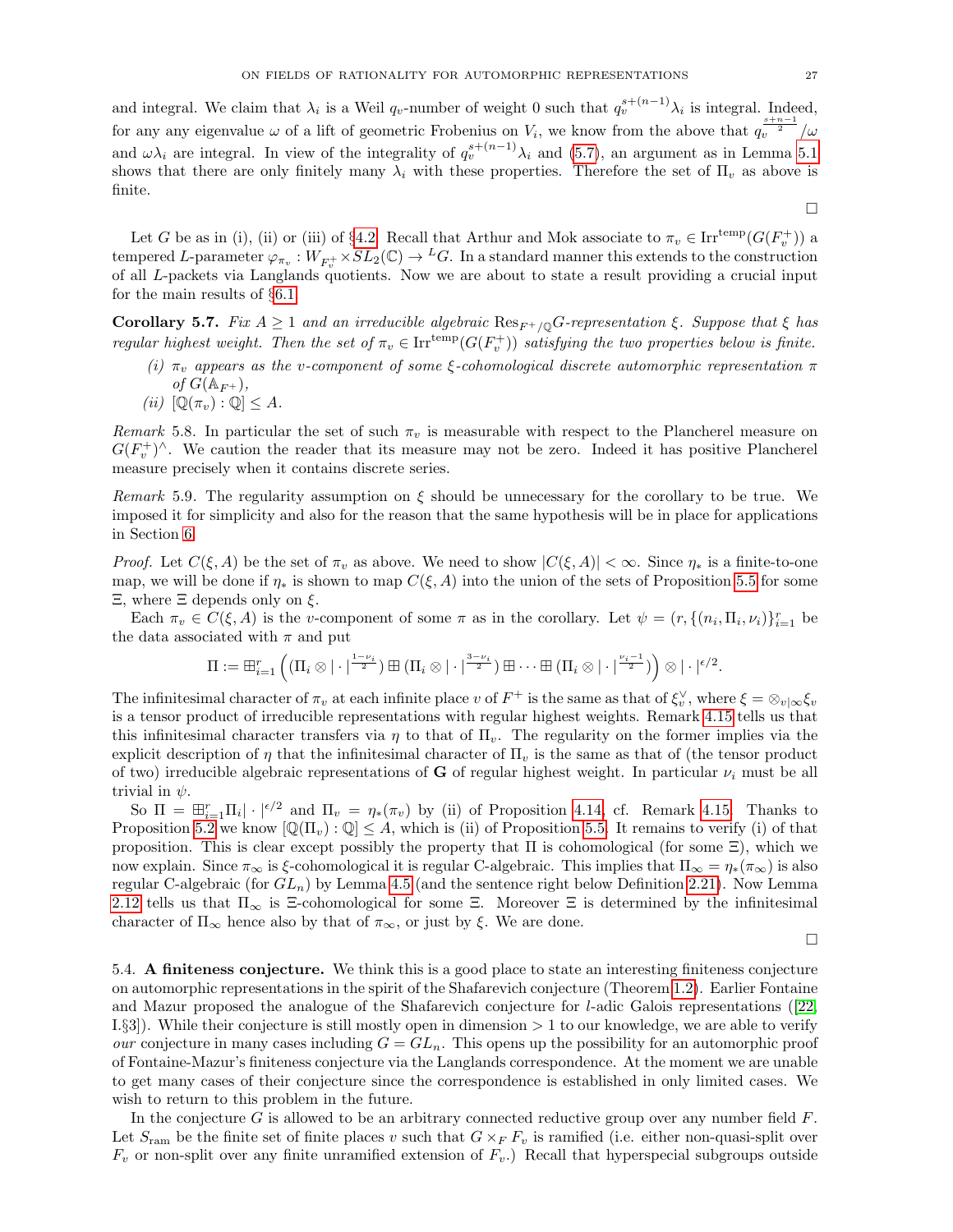and integral. We claim that $\lambda_i$ is a Weil $q_v$-number of weight 0 such that $q_v^{s+(n-1)}\lambda_i$ is integral. Indeed, for any any eigenvalue $\omega$ of a lift of geometric Frobenius on $V_i$, we know from the above that $q_v^{\frac{s+n-1}{2}}/\omega$ and $\omega\lambda_i$ are integral. In view of the integrality of $q_v^{s+(n-1)}\lambda_i$ and (5.7), an argument as in Lemma 5.1 shows that there are only finitely many $\lambda_i$ with these properties. Therefore the set of $\Pi_v$ as above is finite.

□

Let $G$ be as in (i), (ii) or (iii) of §4.2. Recall that Arthur and Mok associate to $\pi_v \in \mathrm{Irr}^{\mathrm{temp}}(G(F_v^+))$ a tempered $L$-parameter $\varphi_{\pi_v} : W_{F_v^+} \times SL_2(\mathbb{C}) \to {}^LG$. In a standard manner this extends to the construction of all $L$-packets via Langlands quotients. Now we are about to state a result providing a crucial input for the main results of §6.1.

**Corollary 5.7.** *Fix $A \geq 1$ and an irreducible algebraic $\mathrm{Res}_{F^+/\mathbb{Q}}G$-representation $\xi$. Suppose that $\xi$ has regular highest weight. Then the set of $\pi_v \in \mathrm{Irr}^{\mathrm{temp}}(G(F_v^+))$ satisfying the two properties below is finite.*

- *(i) $\pi_v$ appears as the $v$-component of some $\xi$-cohomological discrete automorphic representation $\pi$ of $G(\mathbb{A}_{F^+})$,*
- *(ii) $[\mathbb{Q}(\pi_v) : \mathbb{Q}] \leq A$.*

*Remark* 5.8. In particular the set of such $\pi_v$ is measurable with respect to the Plancherel measure on $G(F_v^+)^\wedge$. We caution the reader that its measure may not be zero. Indeed it has positive Plancherel measure precisely when it contains discrete series.

*Remark* 5.9. The regularity assumption on $\xi$ should be unnecessary for the corollary to be true. We imposed it for simplicity and also for the reason that the same hypothesis will be in place for applications in Section 6.

*Proof.* Let $C(\xi, A)$ be the set of $\pi_v$ as above. We need to show $|C(\xi, A)| < \infty$. Since $\eta_*$ is a finite-to-one map, we will be done if $\eta_*$ is shown to map $C(\xi, A)$ into the union of the sets of Proposition 5.5 for some $\Xi$, where $\Xi$ depends only on $\xi$.

Each $\pi_v \in C(\xi, A)$ is the $v$-component of some $\pi$ as in the corollary. Let $\psi = (r, \{(n_i, \Pi_i, \nu_i)\}_{i=1}^r)$ be the data associated with $\pi$ and put

$$\Pi := \boxplus_{i=1}^r \left( (\Pi_i \otimes |\cdot|^{\frac{1-\nu_i}{2}}) \boxplus (\Pi_i \otimes |\cdot|^{\frac{3-\nu_i}{2}}) \boxplus \cdots \boxplus (\Pi_i \otimes |\cdot|^{\frac{\nu_i - 1}{2}}) \right) \otimes |\cdot|^{\epsilon/2}.$$

The infinitesimal character of $\pi_v$ at each infinite place $v$ of $F^+$ is the same as that of $\xi_v^\vee$, where $\xi = \otimes_{v|\infty}\xi_v$ is a tensor product of irreducible representations with regular highest weights. Remark 4.15 tells us that this infinitesimal character transfers via $\eta$ to that of $\Pi_v$. The regularity on the former implies via the explicit description of $\eta$ that the infinitesimal character of $\Pi_v$ is the same as that of (the tensor product of two) irreducible algebraic representations of $\mathbf{G}$ of regular highest weight. In particular $\nu_i$ must be all trivial in $\psi$.

So $\Pi = \boxplus_{i=1}^r \Pi_i |\cdot|^{\epsilon/2}$ and $\Pi_v = \eta_*(\pi_v)$ by (ii) of Proposition 4.14, cf. Remark 4.15. Thanks to Proposition 5.2 we know $[\mathbb{Q}(\Pi_v) : \mathbb{Q}] \leq A$, which is (ii) of Proposition 5.5. It remains to verify (i) of that proposition. This is clear except possibly the property that $\Pi$ is cohomological (for some $\Xi$), which we now explain. Since $\pi_\infty$ is $\xi$-cohomological it is regular C-algebraic. This implies that $\Pi_\infty = \eta_*(\pi_\infty)$ is also regular C-algebraic (for $GL_n$) by Lemma 4.5 (and the sentence right below Definition 2.21). Now Lemma 2.12 tells us that $\Pi_\infty$ is $\Xi$-cohomological for some $\Xi$. Moreover $\Xi$ is determined by the infinitesimal character of $\Pi_\infty$ hence also by that of $\pi_\infty$, or just by $\xi$. We are done.

□

5.4. **A finiteness conjecture.** We think this is a good place to state an interesting finiteness conjecture on automorphic representations in the spirit of the Shafarevich conjecture (Theorem 1.2). Earlier Fontaine and Mazur proposed the analogue of the Shafarevich conjecture for $l$-adic Galois representations ([22, I.§3]). While their conjecture is still mostly open in dimension $> 1$ to our knowledge, we are able to verify *our* conjecture in many cases including $G = GL_n$. This opens up the possibility for an automorphic proof of Fontaine-Mazur's finiteness conjecture via the Langlands correspondence. At the moment we are unable to get many cases of their conjecture since the correspondence is established in only limited cases. We wish to return to this problem in the future.

In the conjecture $G$ is allowed to be an arbitrary connected reductive group over any number field $F$. Let $S_{\mathrm{ram}}$ be the finite set of finite places $v$ such that $G \times_F F_v$ is ramified (i.e. either non-quasi-split over $F_v$ or non-split over any finite unramified extension of $F_v$.) Recall that hyperspecial subgroups outside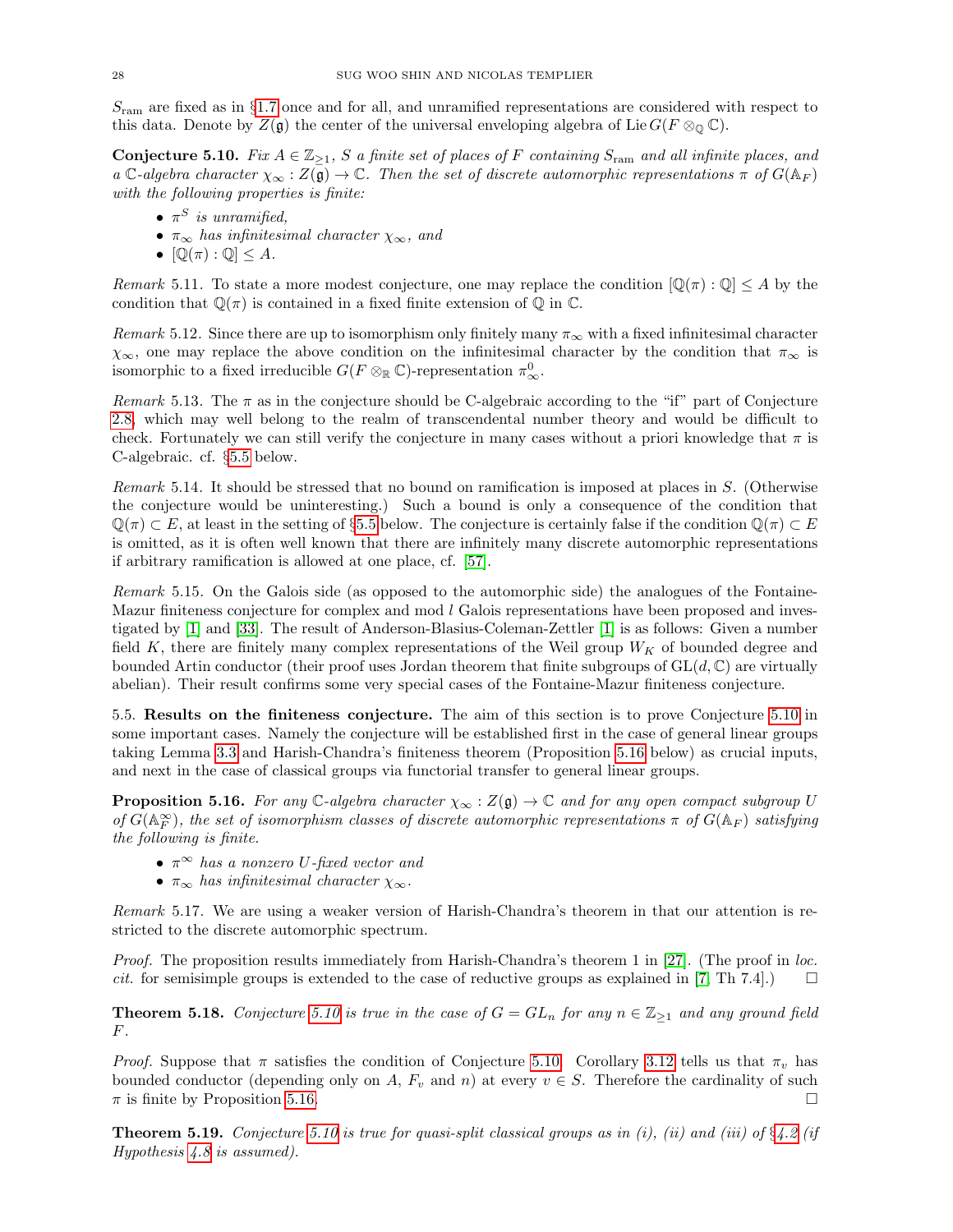$S_{\mathrm{ram}}$ are fixed as in §1.7 once and for all, and unramified representations are considered with respect to this data. Denote by $Z(\mathfrak{g})$ the center of the universal enveloping algebra of $\mathrm{Lie}\, G(F \otimes_{\mathbb{Q}} \mathbb{C})$.

**Conjecture 5.10.** *Fix $A \in \mathbb{Z}_{\geq 1}$, $S$ a finite set of places of $F$ containing $S_{\mathrm{ram}}$ and all infinite places, and a $\mathbb{C}$-algebra character $\chi_\infty : Z(\mathfrak{g}) \to \mathbb{C}$. Then the set of discrete automorphic representations $\pi$ of $G(\mathbb{A}_F)$ with the following properties is finite:*

- *$\pi^S$ is unramified,*
- *$\pi_\infty$ has infinitesimal character $\chi_\infty$, and*
- *$[\mathbb{Q}(\pi) : \mathbb{Q}] \leq A$.*

*Remark* 5.11. To state a more modest conjecture, one may replace the condition $[\mathbb{Q}(\pi) : \mathbb{Q}] \leq A$ by the condition that $\mathbb{Q}(\pi)$ is contained in a fixed finite extension of $\mathbb{Q}$ in $\mathbb{C}$.

*Remark* 5.12. Since there are up to isomorphism only finitely many $\pi_\infty$ with a fixed infinitesimal character $\chi_\infty$, one may replace the above condition on the infinitesimal character by the condition that $\pi_\infty$ is isomorphic to a fixed irreducible $G(F \otimes_{\mathbb{R}} \mathbb{C})$-representation $\pi^0_\infty$.

*Remark* 5.13. The $\pi$ as in the conjecture should be C-algebraic according to the "if" part of Conjecture 2.8, which may well belong to the realm of transcendental number theory and would be difficult to check. Fortunately we can still verify the conjecture in many cases without a priori knowledge that $\pi$ is C-algebraic. cf. §5.5 below.

*Remark* 5.14. It should be stressed that no bound on ramification is imposed at places in $S$. (Otherwise the conjecture would be uninteresting.) Such a bound is only a consequence of the condition that $\mathbb{Q}(\pi) \subset E$, at least in the setting of §5.5 below. The conjecture is certainly false if the condition $\mathbb{Q}(\pi) \subset E$ is omitted, as it is often well known that there are infinitely many discrete automorphic representations if arbitrary ramification is allowed at one place, cf. [57].

*Remark* 5.15. On the Galois side (as opposed to the automorphic side) the analogues of the Fontaine-Mazur finiteness conjecture for complex and mod $l$ Galois representations have been proposed and investigated by [1] and [33]. The result of Anderson-Blasius-Coleman-Zettler [1] is as follows: Given a number field $K$, there are finitely many complex representations of the Weil group $W_K$ of bounded degree and bounded Artin conductor (their proof uses Jordan theorem that finite subgroups of $\mathrm{GL}(d, \mathbb{C})$ are virtually abelian). Their result confirms some very special cases of the Fontaine-Mazur finiteness conjecture.

5.5. **Results on the finiteness conjecture.** The aim of this section is to prove Conjecture 5.10 in some important cases. Namely the conjecture will be established first in the case of general linear groups taking Lemma 3.3 and Harish-Chandra's finiteness theorem (Proposition 5.16 below) as crucial inputs, and next in the case of classical groups via functorial transfer to general linear groups.

**Proposition 5.16.** *For any $\mathbb{C}$-algebra character $\chi_\infty : Z(\mathfrak{g}) \to \mathbb{C}$ and for any open compact subgroup $U$ of $G(\mathbb{A}_F^\infty)$, the set of isomorphism classes of discrete automorphic representations $\pi$ of $G(\mathbb{A}_F)$ satisfying the following is finite.*

- *$\pi^\infty$ has a nonzero $U$-fixed vector and*
- *$\pi_\infty$ has infinitesimal character $\chi_\infty$.*

*Remark* 5.17. We are using a weaker version of Harish-Chandra's theorem in that our attention is restricted to the discrete automorphic spectrum.

*Proof.* The proposition results immediately from Harish-Chandra's theorem 1 in [27]. (The proof in *loc. cit.* for semisimple groups is extended to the case of reductive groups as explained in [7, Th 7.4].) □

**Theorem 5.18.** *Conjecture 5.10 is true in the case of $G = GL_n$ for any $n \in \mathbb{Z}_{\geq 1}$ and any ground field $F$.*

*Proof.* Suppose that $\pi$ satisfies the condition of Conjecture 5.10. Corollary 3.12 tells us that $\pi_v$ has bounded conductor (depending only on $A$, $F_v$ and $n$) at every $v \in S$. Therefore the cardinality of such $\pi$ is finite by Proposition 5.16. □

**Theorem 5.19.** *Conjecture 5.10 is true for quasi-split classical groups as in (i), (ii) and (iii) of §4.2 (if Hypothesis 4.8 is assumed).*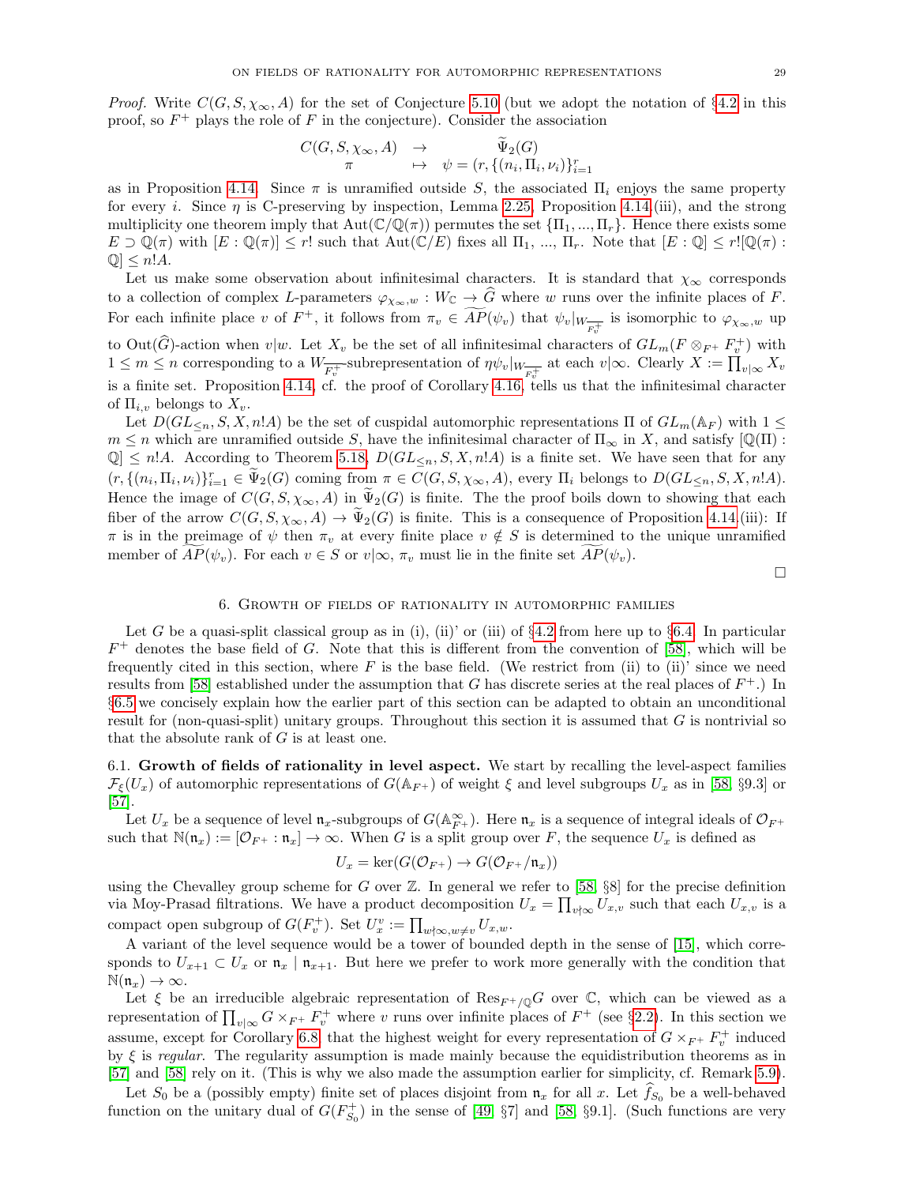*Proof.* Write $C(G, S, \chi_\infty, A)$ for the set of Conjecture 5.10 (but we adopt the notation of §4.2 in this proof, so $F^+$ plays the role of $F$ in the conjecture). Consider the association

$$\begin{array}{ccc} C(G, S, \chi_\infty, A) & \to & \widetilde{\Psi}_2(G) \\ \pi & \mapsto & \psi = (r, \{(n_i, \Pi_i, \nu_i)\}_{i=1}^r \end{array}$$

as in Proposition 4.14. Since $\pi$ is unramified outside $S$, the associated $\Pi_i$ enjoys the same property for every $i$. Since $\eta$ is C-preserving by inspection, Lemma 2.25, Proposition 4.14.(iii), and the strong multiplicity one theorem imply that $\mathrm{Aut}(\mathbb{C}/\mathbb{Q}(\pi))$ permutes the set $\{\Pi_1, ..., \Pi_r\}$. Hence there exists some $E \supset \mathbb{Q}(\pi)$ with $[E : \mathbb{Q}(\pi)] \le r!$ such that $\mathrm{Aut}(\mathbb{C}/E)$ fixes all $\Pi_1$, ..., $\Pi_r$. Note that $[E : \mathbb{Q}] \le r![\mathbb{Q}(\pi) : \mathbb{Q}] \le n!A$.

Let us make some observation about infinitesimal characters. It is standard that $\chi_\infty$ corresponds to a collection of complex $L$-parameters $\varphi_{\chi_\infty, w} : W_{\mathbb{C}} \to \widehat{G}$ where $w$ runs over the infinite places of $F$. For each infinite place $v$ of $F^+$, it follows from $\pi_v \in \widetilde{AP}(\psi_v)$ that $\psi_v|_{W_{\overline{F_v^+}}}$ is isomorphic to $\varphi_{\chi_\infty, w}$ up to $\mathrm{Out}(\widehat{G})$-action when $v|w$. Let $X_v$ be the set of all infinitesimal characters of $GL_m(F \otimes_{F^+} F_v^+)$ with $1 \le m \le n$ corresponding to a $W_{\overline{F_v^+}}$-subrepresentation of $\eta\psi_v|_{W_{\overline{F_v^+}}}$ at each $v|\infty$. Clearly $X := \prod_{v|\infty} X_v$ is a finite set. Proposition 4.14, cf. the proof of Corollary 4.16, tells us that the infinitesimal character of $\Pi_{i,v}$ belongs to $X_v$.

Let $D(GL_{\le n}, S, X, n!A)$ be the set of cuspidal automorphic representations $\Pi$ of $GL_m(\mathbb{A}_F)$ with $1 \le m \le n$ which are unramified outside $S$, have the infinitesimal character of $\Pi_\infty$ in $X$, and satisfy $[\mathbb{Q}(\Pi) : \mathbb{Q}] \le n!A$. According to Theorem 5.18, $D(GL_{\le n}, S, X, n!A)$ is a finite set. We have seen that for any $(r, \{(n_i, \Pi_i, \nu_i)\}_{i=1}^r \in \widetilde{\Psi}_2(G)$ coming from $\pi \in C(G, S, \chi_\infty, A)$, every $\Pi_i$ belongs to $D(GL_{\le n}, S, X, n!A)$. Hence the image of $C(G, S, \chi_\infty, A)$ in $\widetilde{\Psi}_2(G)$ is finite. The the proof boils down to showing that each fiber of the arrow $C(G, S, \chi_\infty, A) \to \widetilde{\Psi}_2(G)$ is finite. This is a consequence of Proposition 4.14.(iii): If $\pi$ is in the preimage of $\psi$ then $\pi_v$ at every finite place $v \notin S$ is determined to the unique unramified member of $\widetilde{AP}(\psi_v)$. For each $v \in S$ or $v|\infty$, $\pi_v$ must lie in the finite set $\widetilde{AP}(\psi_v)$.

□

## 6. Growth of fields of rationality in automorphic families

Let $G$ be a quasi-split classical group as in (i), (ii)' or (iii) of §4.2 from here up to §6.4. In particular $F^+$ denotes the base field of $G$. Note that this is different from the convention of [58], which will be frequently cited in this section, where $F$ is the base field. (We restrict from (ii) to (ii)' since we need results from [58] established under the assumption that $G$ has discrete series at the real places of $F^+$.) In §6.5 we concisely explain how the earlier part of this section can be adapted to obtain an unconditional result for (non-quasi-split) unitary groups. Throughout this section it is assumed that $G$ is nontrivial so that the absolute rank of $G$ is at least one.

### 6.1. Growth of fields of rationality in level aspect.

We start by recalling the level-aspect families $\mathcal{F}_\xi(U_x)$ of automorphic representations of $G(\mathbb{A}_{F^+})$ of weight $\xi$ and level subgroups $U_x$ as in [58, §9.3] or [57].

Let $U_x$ be a sequence of level $\mathfrak{n}_x$-subgroups of $G(\mathbb{A}_{F^+}^\infty)$. Here $\mathfrak{n}_x$ is a sequence of integral ideals of $\mathcal{O}_{F^+}$ such that $\mathbb{N}(\mathfrak{n}_x) := [\mathcal{O}_{F^+} : \mathfrak{n}_x] \to \infty$. When $G$ is a split group over $F$, the sequence $U_x$ is defined as

$$U_x = \ker(G(\mathcal{O}_{F^+}) \to G(\mathcal{O}_{F^+}/\mathfrak{n}_x))$$

using the Chevalley group scheme for $G$ over $\mathbb{Z}$. In general we refer to [58, §8] for the precise definition via Moy-Prasad filtrations. We have a product decomposition $U_x = \prod_{v\nmid\infty} U_{x,v}$ such that each $U_{x,v}$ is a compact open subgroup of $G(F_v^+)$. Set $U_x^v := \prod_{w\nmid\infty, w\ne v} U_{x,w}$.

A variant of the level sequence would be a tower of bounded depth in the sense of [15], which corresponds to $U_{x+1} \subset U_x$ or $\mathfrak{n}_x \mid \mathfrak{n}_{x+1}$. But here we prefer to work more generally with the condition that $\mathbb{N}(\mathfrak{n}_x) \to \infty$.

Let $\xi$ be an irreducible algebraic representation of $\mathrm{Res}_{F^+/\mathbb{Q}}G$ over $\mathbb{C}$, which can be viewed as a representation of $\prod_{v|\infty} G \times_{F^+} F_v^+$ where $v$ runs over infinite places of $F^+$ (see §2.2). In this section we assume, except for Corollary 6.8, that the highest weight for every representation of $G \times_{F^+} F_v^+$ induced by $\xi$ is *regular*. The regularity assumption is made mainly because the equidistribution theorems as in [57] and [58] rely on it. (This is why we also made the assumption earlier for simplicity, cf. Remark 5.9).

Let $S_0$ be a (possibly empty) finite set of places disjoint from $\mathfrak{n}_x$ for all $x$. Let $\widehat{f}_{S_0}$ be a well-behaved function on the unitary dual of $G(F_{S_0}^+)$ in the sense of [49, §7] and [58, §9.1]. (Such functions are very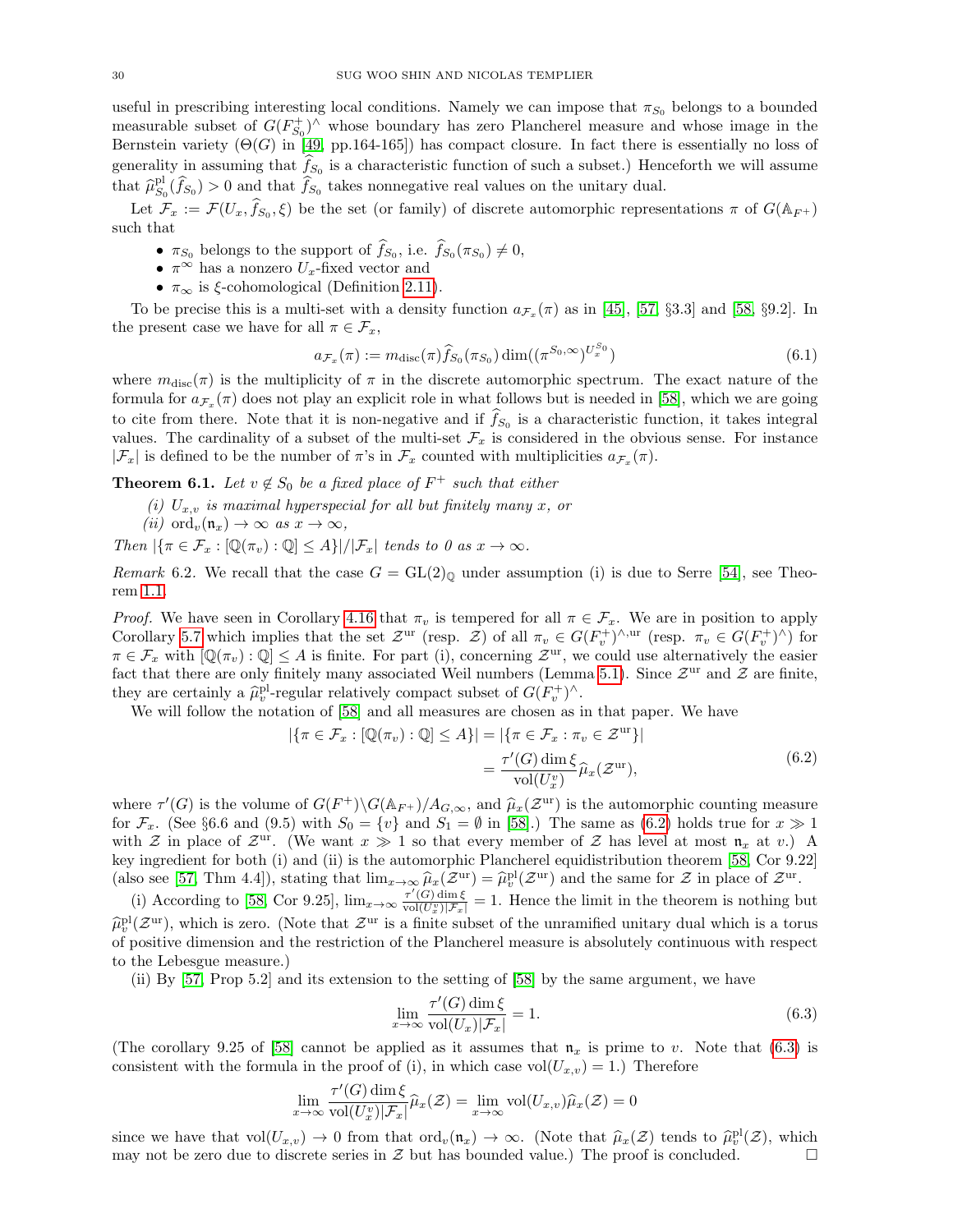useful in prescribing interesting local conditions. Namely we can impose that $\pi_{S_0}$ belongs to a bounded measurable subset of $G(F^+_{S_0})^\wedge$ whose boundary has zero Plancherel measure and whose image in the Bernstein variety ($\Theta(G)$ in [49, pp.164-165]) has compact closure. In fact there is essentially no loss of generality in assuming that $\widehat{f}_{S_0}$ is a characteristic function of such a subset.) Henceforth we will assume that $\widehat{\mu}^{\mathrm{pl}}_{S_0}(\widehat{f}_{S_0}) > 0$ and that $\widehat{f}_{S_0}$ takes nonnegative real values on the unitary dual.

Let $\mathcal{F}_x := \mathcal{F}(U_x, \widehat{f}_{S_0}, \xi)$ be the set (or family) of discrete automorphic representations $\pi$ of $G(\mathbb{A}_{F^+})$ such that

- $\pi_{S_0}$ belongs to the support of $\widehat{f}_{S_0}$, i.e. $\widehat{f}_{S_0}(\pi_{S_0}) \neq 0$,
- $\pi^\infty$ has a nonzero $U_x$-fixed vector and
- $\pi_\infty$ is $\xi$-cohomological (Definition 2.11).

To be precise this is a multi-set with a density function $a_{\mathcal{F}_x}(\pi)$ as in [45], [57, §3.3] and [58, §9.2]. In the present case we have for all $\pi \in \mathcal{F}_x$,

$$a_{\mathcal{F}_x}(\pi) := m_{\mathrm{disc}}(\pi)\widehat{f}_{S_0}(\pi_{S_0}) \dim((\pi^{S_0,\infty})^{U_x^{S_0}}) \tag{6.1}$$

where $m_{\mathrm{disc}}(\pi)$ is the multiplicity of $\pi$ in the discrete automorphic spectrum. The exact nature of the formula for $a_{\mathcal{F}_x}(\pi)$ does not play an explicit role in what follows but is needed in [58], which we are going to cite from there. Note that it is non-negative and if $\widehat{f}_{S_0}$ is a characteristic function, it takes integral values. The cardinality of a subset of the multi-set $\mathcal{F}_x$ is considered in the obvious sense. For instance $|\mathcal{F}_x|$ is defined to be the number of $\pi$'s in $\mathcal{F}_x$ counted with multiplicities $a_{\mathcal{F}_x}(\pi)$.

**Theorem 6.1.** *Let $v \notin S_0$ be a fixed place of $F^+$ such that either*

*(i) $U_{x,v}$ is maximal hyperspecial for all but finitely many $x$, or*
*(ii) $\mathrm{ord}_v(\mathfrak{n}_x) \to \infty$ as $x \to \infty$,*

*Then $|\{\pi \in \mathcal{F}_x : [\mathbb{Q}(\pi_v) : \mathbb{Q}] \le A\}|/|\mathcal{F}_x|$ tends to 0 as $x \to \infty$.*

*Remark* 6.2. We recall that the case $G = \mathrm{GL}(2)_\mathbb{Q}$ under assumption (i) is due to Serre [54], see Theorem 1.1.

*Proof.* We have seen in Corollary 4.16 that $\pi_v$ is tempered for all $\pi \in \mathcal{F}_x$. We are in position to apply Corollary 5.7 which implies that the set $\mathcal{Z}^{\mathrm{ur}}$ (resp. $\mathcal{Z}$) of all $\pi_v \in G(F^+_v)^{\wedge,\mathrm{ur}}$ (resp. $\pi_v \in G(F^+_v)^\wedge$) for $\pi \in \mathcal{F}_x$ with $[\mathbb{Q}(\pi_v) : \mathbb{Q}] \le A$ is finite. For part (i), concerning $\mathcal{Z}^{\mathrm{ur}}$, we could use alternatively the easier fact that there are only finitely many associated Weil numbers (Lemma 5.1). Since $\mathcal{Z}^{\mathrm{ur}}$ and $\mathcal{Z}$ are finite, they are certainly a $\widehat{\mu}^{\mathrm{pl}}_v$-regular relatively compact subset of $G(F^+_v)^\wedge$.

We will follow the notation of [58] and all measures are chosen as in that paper. We have

$$\begin{aligned}
|\{\pi \in \mathcal{F}_x : [\mathbb{Q}(\pi_v) : \mathbb{Q}] \le A\}| &= |\{\pi \in \mathcal{F}_x : \pi_v \in \mathcal{Z}^{\mathrm{ur}}\}| \\
&= \frac{\tau'(G)\dim\xi}{\mathrm{vol}(U_x^v)}\widehat{\mu}_x(\mathcal{Z}^{\mathrm{ur}}),
\end{aligned} \tag{6.2}$$

where $\tau'(G)$ is the volume of $G(F^+)\backslash G(\mathbb{A}_{F^+})/A_{G,\infty}$, and $\widehat{\mu}_x(\mathcal{Z}^{\mathrm{ur}})$ is the automorphic counting measure for $\mathcal{F}_x$. (See §6.6 and (9.5) with $S_0 = \{v\}$ and $S_1 = \emptyset$ in [58].) The same as (6.2) holds true for $x \gg 1$ with $\mathcal{Z}$ in place of $\mathcal{Z}^{\mathrm{ur}}$. (We want $x \gg 1$ so that every member of $\mathcal{Z}$ has level at most $\mathfrak{n}_x$ at $v$.) A key ingredient for both (i) and (ii) is the automorphic Plancherel equidistribution theorem [58, Cor 9.22] (also see [57, Thm 4.4]), stating that $\lim_{x\to\infty}\widehat{\mu}_x(\mathcal{Z}^{\mathrm{ur}}) = \widehat{\mu}^{\mathrm{pl}}_v(\mathcal{Z}^{\mathrm{ur}})$ and the same for $\mathcal{Z}$ in place of $\mathcal{Z}^{\mathrm{ur}}$.

(i) According to [58, Cor 9.25], $\lim_{x\to\infty}\frac{\tau'(G)\dim\xi}{\mathrm{vol}(U_x^v)|\mathcal{F}_x|} = 1$. Hence the limit in the theorem is nothing but $\widehat{\mu}^{\mathrm{pl}}_v(\mathcal{Z}^{\mathrm{ur}})$, which is zero. (Note that $\mathcal{Z}^{\mathrm{ur}}$ is a finite subset of the unramified unitary dual which is a torus of positive dimension and the restriction of the Plancherel measure is absolutely continuous with respect to the Lebesgue measure.)

(ii) By [57, Prop 5.2] and its extension to the setting of [58] by the same argument, we have

$$\lim_{x\to\infty}\frac{\tau'(G)\dim\xi}{\mathrm{vol}(U_x)|\mathcal{F}_x|} = 1. \tag{6.3}$$

(The corollary 9.25 of [58] cannot be applied as it assumes that $\mathfrak{n}_x$ is prime to $v$. Note that (6.3) is consistent with the formula in the proof of (i), in which case $\mathrm{vol}(U_{x,v}) = 1$.) Therefore

$$\lim_{x\to\infty}\frac{\tau'(G)\dim\xi}{\mathrm{vol}(U_x^v)|\mathcal{F}_x|}\widehat{\mu}_x(\mathcal{Z}) = \lim_{x\to\infty}\mathrm{vol}(U_{x,v})\widehat{\mu}_x(\mathcal{Z}) = 0$$

since we have that $\mathrm{vol}(U_{x,v}) \to 0$ from that $\mathrm{ord}_v(\mathfrak{n}_x) \to \infty$. (Note that $\widehat{\mu}_x(\mathcal{Z})$ tends to $\widehat{\mu}^{\mathrm{pl}}_v(\mathcal{Z})$, which may not be zero due to discrete series in $\mathcal{Z}$ but has bounded value.) The proof is concluded. $\square$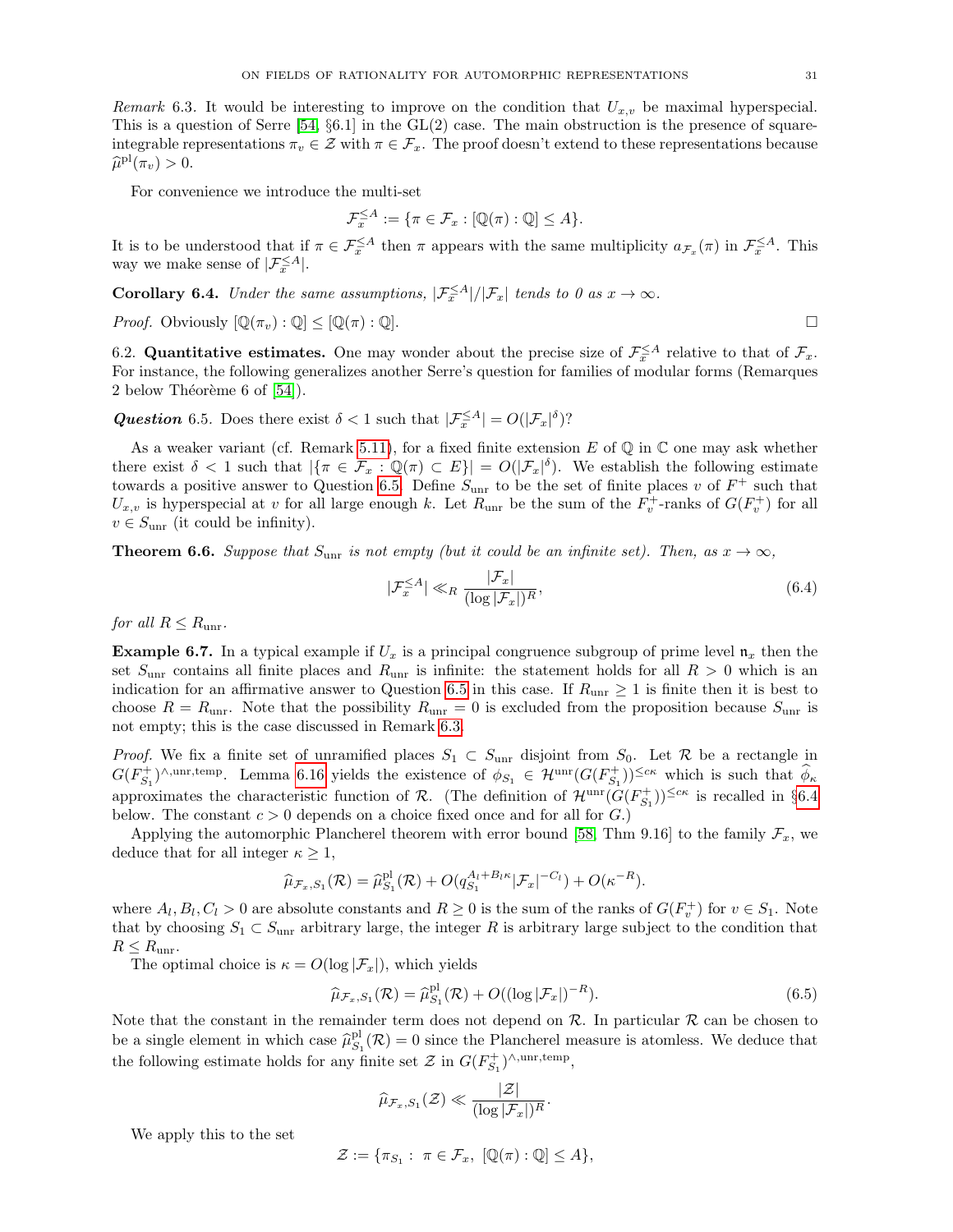*Remark* 6.3. It would be interesting to improve on the condition that $U_{x,v}$ be maximal hyperspecial. This is a question of Serre [54, §6.1] in the GL(2) case. The main obstruction is the presence of square-integrable representations $\pi_v \in \mathcal{Z}$ with $\pi \in \mathcal{F}_x$. The proof doesn't extend to these representations because $\widehat{\mu}^{\mathrm{pl}}(\pi_v) > 0$.

For convenience we introduce the multi-set

$$\mathcal{F}_x^{\leq A} := \{\pi \in \mathcal{F}_x : [\mathbb{Q}(\pi) : \mathbb{Q}] \leq A\}.$$

It is to be understood that if $\pi \in \mathcal{F}_x^{\leq A}$ then $\pi$ appears with the same multiplicity $a_{\mathcal{F}_x}(\pi)$ in $\mathcal{F}_x^{\leq A}$. This way we make sense of $|\mathcal{F}_x^{\leq A}|$.

**Corollary 6.4.** *Under the same assumptions, $|\mathcal{F}_x^{\leq A}|/|\mathcal{F}_x|$ tends to 0 as $x \to \infty$.*

*Proof.* Obviously $[\mathbb{Q}(\pi_v) : \mathbb{Q}] \leq [\mathbb{Q}(\pi) : \mathbb{Q}]$. □

6.2. **Quantitative estimates.** One may wonder about the precise size of $\mathcal{F}_x^{\leq A}$ relative to that of $\mathcal{F}_x$. For instance, the following generalizes another Serre's question for families of modular forms (Remarques 2 below Théorème 6 of [54]).

***Question*** 6.5. Does there exist $\delta < 1$ such that $|\mathcal{F}_x^{\leq A}| = O(|\mathcal{F}_x|^{\delta})$?

As a weaker variant (cf. Remark 5.11), for a fixed finite extension $E$ of $\mathbb{Q}$ in $\mathbb{C}$ one may ask whether there exist $\delta < 1$ such that $|\{\pi \in \mathcal{F}_x : \mathbb{Q}(\pi) \subset E\}| = O(|\mathcal{F}_x|^{\delta})$. We establish the following estimate towards a positive answer to Question 6.5. Define $S_{\mathrm{unr}}$ to be the set of finite places $v$ of $F^+$ such that $U_{x,v}$ is hyperspecial at $v$ for all large enough $k$. Let $R_{\mathrm{unr}}$ be the sum of the $F_v^+$-ranks of $G(F_v^+)$ for all $v \in S_{\mathrm{unr}}$ (it could be infinity).

**Theorem 6.6.** *Suppose that $S_{\mathrm{unr}}$ is not empty (but it could be an infinite set). Then, as $x \to \infty$,*

$$|\mathcal{F}_x^{\leq A}| \ll_R \frac{|\mathcal{F}_x|}{(\log |\mathcal{F}_x|)^R}, \tag{6.4}$$

*for all $R \leq R_{\mathrm{unr}}$.*

**Example 6.7.** In a typical example if $U_x$ is a principal congruence subgroup of prime level $\mathfrak{n}_x$ then the set $S_{\mathrm{unr}}$ contains all finite places and $R_{\mathrm{unr}}$ is infinite: the statement holds for all $R > 0$ which is an indication for an affirmative answer to Question 6.5 in this case. If $R_{\mathrm{unr}} \geq 1$ is finite then it is best to choose $R = R_{\mathrm{unr}}$. Note that the possibility $R_{\mathrm{unr}} = 0$ is excluded from the proposition because $S_{\mathrm{unr}}$ is not empty; this is the case discussed in Remark 6.3.

*Proof.* We fix a finite set of unramified places $S_1 \subset S_{\mathrm{unr}}$ disjoint from $S_0$. Let $\mathcal{R}$ be a rectangle in $G(F_{S_1}^+)^{\wedge,\mathrm{unr},\mathrm{temp}}$. Lemma 6.16 yields the existence of $\phi_{S_1} \in \mathcal{H}^{\mathrm{unr}}(G(F_{S_1}^+))^{\leq c\kappa}$ which is such that $\widehat{\phi}_\kappa$ approximates the characteristic function of $\mathcal{R}$. (The definition of $\mathcal{H}^{\mathrm{unr}}(G(F_v^+))^{\leq c\kappa}$ is recalled in §6.4 below. The constant $c > 0$ depends on a choice fixed once and for all for $G$.)

Applying the automorphic Plancherel theorem with error bound [58, Thm 9.16] to the family $\mathcal{F}_x$, we deduce that for all integer $\kappa \geq 1$,

$$\widehat{\mu}_{\mathcal{F}_x,S_1}(\mathcal{R}) = \widehat{\mu}^{\mathrm{pl}}_{S_1}(\mathcal{R}) + O(q_{S_1}^{A_l + B_l \kappa} |\mathcal{F}_x|^{-C_l}) + O(\kappa^{-R}).$$

where $A_l, B_l, C_l > 0$ are absolute constants and $R \geq 0$ is the sum of the ranks of $G(F_v^+)$ for $v \in S_1$. Note that by choosing $S_1 \subset S_{\mathrm{unr}}$ arbitrary large, the integer $R$ is arbitrary large subject to the condition that $R \leq R_{\mathrm{unr}}$.

The optimal choice is $\kappa = O(\log |\mathcal{F}_x|)$, which yields

$$\widehat{\mu}_{\mathcal{F}_x,S_1}(\mathcal{R}) = \widehat{\mu}^{\mathrm{pl}}_{S_1}(\mathcal{R}) + O((\log |\mathcal{F}_x|)^{-R}). \tag{6.5}$$

Note that the constant in the remainder term does not depend on $\mathcal{R}$. In particular $\mathcal{R}$ can be chosen to be a single element in which case $\widehat{\mu}^{\mathrm{pl}}_{S_1}(\mathcal{R}) = 0$ since the Plancherel measure is atomless. We deduce that the following estimate holds for any finite set $\mathcal{Z}$ in $G(F_{S_1}^+)^{\wedge,\mathrm{unr},\mathrm{temp}}$,

$$\widehat{\mu}_{\mathcal{F}_x,S_1}(\mathcal{Z}) \ll \frac{|\mathcal{Z}|}{(\log |\mathcal{F}_x|)^R}.$$

We apply this to the set

$$\mathcal{Z} := \{\pi_{S_1} : \ \pi \in \mathcal{F}_x, \ [\mathbb{Q}(\pi) : \mathbb{Q}] \leq A\},$$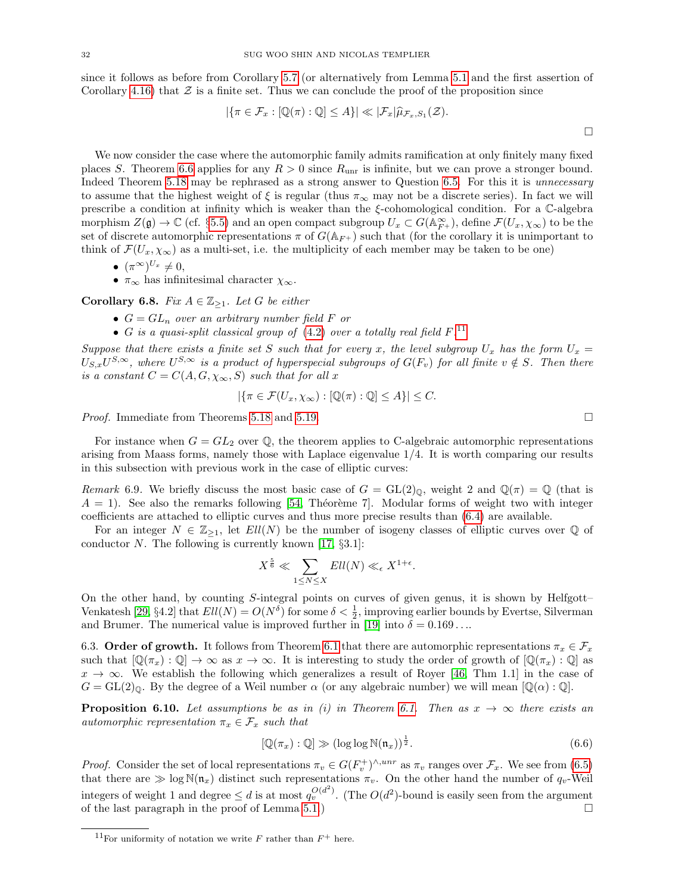since it follows as before from Corollary 5.7 (or alternatively from Lemma 5.1 and the first assertion of Corollary 4.16) that $\mathcal{Z}$ is a finite set. Thus we can conclude the proof of the proposition since

$$|\{\pi \in \mathcal{F}_x : [\mathbb{Q}(\pi) : \mathbb{Q}] \leq A\}| \ll |\mathcal{F}_x| \widehat{\mu}_{\mathcal{F}_x, S_1}(\mathcal{Z}).$$

□

We now consider the case where the automorphic family admits ramification at only finitely many fixed places $S$. Theorem 6.6 applies for any $R > 0$ since $R_{\mathrm{unr}}$ is infinite, but we can prove a stronger bound. Indeed Theorem 5.18 may be rephrased as a strong answer to Question 6.5. For this it is *unnecessary* to assume that the highest weight of $\xi$ is regular (thus $\pi_\infty$ may not be a discrete series). In fact we will prescribe a condition at infinity which is weaker than the $\xi$-cohomological condition. For a $\mathbb{C}$-algebra morphism $Z(\mathfrak{g}) \to \mathbb{C}$ (cf. §5.5) and an open compact subgroup $U_x \subset G(\mathbb{A}^\infty_{F^+})$, define $\mathcal{F}(U_x, \chi_\infty)$ to be the set of discrete automorphic representations $\pi$ of $G(\mathbb{A}_{F^+})$ such that (for the corollary it is unimportant to think of $\mathcal{F}(U_x, \chi_\infty)$ as a multi-set, i.e. the multiplicity of each member may be taken to be one)

- $(\pi^\infty)^{U_x} \neq 0$,
- $\pi_\infty$ has infinitesimal character $\chi_\infty$.

**Corollary 6.8.** *Fix $A \in \mathbb{Z}_{\geq 1}$. Let $G$ be either*

- *$G = GL_n$ over an arbitrary number field $F$ or*
- *$G$ is a quasi-split classical group of (4.2) over a totally real field $F$.*[11]

*Suppose that there exists a finite set $S$ such that for every $x$, the level subgroup $U_x$ has the form $U_x = U_{S,x}U^{S,\infty}$, where $U^{S,\infty}$ is a product of hyperspecial subgroups of $G(F_v)$ for all finite $v \notin S$. Then there is a constant $C = C(A, G, \chi_\infty, S)$ such that for all $x$*

$$|\{\pi \in \mathcal{F}(U_x, \chi_\infty) : [\mathbb{Q}(\pi) : \mathbb{Q}] \leq A\}| \leq C.$$

*Proof.* Immediate from Theorems 5.18 and 5.19. □

For instance when $G = GL_2$ over $\mathbb{Q}$, the theorem applies to C-algebraic automorphic representations arising from Maass forms, namely those with Laplace eigenvalue $1/4$. It is worth comparing our results in this subsection with previous work in the case of elliptic curves:

*Remark* 6.9. We briefly discuss the most basic case of $G = \mathrm{GL}(2)_\mathbb{Q}$, weight 2 and $\mathbb{Q}(\pi) = \mathbb{Q}$ (that is $A = 1$). See also the remarks following [54, Théorème 7]. Modular forms of weight two with integer coefficients are attached to elliptic curves and thus more precise results than (6.4) are available.

For an integer $N \in \mathbb{Z}_{\geq 1}$, let $Ell(N)$ be the number of isogeny classes of elliptic curves over $\mathbb{Q}$ of conductor $N$. The following is currently known [17, §3.1]:

$$X^{\frac{5}{6}} \ll \sum_{1 \leq N \leq X} Ell(N) \ll_\epsilon X^{1+\epsilon}.$$

On the other hand, by counting $S$-integral points on curves of given genus, it is shown by Helfgott–Venkatesh [29, §4.2] that $Ell(N) = O(N^\delta)$ for some $\delta < \frac{1}{2}$, improving earlier bounds by Evertse, Silverman and Brumer. The numerical value is improved further in [19] into $\delta = 0.169\ldots$.

6.3. **Order of growth.** It follows from Theorem 6.1 that there are automorphic representations $\pi_x \in \mathcal{F}_x$ such that $[\mathbb{Q}(\pi_x) : \mathbb{Q}] \to \infty$ as $x \to \infty$. It is interesting to study the order of growth of $[\mathbb{Q}(\pi_x) : \mathbb{Q}]$ as $x \to \infty$. We establish the following which generalizes a result of Royer [46, Thm 1.1] in the case of $G = \mathrm{GL}(2)_\mathbb{Q}$. By the degree of a Weil number $\alpha$ (or any algebraic number) we will mean $[\mathbb{Q}(\alpha) : \mathbb{Q}]$.

**Proposition 6.10.** *Let assumptions be as in (i) in Theorem 6.1. Then as $x \to \infty$ there exists an automorphic representation $\pi_x \in \mathcal{F}_x$ such that*

$$[\mathbb{Q}(\pi_x) : \mathbb{Q}] \gg (\log \log \mathbb{N}(\mathfrak{n}_x))^{\frac{1}{2}}. \tag{6.6}$$

*Proof.* Consider the set of local representations $\pi_v \in G(F_v^+)^{\wedge, unr}$ as $\pi_v$ ranges over $\mathcal{F}_x$. We see from (6.5) that there are $\gg \log \mathbb{N}(\mathfrak{n}_x)$ distinct such representations $\pi_v$. On the other hand the number of $q_v$-Weil integers of weight 1 and degree $\leq d$ is at most $q_v^{O(d^2)}$. (The $O(d^2)$-bound is easily seen from the argument of the last paragraph in the proof of Lemma 5.1.) □

[11] For uniformity of notation we write $F$ rather than $F^+$ here.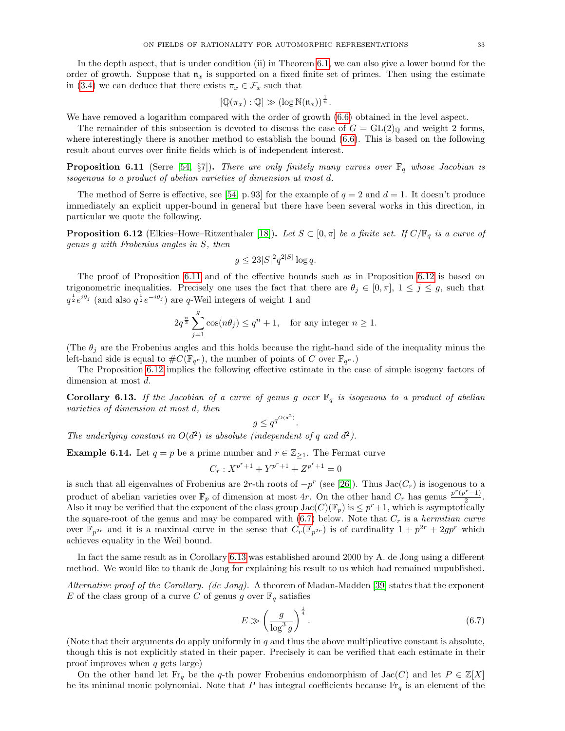In the depth aspect, that is under condition (ii) in Theorem 6.1, we can also give a lower bound for the order of growth. Suppose that $\mathfrak{n}_x$ is supported on a fixed finite set of primes. Then using the estimate in (3.4) we can deduce that there exists $\pi_x \in \mathcal{F}_x$ such that

$$[\mathbb{Q}(\pi_x) : \mathbb{Q}] \gg (\log \mathbb{N}(\mathfrak{n}_x))^{\frac{1}{n}}.$$

We have removed a logarithm compared with the order of growth (6.6) obtained in the level aspect.

The remainder of this subsection is devoted to discuss the case of $G = \mathrm{GL}(2)_{\mathbb{Q}}$ and weight 2 forms, where interestingly there is another method to establish the bound (6.6). This is based on the following result about curves over finite fields which is of independent interest.

**Proposition 6.11** (Serre [54, §7])**.** *There are only finitely many curves over $\mathbb{F}_q$ whose Jacobian is isogenous to a product of abelian varieties of dimension at most $d$.*

The method of Serre is effective, see [54, p. 93] for the example of $q = 2$ and $d = 1$. It doesn't produce immediately an explicit upper-bound in general but there have been several works in this direction, in particular we quote the following.

**Proposition 6.12** (Elkies–Howe–Ritzenthaler [18])**.** *Let $S \subset [0, \pi]$ be a finite set. If $C/\mathbb{F}_q$ is a curve of genus $g$ with Frobenius angles in $S$, then*

$$g \leq 23|S|^2 q^{2|S|} \log q.$$

The proof of Proposition 6.11 and of the effective bounds such as in Proposition 6.12 is based on trigonometric inequalities. Precisely one uses the fact that there are $\theta_j \in [0, \pi]$, $1 \leq j \leq g$, such that $q^{\frac{1}{2}} e^{i\theta_j}$ (and also $q^{\frac{1}{2}} e^{-i\theta_j}$) are $q$-Weil integers of weight 1 and

$$2q^{\frac{n}{2}} \sum_{j=1}^{g} \cos(n\theta_j) \leq q^n + 1, \quad \text{for any integer } n \geq 1.$$

(The $\theta_j$ are the Frobenius angles and this holds because the right-hand side of the inequality minus the left-hand side is equal to $\#C(\mathbb{F}_{q^n})$, the number of points of $C$ over $\mathbb{F}_{q^n}$.)

The Proposition 6.12 implies the following effective estimate in the case of simple isogeny factors of dimension at most $d$.

**Corollary 6.13.** *If the Jacobian of a curve of genus $g$ over $\mathbb{F}_q$ is isogenous to a product of abelian varieties of dimension at most $d$, then*

$$g \leq q^{q^{O(d^2)}}.$$

*The underlying constant in $O(d^2)$ is absolute (independent of $q$ and $d^2$).*

**Example 6.14.** Let $q = p$ be a prime number and $r \in \mathbb{Z}_{\geq 1}$. The Fermat curve

$$C_r : X^{p^r+1} + Y^{p^r+1} + Z^{p^r+1} = 0$$

is such that all eigenvalues of Frobenius are $2r$-th roots of $-p^r$ (see [26]). Thus $\mathrm{Jac}(C_r)$ is isogenous to a product of abelian varieties over $\mathbb{F}_p$ of dimension at most $4r$. On the other hand $C_r$ has genus $\frac{p^r(p^r-1)}{2}$. Also it may be verified that the exponent of the class group $\mathrm{Jac}(C)(\mathbb{F}_p)$ is $\leq p^r + 1$, which is asymptotically the square-root of the genus and may be compared with (6.7) below. Note that $C_r$ is a *hermitian curve* over $\mathbb{F}_{p^{2r}}$ and it is a maximal curve in the sense that $C_r(\mathbb{F}_{p^{2r}})$ is of cardinality $1 + p^{2r} + 2gp^r$ which achieves equality in the Weil bound.

In fact the same result as in Corollary 6.13 was established around 2000 by A. de Jong using a different method. We would like to thank de Jong for explaining his result to us which had remained unpublished.

*Alternative proof of the Corollary. (de Jong).* A theorem of Madan-Madden [39] states that the exponent $E$ of the class group of a curve $C$ of genus $g$ over $\mathbb{F}_q$ satisfies

$$E \gg \left( \frac{g}{\log^3 g} \right)^{\frac{1}{4}}. \tag{6.7}$$

(Note that their arguments do apply uniformly in $q$ and thus the above multiplicative constant is absolute, though this is not explicitly stated in their paper. Precisely it can be verified that each estimate in their proof improves when $q$ gets large)

On the other hand let $\mathrm{Fr}_q$ be the $q$-th power Frobenius endomorphism of $\mathrm{Jac}(C)$ and let $P \in \mathbb{Z}[X]$ be its minimal monic polynomial. Note that $P$ has integral coefficients because $\mathrm{Fr}_q$ is an element of the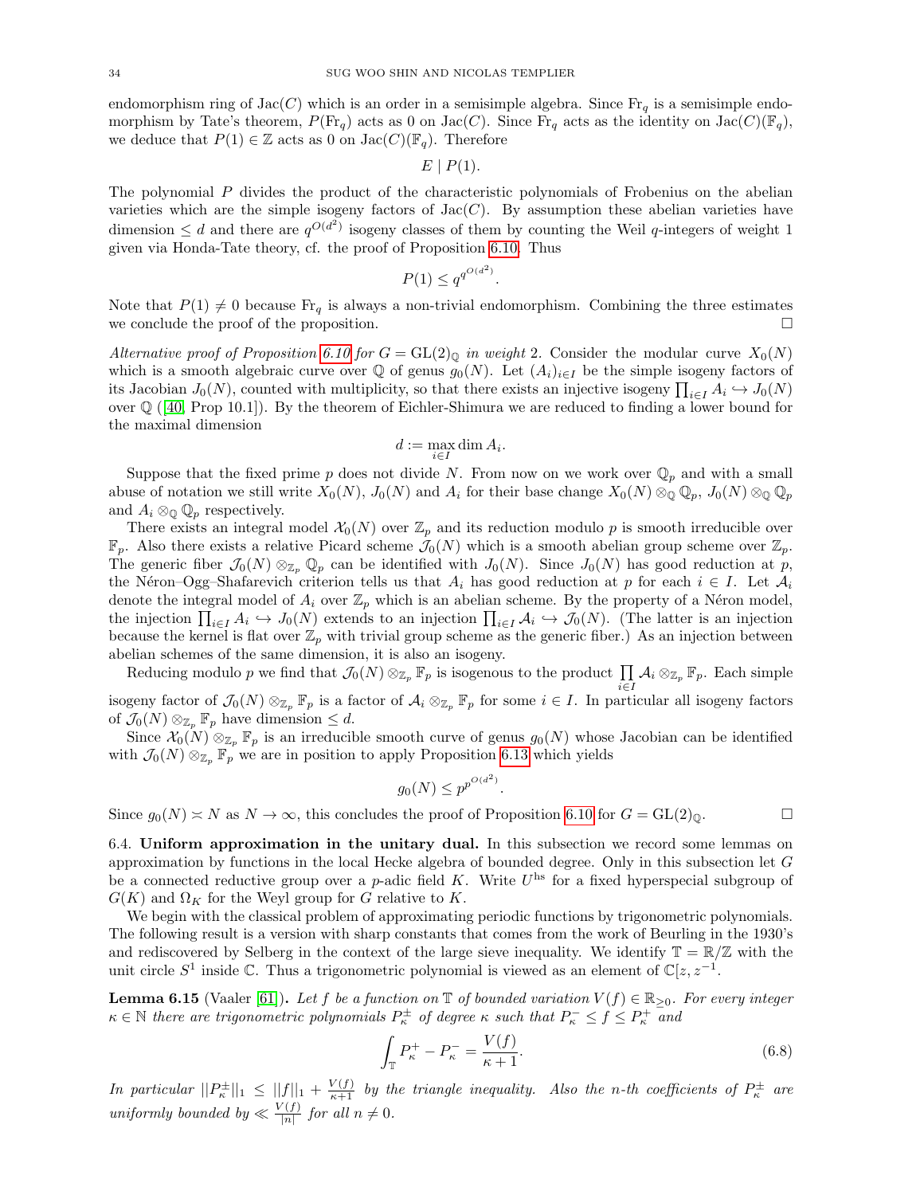endomorphism ring of $\mathrm{Jac}(C)$ which is an order in a semisimple algebra. Since $\mathrm{Fr}_q$ is a semisimple endomorphism by Tate's theorem, $P(\mathrm{Fr}_q)$ acts as 0 on $\mathrm{Jac}(C)$. Since $\mathrm{Fr}_q$ acts as the identity on $\mathrm{Jac}(C)(\mathbb{F}_q)$, we deduce that $P(1) \in \mathbb{Z}$ acts as 0 on $\mathrm{Jac}(C)(\mathbb{F}_q)$. Therefore

$$E \mid P(1).$$

The polynomial $P$ divides the product of the characteristic polynomials of Frobenius on the abelian varieties which are the simple isogeny factors of $\mathrm{Jac}(C)$. By assumption these abelian varieties have dimension $\leq d$ and there are $q^{O(d^2)}$ isogeny classes of them by counting the Weil $q$-integers of weight 1 given via Honda-Tate theory, cf. the proof of Proposition 6.10. Thus

$$P(1) \leq q^{q^{O(d^2)}}.$$

Note that $P(1) \neq 0$ because $\mathrm{Fr}_q$ is always a non-trivial endomorphism. Combining the three estimates we conclude the proof of the proposition. □

*Alternative proof of Proposition 6.10 for $G = \mathrm{GL}(2)_{\mathbb{Q}}$ in weight* 2. Consider the modular curve $X_0(N)$ which is a smooth algebraic curve over $\mathbb{Q}$ of genus $g_0(N)$. Let $(A_i)_{i\in I}$ be the simple isogeny factors of its Jacobian $J_0(N)$, counted with multiplicity, so that there exists an injective isogeny $\prod_{i\in I} A_i \hookrightarrow J_0(N)$ over $\mathbb{Q}$ ([40, Prop 10.1]). By the theorem of Eichler-Shimura we are reduced to finding a lower bound for the maximal dimension

$$d := \max_{i\in I} \dim A_i.$$

Suppose that the fixed prime $p$ does not divide $N$. From now on we work over $\mathbb{Q}_p$ and with a small abuse of notation we still write $X_0(N)$, $J_0(N)$ and $A_i$ for their base change $X_0(N) \otimes_{\mathbb{Q}} \mathbb{Q}_p$, $J_0(N) \otimes_{\mathbb{Q}} \mathbb{Q}_p$ and $A_i \otimes_{\mathbb{Q}} \mathbb{Q}_p$ respectively.

There exists an integral model $\mathcal{X}_0(N)$ over $\mathbb{Z}_p$ and its reduction modulo $p$ is smooth irreducible over $\mathbb{F}_p$. Also there exists a relative Picard scheme $\mathcal{J}_0(N)$ which is a smooth abelian group scheme over $\mathbb{Z}_p$. The generic fiber $\mathcal{J}_0(N) \otimes_{\mathbb{Z}_p} \mathbb{Q}_p$ can be identified with $J_0(N)$. Since $J_0(N)$ has good reduction at $p$, the Néron–Ogg–Shafarevich criterion tells us that $A_i$ has good reduction at $p$ for each $i \in I$. Let $\mathcal{A}_i$ denote the integral model of $A_i$ over $\mathbb{Z}_p$ which is an abelian scheme. By the property of a Néron model, the injection $\prod_{i\in I} A_i \hookrightarrow J_0(N)$ extends to an injection $\prod_{i\in I} \mathcal{A}_i \hookrightarrow \mathcal{J}_0(N)$. (The latter is an injection because the kernel is flat over $\mathbb{Z}_p$ with trivial group scheme as the generic fiber.) As an injection between abelian schemes of the same dimension, it is also an isogeny.

Reducing modulo $p$ we find that $\mathcal{J}_0(N) \otimes_{\mathbb{Z}_p} \mathbb{F}_p$ is isogenous to the product $\prod_{i\in I} \mathcal{A}_i \otimes_{\mathbb{Z}_p} \mathbb{F}_p$. Each simple isogeny factor of $\mathcal{J}_0(N) \otimes_{\mathbb{Z}_p} \mathbb{F}_p$ is a factor of $\mathcal{A}_i \otimes_{\mathbb{Z}_p} \mathbb{F}_p$ for some $i \in I$. In particular all isogeny factors of $\mathcal{J}_0(N) \otimes_{\mathbb{Z}_p} \mathbb{F}_p$ have dimension $\leq d$.

Since $\mathcal{X}_0(N) \otimes_{\mathbb{Z}_p} \mathbb{F}_p$ is an irreducible smooth curve of genus $g_0(N)$ whose Jacobian can be identified with $\mathcal{J}_0(N) \otimes_{\mathbb{Z}_p} \mathbb{F}_p$ we are in position to apply Proposition 6.13 which yields

$$g_0(N) \leq p^{p^{O(d^2)}}.$$

Since $g_0(N) \asymp N$ as $N \to \infty$, this concludes the proof of Proposition 6.10 for $G = \mathrm{GL}(2)_{\mathbb{Q}}$. □

6.4. **Uniform approximation in the unitary dual.** In this subsection we record some lemmas on approximation by functions in the local Hecke algebra of bounded degree. Only in this subsection let $G$ be a connected reductive group over a $p$-adic field $K$. Write $U^{\mathrm{hs}}$ for a fixed hyperspecial subgroup of $G(K)$ and $\Omega_K$ for the Weyl group for $G$ relative to $K$.

We begin with the classical problem of approximating periodic functions by trigonometric polynomials. The following result is a version with sharp constants that comes from the work of Beurling in the 1930's and rediscovered by Selberg in the context of the large sieve inequality. We identify $\mathbb{T} = \mathbb{R}/\mathbb{Z}$ with the unit circle $S^1$ inside $\mathbb{C}$. Thus a trigonometric polynomial is viewed as an element of $\mathbb{C}[z, z^{-1}$.

**Lemma 6.15** (Vaaler [61])**.** *Let $f$ be a function on $\mathbb{T}$ of bounded variation $V(f) \in \mathbb{R}_{\geq 0}$. For every integer $\kappa \in \mathbb{N}$ there are trigonometric polynomials $P_\kappa^\pm$ of degree $\kappa$ such that $P_\kappa^- \leq f \leq P_\kappa^+$ and*

$$\int_{\mathbb{T}} P_\kappa^+ - P_\kappa^- = \frac{V(f)}{\kappa+1}. \tag{6.8}$$

*In particular $||P_\kappa^\pm||_1 \leq ||f||_1 + \frac{V(f)}{\kappa+1}$ by the triangle inequality. Also the $n$-th coefficients of $P_\kappa^\pm$ are uniformly bounded by $\ll \frac{V(f)}{|n|}$ for all $n \neq 0$.*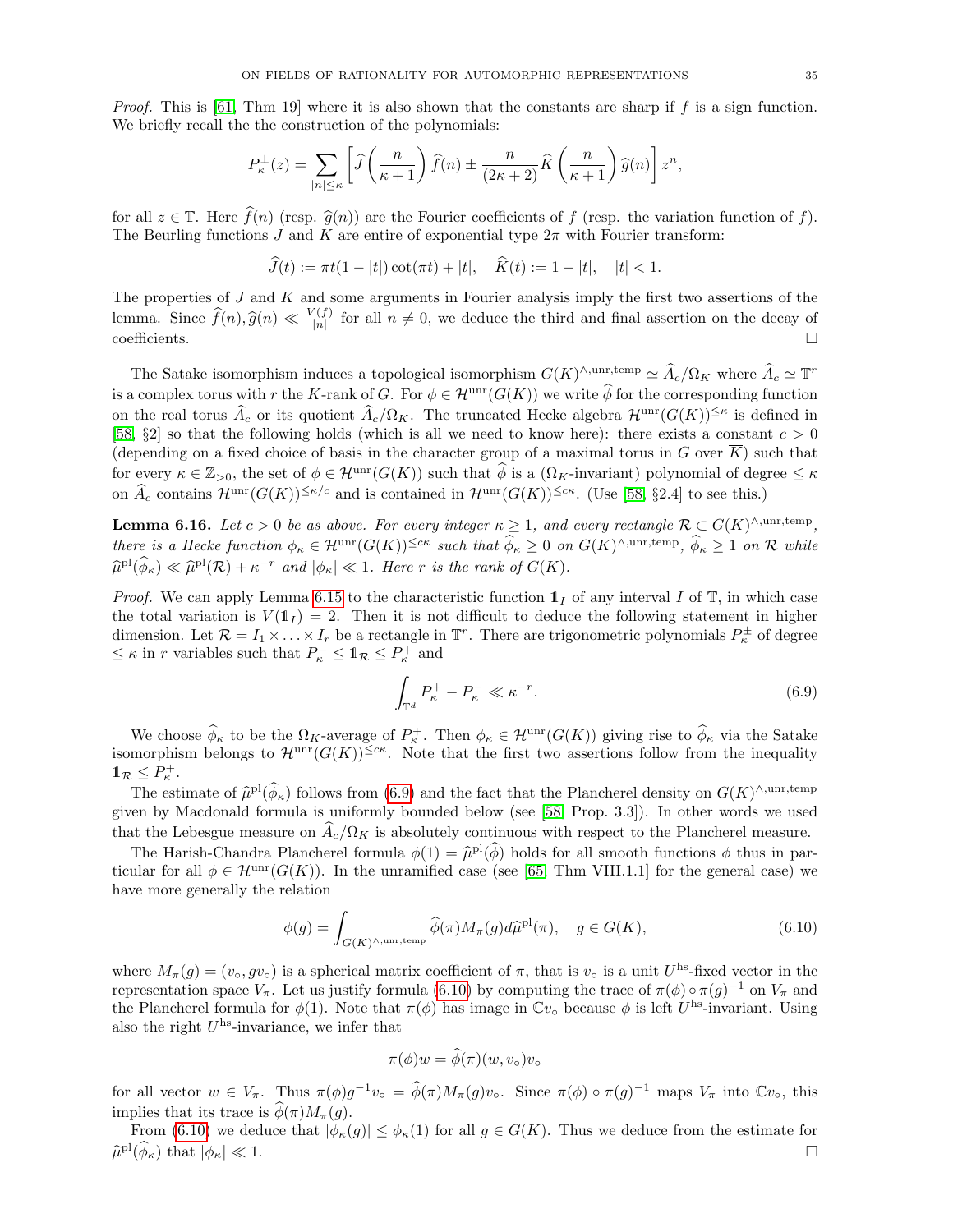*Proof.* This is [61, Thm 19] where it is also shown that the constants are sharp if $f$ is a sign function. We briefly recall the the construction of the polynomials:

$$P_\kappa^\pm(z) = \sum_{|n|\le \kappa} \left[ \widehat{J}\left(\frac{n}{\kappa+1}\right)\widehat{f}(n) \pm \frac{n}{(2\kappa+2)}\widehat{K}\left(\frac{n}{\kappa+1}\right)\widehat{g}(n)\right] z^n,$$

for all $z\in\mathbb{T}$. Here $\widehat{f}(n)$ (resp. $\widehat{g}(n)$) are the Fourier coefficients of $f$ (resp. the variation function of $f$). The Beurling functions $J$ and $K$ are entire of exponential type $2\pi$ with Fourier transform:

$$\widehat{J}(t) := \pi t(1-|t|)\cot(\pi t) + |t|, \quad \widehat{K}(t) := 1-|t|, \quad |t|<1.$$

The properties of $J$ and $K$ and some arguments in Fourier analysis imply the first two assertions of the lemma. Since $\widehat{f}(n), \widehat{g}(n) \ll \frac{V(f)}{|n|}$ for all $n\neq 0$, we deduce the third and final assertion on the decay of coefficients. □

The Satake isomorphism induces a topological isomorphism $G(K)^{\wedge,\mathrm{unr,temp}} \simeq \widehat{A}_c/\Omega_K$ where $\widehat{A}_c \simeq \mathbb{T}^r$ is a complex torus with $r$ the $K$-rank of $G$. For $\phi\in\mathcal{H}^{\mathrm{unr}}(G(K))$ we write $\widehat{\phi}$ for the corresponding function on the real torus $\widehat{A}_c$ or its quotient $\widehat{A}_c/\Omega_K$. The truncated Hecke algebra $\mathcal{H}^{\mathrm{unr}}(G(K))^{\le\kappa}$ is defined in [58, §2] so that the following holds (which is all we need to know here): there exists a constant $c>0$ (depending on a fixed choice of basis in the character group of a maximal torus in $G$ over $\overline{K}$) such that for every $\kappa\in\mathbb{Z}_{>0}$, the set of $\phi\in\mathcal{H}^{\mathrm{unr}}(G(K))$ such that $\widehat{\phi}$ is a ($\Omega_K$-invariant) polynomial of degree $\le\kappa$ on $\widehat{A}_c$ contains $\mathcal{H}^{\mathrm{unr}}(G(K))^{\le\kappa/c}$ and is contained in $\mathcal{H}^{\mathrm{unr}}(G(K))^{\le c\kappa}$. (Use [58, §2.4] to see this.)

**Lemma 6.16.** *Let $c>0$ be as above. For every integer $\kappa\ge 1$, and every rectangle $\mathcal{R}\subset G(K)^{\wedge,\mathrm{unr,temp}}$, there is a Hecke function $\phi_\kappa\in\mathcal{H}^{\mathrm{unr}}(G(K))^{\le c\kappa}$ such that $\widehat{\phi}_\kappa\ge 0$ on $G(K)^{\wedge,\mathrm{unr,temp}}$, $\widehat{\phi}_\kappa\ge 1$ on $\mathcal{R}$ while $\widehat{\mu}^{\mathrm{pl}}(\widehat{\phi}_\kappa)\ll\widehat{\mu}^{\mathrm{pl}}(\mathcal{R})+\kappa^{-r}$ and $|\phi_\kappa|\ll 1$. Here $r$ is the rank of $G(K)$.*

*Proof.* We can apply Lemma 6.15 to the characteristic function $\mathbb{1}_I$ of any interval $I$ of $\mathbb{T}$, in which case the total variation is $V(\mathbb{1}_I)=2$. Then it is not difficult to deduce the following statement in higher dimension. Let $\mathcal{R}=I_1\times\ldots\times I_r$ be a rectangle in $\mathbb{T}^r$. There are trigonometric polynomials $P_\kappa^\pm$ of degree $\le\kappa$ in $r$ variables such that $P_\kappa^-\le\mathbb{1}_{\mathcal{R}}\le P_\kappa^+$ and

$$\int_{\mathbb{T}^d} P_\kappa^+ - P_\kappa^- \ll \kappa^{-r}. \tag{6.9}$$

We choose $\widehat{\phi}_\kappa$ to be the $\Omega_K$-average of $P_\kappa^+$. Then $\phi_\kappa\in\mathcal{H}^{\mathrm{unr}}(G(K))$ giving rise to $\widehat{\phi}_\kappa$ via the Satake isomorphism belongs to $\mathcal{H}^{\mathrm{unr}}(G(K))^{\le c\kappa}$. Note that the first two assertions follow from the inequality $\mathbb{1}_{\mathcal{R}}\le P_\kappa^+$.

The estimate of $\widehat{\mu}^{\mathrm{pl}}(\widehat{\phi}_\kappa)$ follows from (6.9) and the fact that the Plancherel density on $G(K)^{\wedge,\mathrm{unr,temp}}$ given by Macdonald formula is uniformly bounded below (see [58, Prop. 3.3]). In other words we used that the Lebesgue measure on $\widehat{A}_c/\Omega_K$ is absolutely continuous with respect to the Plancherel measure.

The Harish-Chandra Plancherel formula $\phi(1)=\widehat{\mu}^{\mathrm{pl}}(\widehat{\phi})$ holds for all smooth functions $\phi$ thus in particular for all $\phi\in\mathcal{H}^{\mathrm{unr}}(G(K))$. In the unramified case (see [65, Thm VIII.1.1] for the general case) we have more generally the relation

$$\phi(g) = \int_{G(K)^{\wedge,\mathrm{unr,temp}}} \widehat{\phi}(\pi) M_\pi(g)\, d\widehat{\mu}^{\mathrm{pl}}(\pi), \quad g\in G(K), \tag{6.10}$$

where $M_\pi(g)=(v_\circ, g v_\circ)$ is a spherical matrix coefficient of $\pi$, that is $v_\circ$ is a unit $U^{\mathrm{hs}}$-fixed vector in the representation space $V_\pi$. Let us justify formula (6.10) by computing the trace of $\pi(\phi)\circ\pi(g)^{-1}$ on $V_\pi$ and the Plancherel formula for $\phi(1)$. Note that $\pi(\phi)$ has image in $\mathbb{C}v_\circ$ because $\phi$ is left $U^{\mathrm{hs}}$-invariant. Using also the right $U^{\mathrm{hs}}$-invariance, we infer that

$$\pi(\phi)w = \widehat{\phi}(\pi)(w, v_\circ)v_\circ$$

for all vector $w\in V_\pi$. Thus $\pi(\phi)g^{-1}v_\circ = \widehat{\phi}(\pi)M_\pi(g)v_\circ$. Since $\pi(\phi)\circ\pi(g)^{-1}$ maps $V_\pi$ into $\mathbb{C}v_\circ$, this implies that its trace is $\widehat{\phi}(\pi)M_\pi(g)$.

From (6.10) we deduce that $|\phi_\kappa(g)|\le\phi_\kappa(1)$ for all $g\in G(K)$. Thus we deduce from the estimate for $\widehat{\mu}^{\mathrm{pl}}(\widehat{\phi}_\kappa)$ that $|\phi_\kappa|\ll 1$. □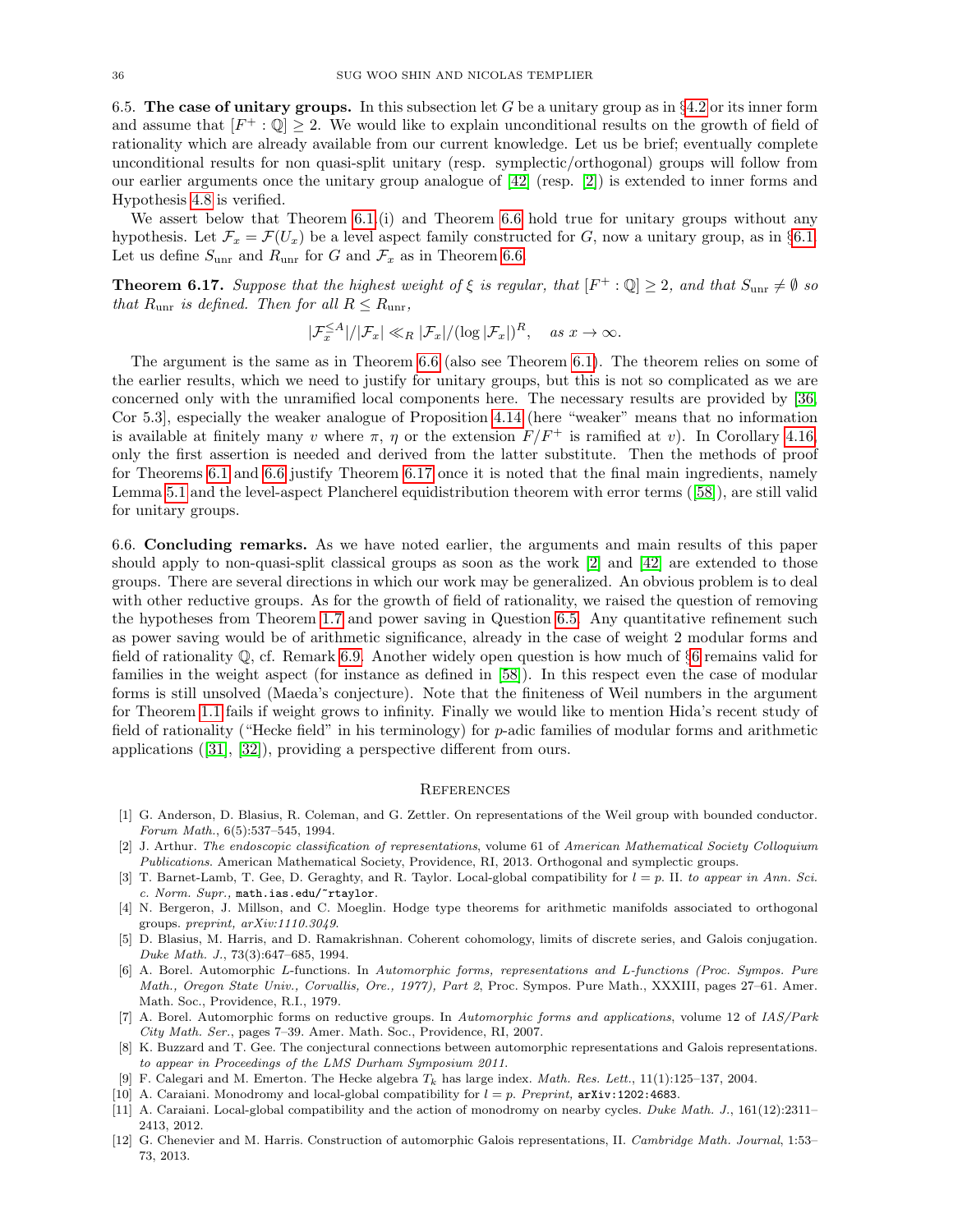## 6.5. The case of unitary groups.

In this subsection let $G$ be a unitary group as in §4.2 or its inner form and assume that $[F^+ : \mathbb{Q}] \geq 2$. We would like to explain unconditional results on the growth of field of rationality which are already available from our current knowledge. Let us be brief; eventually complete unconditional results for non quasi-split unitary (resp. symplectic/orthogonal) groups will follow from our earlier arguments once the unitary group analogue of [42] (resp. [2]) is extended to inner forms and Hypothesis 4.8 is verified.

We assert below that Theorem 6.1.(i) and Theorem 6.6 hold true for unitary groups without any hypothesis. Let $\mathcal{F}_x = \mathcal{F}(U_x)$ be a level aspect family constructed for $G$, now a unitary group, as in §6.1. Let us define $S_{\mathrm{unr}}$ and $R_{\mathrm{unr}}$ for $G$ and $\mathcal{F}_x$ as in Theorem 6.6.

**Theorem 6.17.** *Suppose that the highest weight of $\xi$ is regular, that $[F^+ : \mathbb{Q}] \geq 2$, and that $S_{\mathrm{unr}} \neq \emptyset$ so that $R_{\mathrm{unr}}$ is defined. Then for all $R \leq R_{\mathrm{unr}}$,*

$$|\mathcal{F}_x^{\leq A}|/|\mathcal{F}_x| \ll_R |\mathcal{F}_x|/(\log |\mathcal{F}_x|)^R, \quad \text{as } x \to \infty.$$

The argument is the same as in Theorem 6.6 (also see Theorem 6.1). The theorem relies on some of the earlier results, which we need to justify for unitary groups, but this is not so complicated as we are concerned only with the unramified local components here. The necessary results are provided by [36, Cor 5.3], especially the weaker analogue of Proposition 4.14 (here "weaker" means that no information is available at finitely many $v$ where $\pi$, $\eta$ or the extension $F/F^+$ is ramified at $v$). In Corollary 4.16, only the first assertion is needed and derived from the latter substitute. Then the methods of proof for Theorems 6.1 and 6.6 justify Theorem 6.17 once it is noted that the final main ingredients, namely Lemma 5.1 and the level-aspect Plancherel equidistribution theorem with error terms ([58]), are still valid for unitary groups.

## 6.6. Concluding remarks.

As we have noted earlier, the arguments and main results of this paper should apply to non-quasi-split classical groups as soon as the work [2] and [42] are extended to those groups. There are several directions in which our work may be generalized. An obvious problem is to deal with other reductive groups. As for the growth of field of rationality, we raised the question of removing the hypotheses from Theorem 1.7 and power saving in Question 6.5. Any quantitative refinement such as power saving would be of arithmetic significance, already in the case of weight 2 modular forms and field of rationality $\mathbb{Q}$, cf. Remark 6.9. Another widely open question is how much of §6 remains valid for families in the weight aspect (for instance as defined in [58]). In this respect even the case of modular forms is still unsolved (Maeda's conjecture). Note that the finiteness of Weil numbers in the argument for Theorem 1.1 fails if weight grows to infinity. Finally we would like to mention Hida's recent study of field of rationality ("Hecke field" in his terminology) for $p$-adic families of modular forms and arithmetic applications ([31], [32]), providing a perspective different from ours.

# References

[1] G. Anderson, D. Blasius, R. Coleman, and G. Zettler. On representations of the Weil group with bounded conductor. *Forum Math.*, 6(5):537–545, 1994.

[2] J. Arthur. *The endoscopic classification of representations*, volume 61 of *American Mathematical Society Colloquium Publications*. American Mathematical Society, Providence, RI, 2013. Orthogonal and symplectic groups.

[3] T. Barnet-Lamb, T. Gee, D. Geraghty, and R. Taylor. Local-global compatibility for $l = p$. II. *to appear in Ann. Sci. c. Norm. Supr.*, `math.ias.edu/~rtaylor`.

[4] N. Bergeron, J. Millson, and C. Moeglin. Hodge type theorems for arithmetic manifolds associated to orthogonal groups. *preprint, arXiv:1110.3049*.

[5] D. Blasius, M. Harris, and D. Ramakrishnan. Coherent cohomology, limits of discrete series, and Galois conjugation. *Duke Math. J.*, 73(3):647–685, 1994.

[6] A. Borel. Automorphic $L$-functions. In *Automorphic forms, representations and L-functions (Proc. Sympos. Pure Math., Oregon State Univ., Corvallis, Ore., 1977), Part 2*, Proc. Sympos. Pure Math., XXXIII, pages 27–61. Amer. Math. Soc., Providence, R.I., 1979.

[7] A. Borel. Automorphic forms on reductive groups. In *Automorphic forms and applications*, volume 12 of *IAS/Park City Math. Ser.*, pages 7–39. Amer. Math. Soc., Providence, RI, 2007.

[8] K. Buzzard and T. Gee. The conjectural connections between automorphic representations and Galois representations. *to appear in Proceedings of the LMS Durham Symposium 2011*.

[9] F. Calegari and M. Emerton. The Hecke algebra $T_k$ has large index. *Math. Res. Lett.*, 11(1):125–137, 2004.

[10] A. Caraiani. Monodromy and local-global compatibility for $l = p$. *Preprint,* `arXiv:1202:4683`.

[11] A. Caraiani. Local-global compatibility and the action of monodromy on nearby cycles. *Duke Math. J.*, 161(12):2311–2413, 2012.

[12] G. Chenevier and M. Harris. Construction of automorphic Galois representations, II. *Cambridge Math. Journal*, 1:53–73, 2013.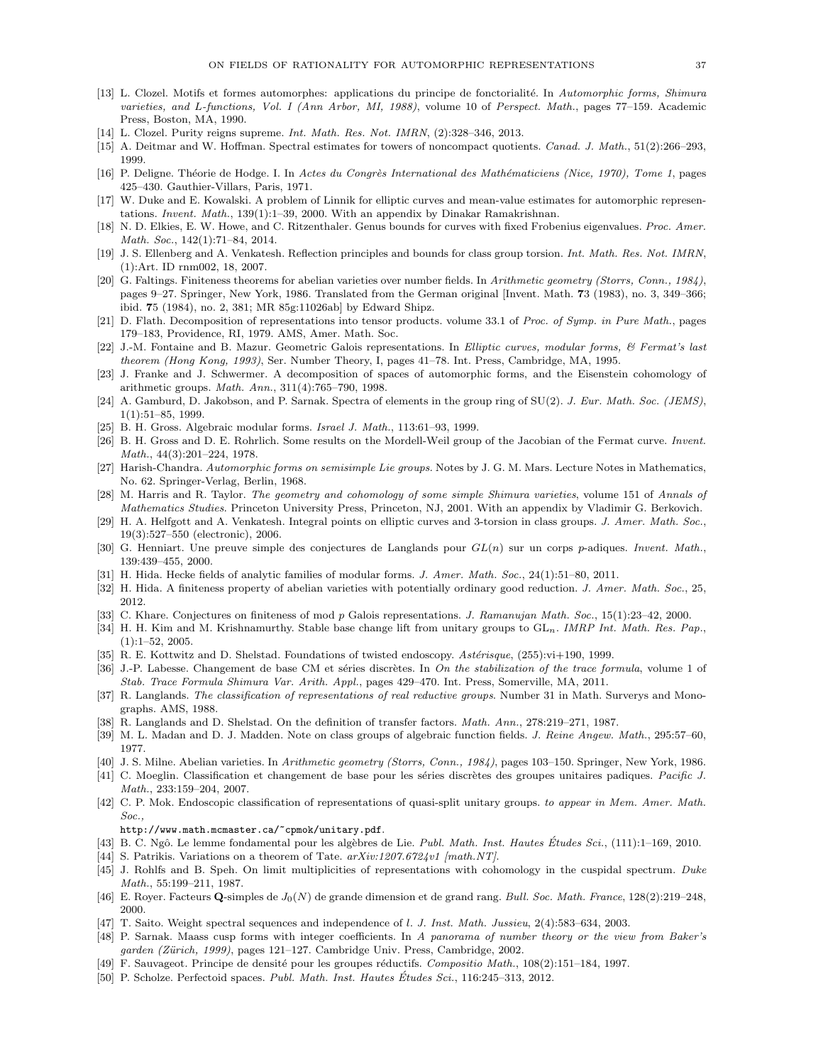[13] L. Clozel. Motifs et formes automorphes: applications du principe de fonctorialité. In *Automorphic forms, Shimura varieties, and L-functions, Vol. I (Ann Arbor, MI, 1988)*, volume 10 of *Perspect. Math.*, pages 77–159. Academic Press, Boston, MA, 1990.

[14] L. Clozel. Purity reigns supreme. *Int. Math. Res. Not. IMRN*, (2):328–346, 2013.

[15] A. Deitmar and W. Hoffman. Spectral estimates for towers of noncompact quotients. *Canad. J. Math.*, 51(2):266–293, 1999.

[16] P. Deligne. Théorie de Hodge. I. In *Actes du Congrès International des Mathématiciens (Nice, 1970), Tome 1*, pages 425–430. Gauthier-Villars, Paris, 1971.

[17] W. Duke and E. Kowalski. A problem of Linnik for elliptic curves and mean-value estimates for automorphic representations. *Invent. Math.*, 139(1):1–39, 2000. With an appendix by Dinakar Ramakrishnan.

[18] N. D. Elkies, E. W. Howe, and C. Ritzenthaler. Genus bounds for curves with fixed Frobenius eigenvalues. *Proc. Amer. Math. Soc.*, 142(1):71–84, 2014.

[19] J. S. Ellenberg and A. Venkatesh. Reflection principles and bounds for class group torsion. *Int. Math. Res. Not. IMRN*, (1):Art. ID rnm002, 18, 2007.

[20] G. Faltings. Finiteness theorems for abelian varieties over number fields. In *Arithmetic geometry (Storrs, Conn., 1984)*, pages 9–27. Springer, New York, 1986. Translated from the German original [Invent. Math. **7**3 (1983), no. 3, 349–366; ibid. **7**5 (1984), no. 2, 381; MR 85g:11026ab] by Edward Shipz.

[21] D. Flath. Decomposition of representations into tensor products. volume 33.1 of *Proc. of Symp. in Pure Math.*, pages 179–183, Providence, RI, 1979. AMS, Amer. Math. Soc.

[22] J.-M. Fontaine and B. Mazur. Geometric Galois representations. In *Elliptic curves, modular forms, & Fermat's last theorem (Hong Kong, 1993)*, Ser. Number Theory, I, pages 41–78. Int. Press, Cambridge, MA, 1995.

[23] J. Franke and J. Schwermer. A decomposition of spaces of automorphic forms, and the Eisenstein cohomology of arithmetic groups. *Math. Ann.*, 311(4):765–790, 1998.

[24] A. Gamburd, D. Jakobson, and P. Sarnak. Spectra of elements in the group ring of SU(2). *J. Eur. Math. Soc. (JEMS)*, 1(1):51–85, 1999.

[25] B. H. Gross. Algebraic modular forms. *Israel J. Math.*, 113:61–93, 1999.

[26] B. H. Gross and D. E. Rohrlich. Some results on the Mordell-Weil group of the Jacobian of the Fermat curve. *Invent. Math.*, 44(3):201–224, 1978.

[27] Harish-Chandra. *Automorphic forms on semisimple Lie groups*. Notes by J. G. M. Mars. Lecture Notes in Mathematics, No. 62. Springer-Verlag, Berlin, 1968.

[28] M. Harris and R. Taylor. *The geometry and cohomology of some simple Shimura varieties*, volume 151 of *Annals of Mathematics Studies*. Princeton University Press, Princeton, NJ, 2001. With an appendix by Vladimir G. Berkovich.

[29] H. A. Helfgott and A. Venkatesh. Integral points on elliptic curves and 3-torsion in class groups. *J. Amer. Math. Soc.*, 19(3):527–550 (electronic), 2006.

[30] G. Henniart. Une preuve simple des conjectures de Langlands pour $GL(n)$ sur un corps $p$-adiques. *Invent. Math.*, 139:439–455, 2000.

[31] H. Hida. Hecke fields of analytic families of modular forms. *J. Amer. Math. Soc.*, 24(1):51–80, 2011.

[32] H. Hida. A finiteness property of abelian varieties with potentially ordinary good reduction. *J. Amer. Math. Soc.*, 25, 2012.

[33] C. Khare. Conjectures on finiteness of mod $p$ Galois representations. *J. Ramanujan Math. Soc.*, 15(1):23–42, 2000.

[34] H. H. Kim and M. Krishnamurthy. Stable base change lift from unitary groups to $\mathrm{GL}_n$. *IMRP Int. Math. Res. Pap.*, (1):1–52, 2005.

[35] R. E. Kottwitz and D. Shelstad. Foundations of twisted endoscopy. *Astérisque*, (255):vi+190, 1999.

[36] J.-P. Labesse. Changement de base CM et séries discrètes. In *On the stabilization of the trace formula*, volume 1 of *Stab. Trace Formula Shimura Var. Arith. Appl.*, pages 429–470. Int. Press, Somerville, MA, 2011.

[37] R. Langlands. *The classification of representations of real reductive groups*. Number 31 in Math. Surverys and Monographs. AMS, 1988.

[38] R. Langlands and D. Shelstad. On the definition of transfer factors. *Math. Ann.*, 278:219–271, 1987.

[39] M. L. Madan and D. J. Madden. Note on class groups of algebraic function fields. *J. Reine Angew. Math.*, 295:57–60, 1977.

[40] J. S. Milne. Abelian varieties. In *Arithmetic geometry (Storrs, Conn., 1984)*, pages 103–150. Springer, New York, 1986.

[41] C. Moeglin. Classification et changement de base pour les séries discrètes des groupes unitaires padiques. *Pacific J. Math.*, 233:159–204, 2007.

[42] C. P. Mok. Endoscopic classification of representations of quasi-split unitary groups. *to appear in Mem. Amer. Math. Soc.*, `http://www.math.mcmaster.ca/~cpmok/unitary.pdf`.

[43] B. C. Ngô. Le lemme fondamental pour les algèbres de Lie. *Publ. Math. Inst. Hautes Études Sci.*, (111):1–169, 2010.

[44] S. Patrikis. Variations on a theorem of Tate. *arXiv:1207.6724v1 [math.NT]*.

[45] J. Rohlfs and B. Speh. On limit multiplicities of representations with cohomology in the cuspidal spectrum. *Duke Math.*, 55:199–211, 1987.

[46] E. Royer. Facteurs $\mathbf{Q}$-simples de $J_0(N)$ de grande dimension et de grand rang. *Bull. Soc. Math. France*, 128(2):219–248, 2000.

[47] T. Saito. Weight spectral sequences and independence of $l$. *J. Inst. Math. Jussieu*, 2(4):583–634, 2003.

[48] P. Sarnak. Maass cusp forms with integer coefficients. In *A panorama of number theory or the view from Baker's garden (Zürich, 1999)*, pages 121–127. Cambridge Univ. Press, Cambridge, 2002.

[49] F. Sauvageot. Principe de densité pour les groupes réductifs. *Compositio Math.*, 108(2):151–184, 1997.

[50] P. Scholze. Perfectoid spaces. *Publ. Math. Inst. Hautes Études Sci.*, 116:245–313, 2012.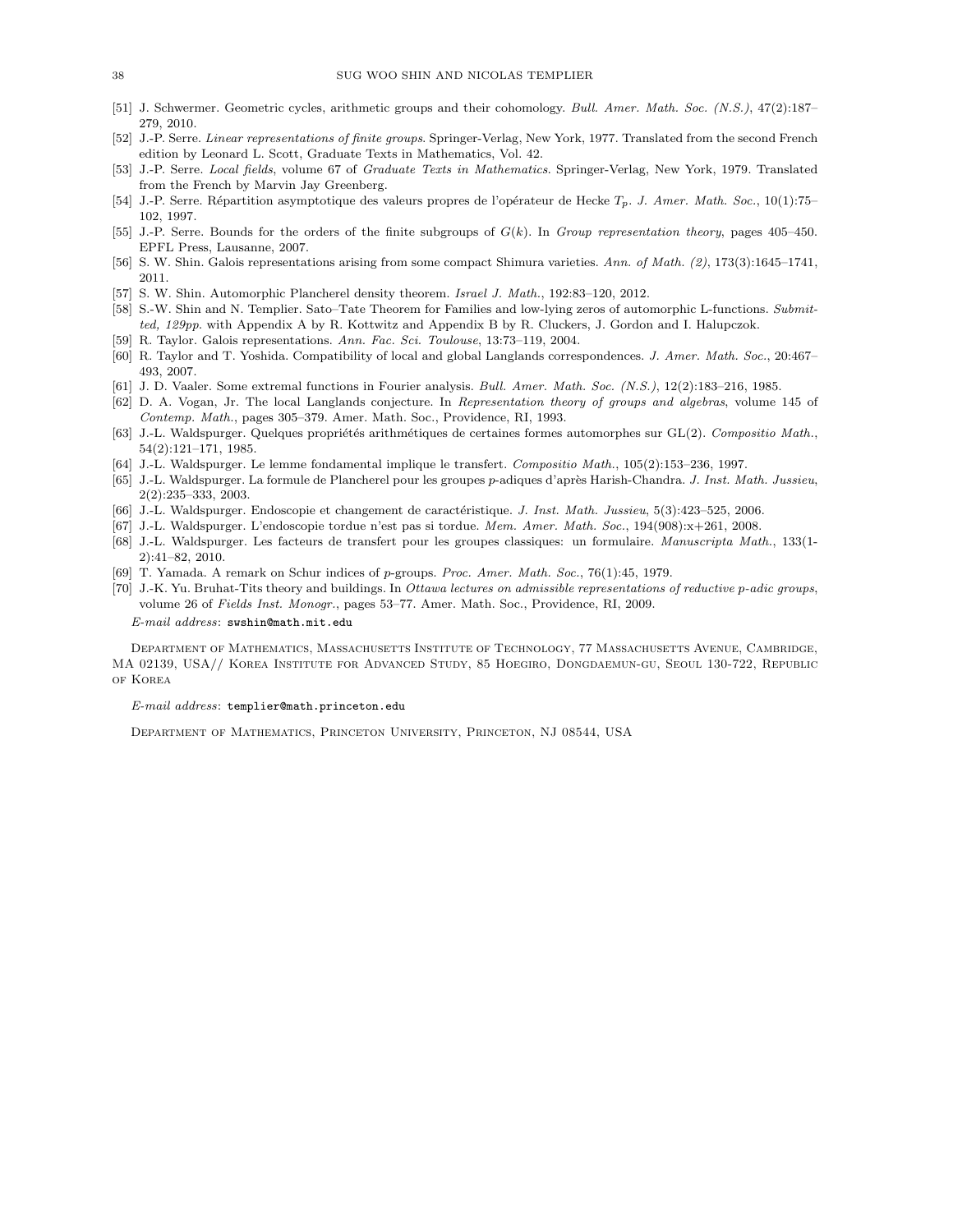[51] J. Schwermer. Geometric cycles, arithmetic groups and their cohomology. *Bull. Amer. Math. Soc. (N.S.)*, 47(2):187–279, 2010.

[52] J.-P. Serre. *Linear representations of finite groups*. Springer-Verlag, New York, 1977. Translated from the second French edition by Leonard L. Scott, Graduate Texts in Mathematics, Vol. 42.

[53] J.-P. Serre. *Local fields*, volume 67 of *Graduate Texts in Mathematics*. Springer-Verlag, New York, 1979. Translated from the French by Marvin Jay Greenberg.

[54] J.-P. Serre. Répartition asymptotique des valeurs propres de l'opérateur de Hecke $T_p$. *J. Amer. Math. Soc.*, 10(1):75–102, 1997.

[55] J.-P. Serre. Bounds for the orders of the finite subgroups of $G(k)$. In *Group representation theory*, pages 405–450. EPFL Press, Lausanne, 2007.

[56] S. W. Shin. Galois representations arising from some compact Shimura varieties. *Ann. of Math. (2)*, 173(3):1645–1741, 2011.

[57] S. W. Shin. Automorphic Plancherel density theorem. *Israel J. Math.*, 192:83–120, 2012.

[58] S.-W. Shin and N. Templier. Sato–Tate Theorem for Families and low-lying zeros of automorphic L-functions. *Submitted, 129pp.* with Appendix A by R. Kottwitz and Appendix B by R. Cluckers, J. Gordon and I. Halupczok.

[59] R. Taylor. Galois representations. *Ann. Fac. Sci. Toulouse*, 13:73–119, 2004.

[60] R. Taylor and T. Yoshida. Compatibility of local and global Langlands correspondences. *J. Amer. Math. Soc.*, 20:467–493, 2007.

[61] J. D. Vaaler. Some extremal functions in Fourier analysis. *Bull. Amer. Math. Soc. (N.S.)*, 12(2):183–216, 1985.

[62] D. A. Vogan, Jr. The local Langlands conjecture. In *Representation theory of groups and algebras*, volume 145 of *Contemp. Math.*, pages 305–379. Amer. Math. Soc., Providence, RI, 1993.

[63] J.-L. Waldspurger. Quelques propriétés arithmétiques de certaines formes automorphes sur GL(2). *Compositio Math.*, 54(2):121–171, 1985.

[64] J.-L. Waldspurger. Le lemme fondamental implique le transfert. *Compositio Math.*, 105(2):153–236, 1997.

[65] J.-L. Waldspurger. La formule de Plancherel pour les groupes $p$-adiques d'après Harish-Chandra. *J. Inst. Math. Jussieu*, 2(2):235–333, 2003.

[66] J.-L. Waldspurger. Endoscopie et changement de caractéristique. *J. Inst. Math. Jussieu*, 5(3):423–525, 2006.

[67] J.-L. Waldspurger. L'endoscopie tordue n'est pas si tordue. *Mem. Amer. Math. Soc.*, 194(908):x+261, 2008.

[68] J.-L. Waldspurger. Les facteurs de transfert pour les groupes classiques: un formulaire. *Manuscripta Math.*, 133(1-2):41–82, 2010.

[69] T. Yamada. A remark on Schur indices of $p$-groups. *Proc. Amer. Math. Soc.*, 76(1):45, 1979.

[70] J.-K. Yu. Bruhat-Tits theory and buildings. In *Ottawa lectures on admissible representations of reductive p-adic groups*, volume 26 of *Fields Inst. Monogr.*, pages 53–77. Amer. Math. Soc., Providence, RI, 2009.

*E-mail address*: swshin@math.mit.edu

Department of Mathematics, Massachusetts Institute of Technology, 77 Massachusetts Avenue, Cambridge, MA 02139, USA// Korea Institute for Advanced Study, 85 Hoegiro, Dongdaemun-gu, Seoul 130-722, Republic of Korea

*E-mail address*: templier@math.princeton.edu

Department of Mathematics, Princeton University, Princeton, NJ 08544, USA